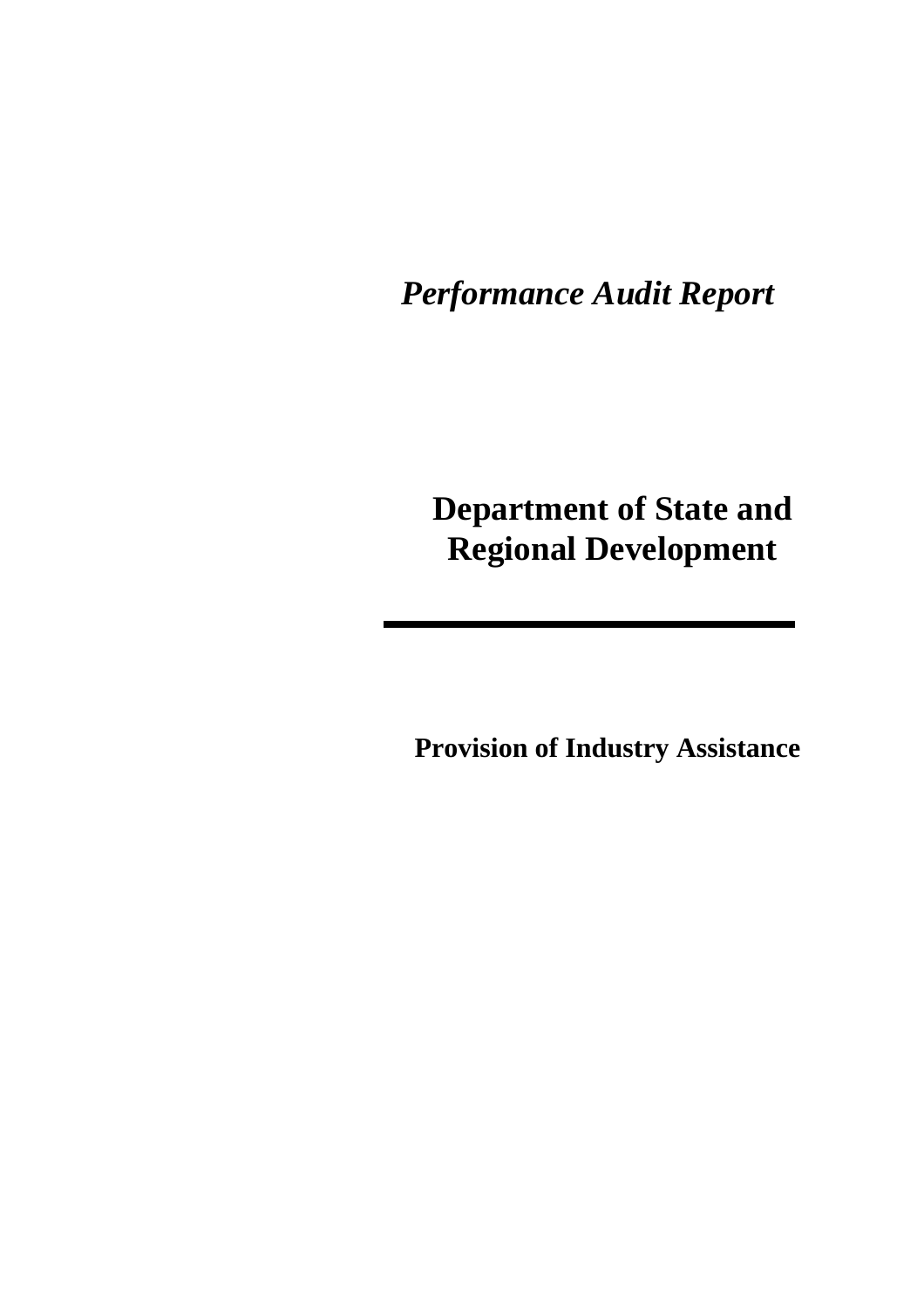*Performance Audit Report*

# Department of State and Regional Development

---

## Provision of Industry Assistance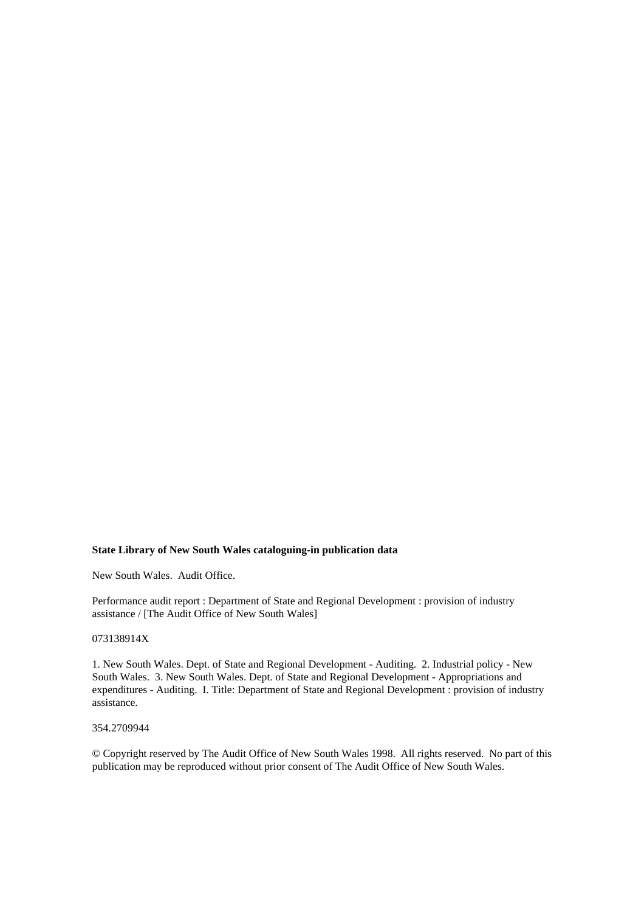**State Library of New South Wales cataloguing-in publication data**

New South Wales. Audit Office.

Performance audit report : Department of State and Regional Development : provision of industry assistance / [The Audit Office of New South Wales]

073138914X

1. New South Wales. Dept. of State and Regional Development - Auditing. 2. Industrial policy - New South Wales. 3. New South Wales. Dept. of State and Regional Development - Appropriations and expenditures - Auditing. I. Title: Department of State and Regional Development : provision of industry assistance.

354.2709944

© Copyright reserved by The Audit Office of New South Wales 1998. All rights reserved. No part of this publication may be reproduced without prior consent of The Audit Office of New South Wales.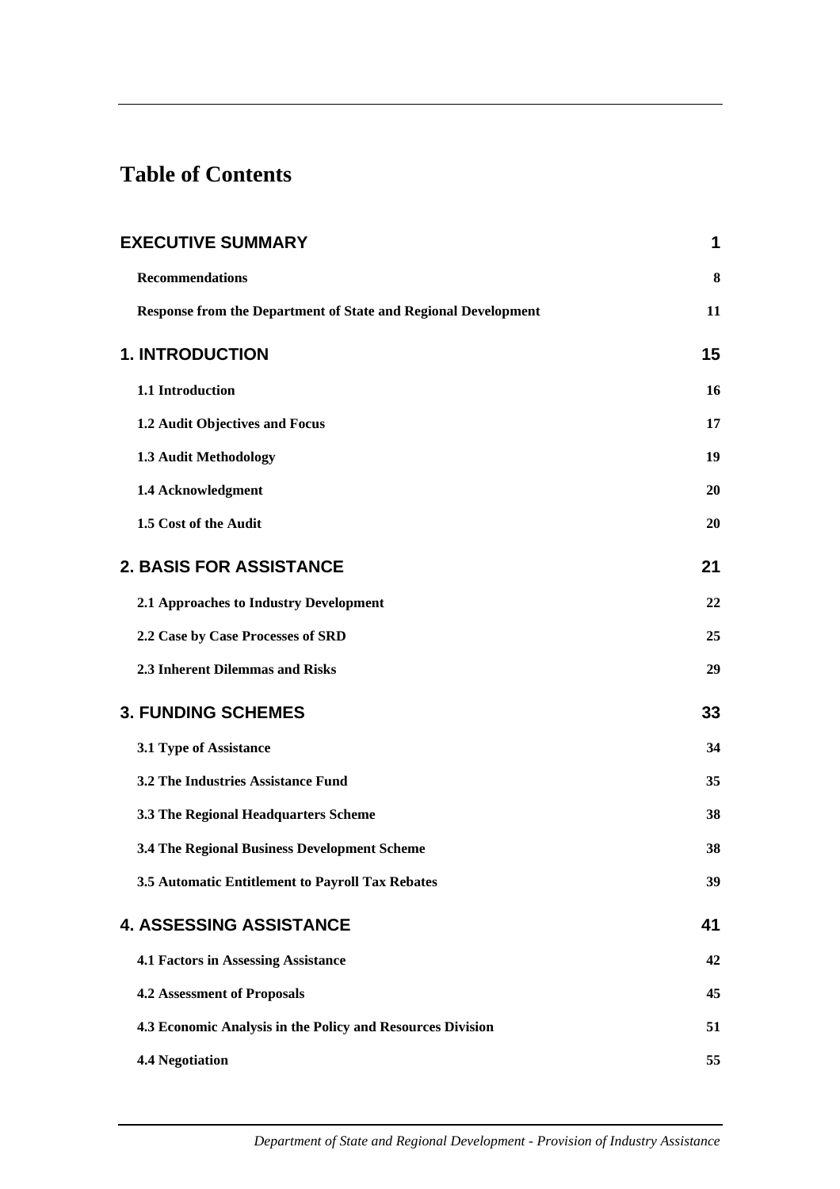# Table of Contents

| | |
|---|---|
| **EXECUTIVE SUMMARY** | **1** |
| **Recommendations** | **8** |
| **Response from the Department of State and Regional Development** | **11** |
| **1. INTRODUCTION** | **15** |
| **1.1 Introduction** | **16** |
| **1.2 Audit Objectives and Focus** | **17** |
| **1.3 Audit Methodology** | **19** |
| **1.4 Acknowledgment** | **20** |
| **1.5 Cost of the Audit** | **20** |
| **2. BASIS FOR ASSISTANCE** | **21** |
| **2.1 Approaches to Industry Development** | **22** |
| **2.2 Case by Case Processes of SRD** | **25** |
| **2.3 Inherent Dilemmas and Risks** | **29** |
| **3. FUNDING SCHEMES** | **33** |
| **3.1 Type of Assistance** | **34** |
| **3.2 The Industries Assistance Fund** | **35** |
| **3.3 The Regional Headquarters Scheme** | **38** |
| **3.4 The Regional Business Development Scheme** | **38** |
| **3.5 Automatic Entitlement to Payroll Tax Rebates** | **39** |
| **4. ASSESSING ASSISTANCE** | **41** |
| **4.1 Factors in Assessing Assistance** | **42** |
| **4.2 Assessment of Proposals** | **45** |
| **4.3 Economic Analysis in the Policy and Resources Division** | **51** |
| **4.4 Negotiation** | **55** |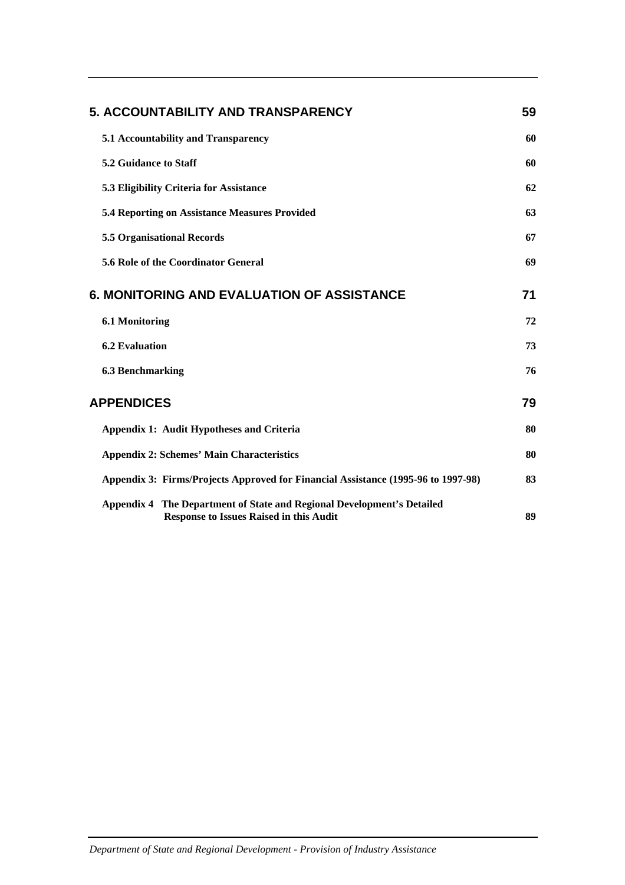**5. ACCOUNTABILITY AND TRANSPARENCY** 59

**5.1 Accountability and Transparency** 60

**5.2 Guidance to Staff** 60

**5.3 Eligibility Criteria for Assistance** 62

**5.4 Reporting on Assistance Measures Provided** 63

**5.5 Organisational Records** 67

**5.6 Role of the Coordinator General** 69

**6. MONITORING AND EVALUATION OF ASSISTANCE** 71

**6.1 Monitoring** 72

**6.2 Evaluation** 73

**6.3 Benchmarking** 76

**APPENDICES** 79

**Appendix 1: Audit Hypotheses and Criteria** 80

**Appendix 2: Schemes' Main Characteristics** 80

**Appendix 3: Firms/Projects Approved for Financial Assistance (1995-96 to 1997-98)** 83

**Appendix 4 The Department of State and Regional Development's Detailed Response to Issues Raised in this Audit** 89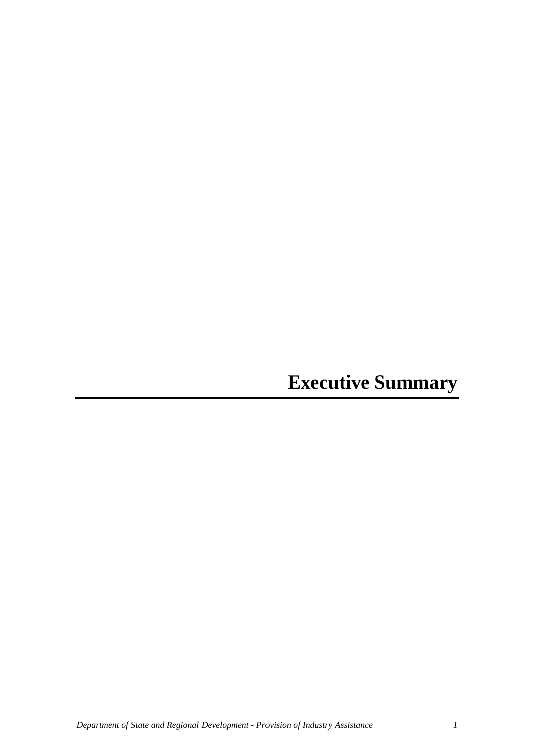# Executive Summary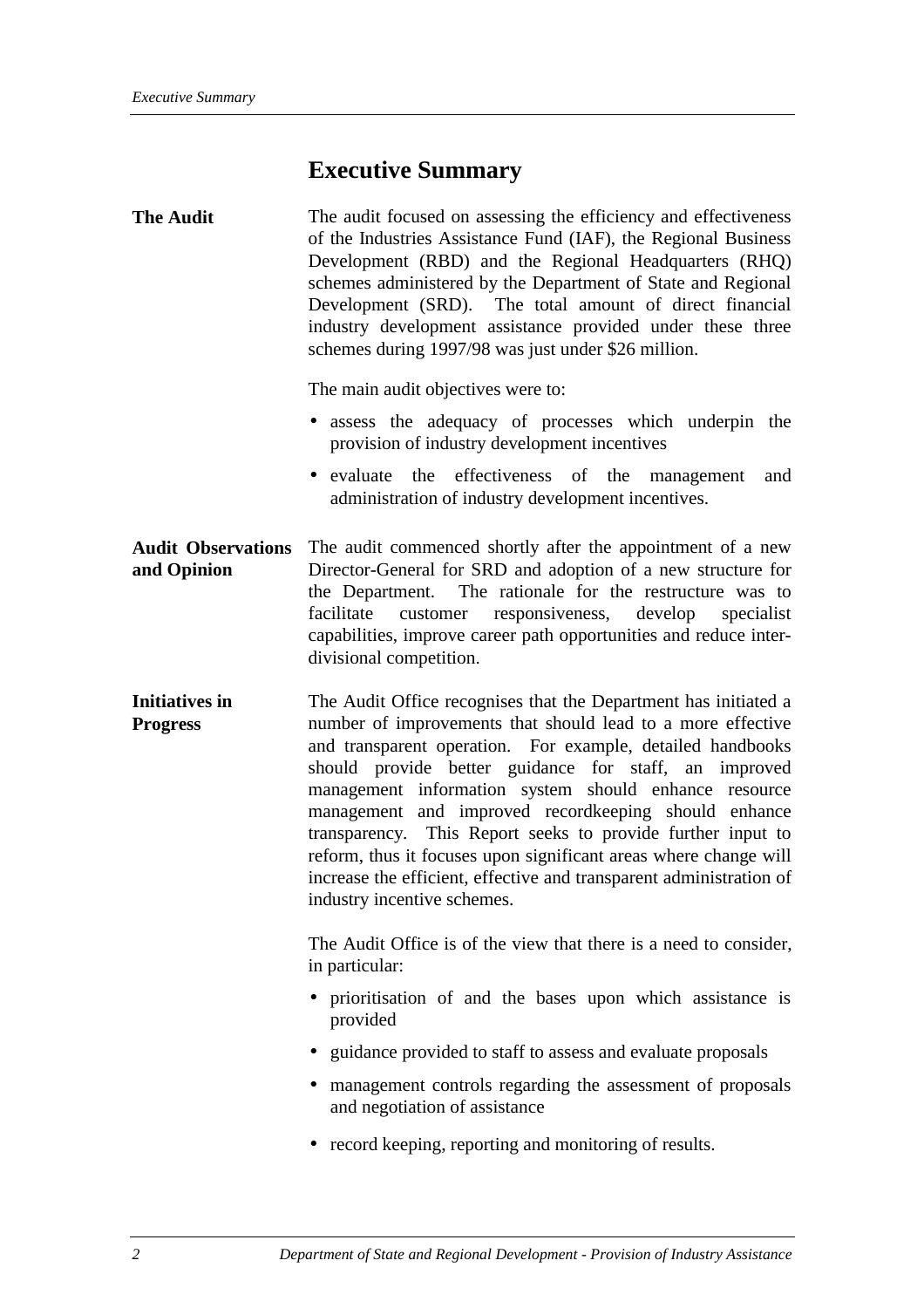# Executive Summary

**The Audit**

The audit focused on assessing the efficiency and effectiveness of the Industries Assistance Fund (IAF), the Regional Business Development (RBD) and the Regional Headquarters (RHQ) schemes administered by the Department of State and Regional Development (SRD). The total amount of direct financial industry development assistance provided under these three schemes during 1997/98 was just under $26 million.

The main audit objectives were to:

- assess the adequacy of processes which underpin the provision of industry development incentives
- evaluate the effectiveness of the management and administration of industry development incentives.

**Audit Observations and Opinion**

The audit commenced shortly after the appointment of a new Director-General for SRD and adoption of a new structure for the Department. The rationale for the restructure was to facilitate customer responsiveness, develop specialist capabilities, improve career path opportunities and reduce inter-divisional competition.

**Initiatives in Progress**

The Audit Office recognises that the Department has initiated a number of improvements that should lead to a more effective and transparent operation. For example, detailed handbooks should provide better guidance for staff, an improved management information system should enhance resource management and improved recordkeeping should enhance transparency. This Report seeks to provide further input to reform, thus it focuses upon significant areas where change will increase the efficient, effective and transparent administration of industry incentive schemes.

The Audit Office is of the view that there is a need to consider, in particular:

- prioritisation of and the bases upon which assistance is provided
- guidance provided to staff to assess and evaluate proposals
- management controls regarding the assessment of proposals and negotiation of assistance
- record keeping, reporting and monitoring of results.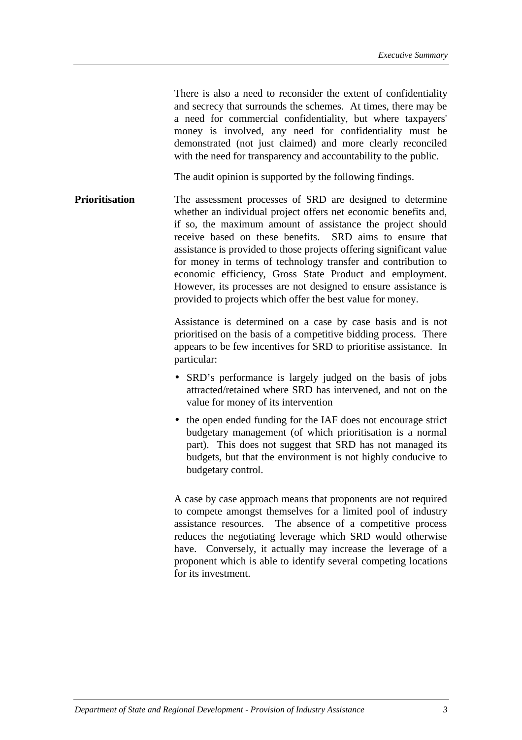There is also a need to reconsider the extent of confidentiality and secrecy that surrounds the schemes. At times, there may be a need for commercial confidentiality, but where taxpayers' money is involved, any need for confidentiality must be demonstrated (not just claimed) and more clearly reconciled with the need for transparency and accountability to the public.

The audit opinion is supported by the following findings.

**Prioritisation**

The assessment processes of SRD are designed to determine whether an individual project offers net economic benefits and, if so, the maximum amount of assistance the project should receive based on these benefits. SRD aims to ensure that assistance is provided to those projects offering significant value for money in terms of technology transfer and contribution to economic efficiency, Gross State Product and employment. However, its processes are not designed to ensure assistance is provided to projects which offer the best value for money.

Assistance is determined on a case by case basis and is not prioritised on the basis of a competitive bidding process. There appears to be few incentives for SRD to prioritise assistance. In particular:

- SRD's performance is largely judged on the basis of jobs attracted/retained where SRD has intervened, and not on the value for money of its intervention
- the open ended funding for the IAF does not encourage strict budgetary management (of which prioritisation is a normal part). This does not suggest that SRD has not managed its budgets, but that the environment is not highly conducive to budgetary control.

A case by case approach means that proponents are not required to compete amongst themselves for a limited pool of industry assistance resources. The absence of a competitive process reduces the negotiating leverage which SRD would otherwise have. Conversely, it actually may increase the leverage of a proponent which is able to identify several competing locations for its investment.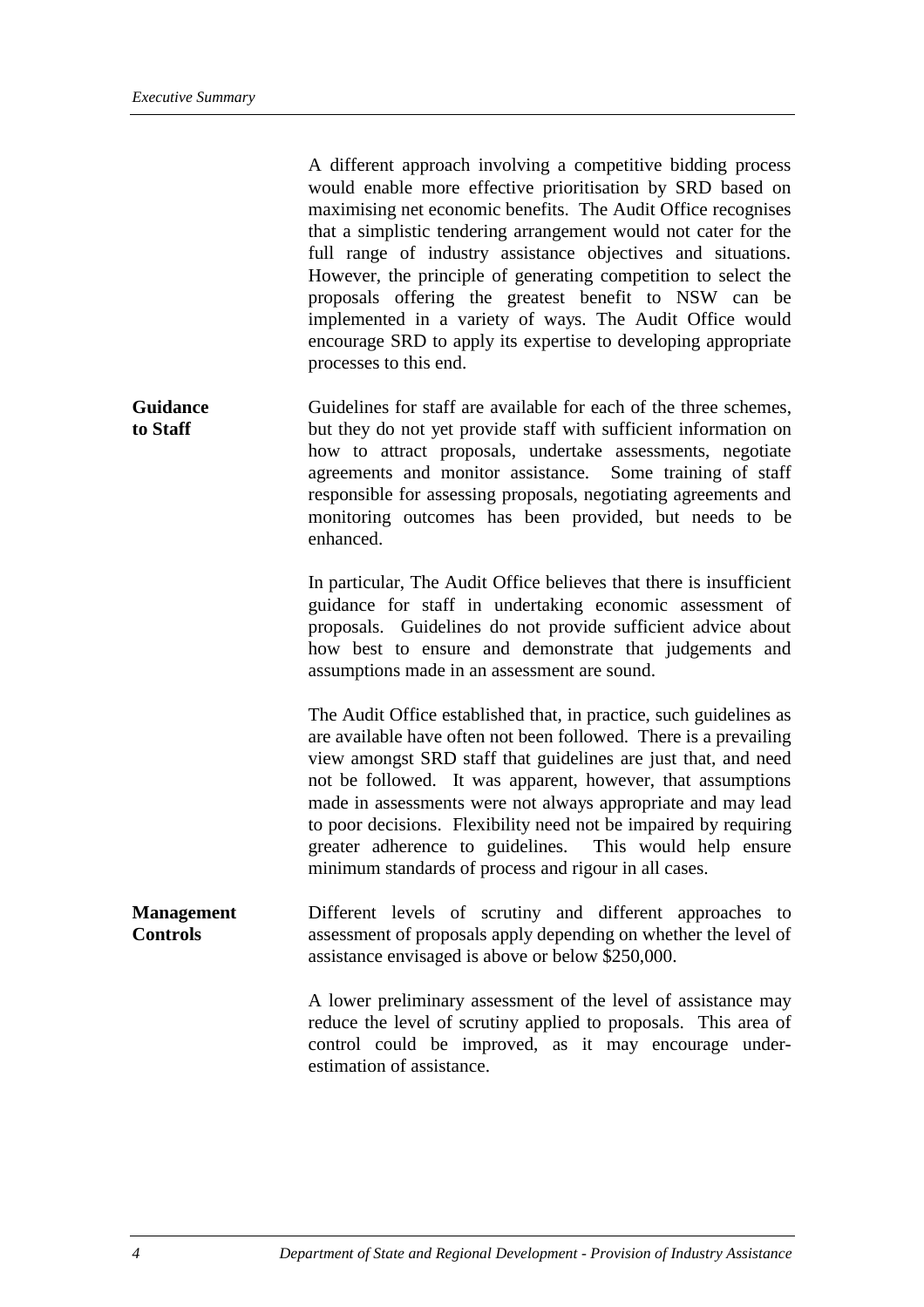A different approach involving a competitive bidding process would enable more effective prioritisation by SRD based on maximising net economic benefits. The Audit Office recognises that a simplistic tendering arrangement would not cater for the full range of industry assistance objectives and situations. However, the principle of generating competition to select the proposals offering the greatest benefit to NSW can be implemented in a variety of ways. The Audit Office would encourage SRD to apply its expertise to developing appropriate processes to this end.

**Guidance to Staff**

Guidelines for staff are available for each of the three schemes, but they do not yet provide staff with sufficient information on how to attract proposals, undertake assessments, negotiate agreements and monitor assistance. Some training of staff responsible for assessing proposals, negotiating agreements and monitoring outcomes has been provided, but needs to be enhanced.

In particular, The Audit Office believes that there is insufficient guidance for staff in undertaking economic assessment of proposals. Guidelines do not provide sufficient advice about how best to ensure and demonstrate that judgements and assumptions made in an assessment are sound.

The Audit Office established that, in practice, such guidelines as are available have often not been followed. There is a prevailing view amongst SRD staff that guidelines are just that, and need not be followed. It was apparent, however, that assumptions made in assessments were not always appropriate and may lead to poor decisions. Flexibility need not be impaired by requiring greater adherence to guidelines. This would help ensure minimum standards of process and rigour in all cases.

**Management Controls**

Different levels of scrutiny and different approaches to assessment of proposals apply depending on whether the level of assistance envisaged is above or below $250,000.

A lower preliminary assessment of the level of assistance may reduce the level of scrutiny applied to proposals. This area of control could be improved, as it may encourage under-estimation of assistance.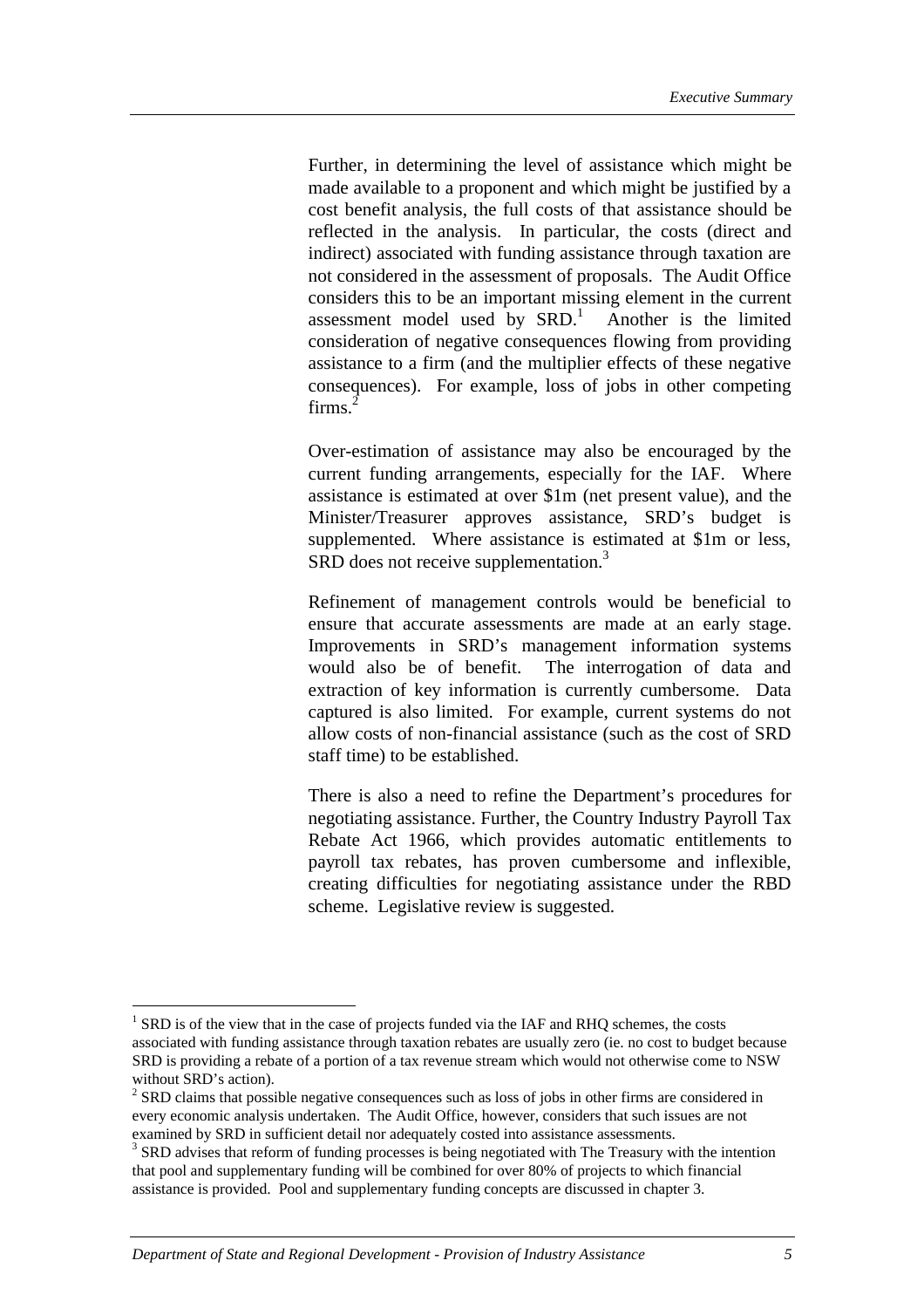Further, in determining the level of assistance which might be made available to a proponent and which might be justified by a cost benefit analysis, the full costs of that assistance should be reflected in the analysis. In particular, the costs (direct and indirect) associated with funding assistance through taxation are not considered in the assessment of proposals. The Audit Office considers this to be an important missing element in the current assessment model used by SRD.[1] Another is the limited consideration of negative consequences flowing from providing assistance to a firm (and the multiplier effects of these negative consequences). For example, loss of jobs in other competing firms.[2]

Over-estimation of assistance may also be encouraged by the current funding arrangements, especially for the IAF. Where assistance is estimated at over $1m (net present value), and the Minister/Treasurer approves assistance, SRD's budget is supplemented. Where assistance is estimated at $1m or less, SRD does not receive supplementation.[3]

Refinement of management controls would be beneficial to ensure that accurate assessments are made at an early stage. Improvements in SRD's management information systems would also be of benefit. The interrogation of data and extraction of key information is currently cumbersome. Data captured is also limited. For example, current systems do not allow costs of non-financial assistance (such as the cost of SRD staff time) to be established.

There is also a need to refine the Department's procedures for negotiating assistance. Further, the Country Industry Payroll Tax Rebate Act 1966, which provides automatic entitlements to payroll tax rebates, has proven cumbersome and inflexible, creating difficulties for negotiating assistance under the RBD scheme. Legislative review is suggested.

---

[1] SRD is of the view that in the case of projects funded via the IAF and RHQ schemes, the costs associated with funding assistance through taxation rebates are usually zero (ie. no cost to budget because SRD is providing a rebate of a portion of a tax revenue stream which would not otherwise come to NSW without SRD's action).

[2] SRD claims that possible negative consequences such as loss of jobs in other firms are considered in every economic analysis undertaken. The Audit Office, however, considers that such issues are not examined by SRD in sufficient detail nor adequately costed into assistance assessments.

[3] SRD advises that reform of funding processes is being negotiated with The Treasury with the intention that pool and supplementary funding will be combined for over 80% of projects to which financial assistance is provided. Pool and supplementary funding concepts are discussed in chapter 3.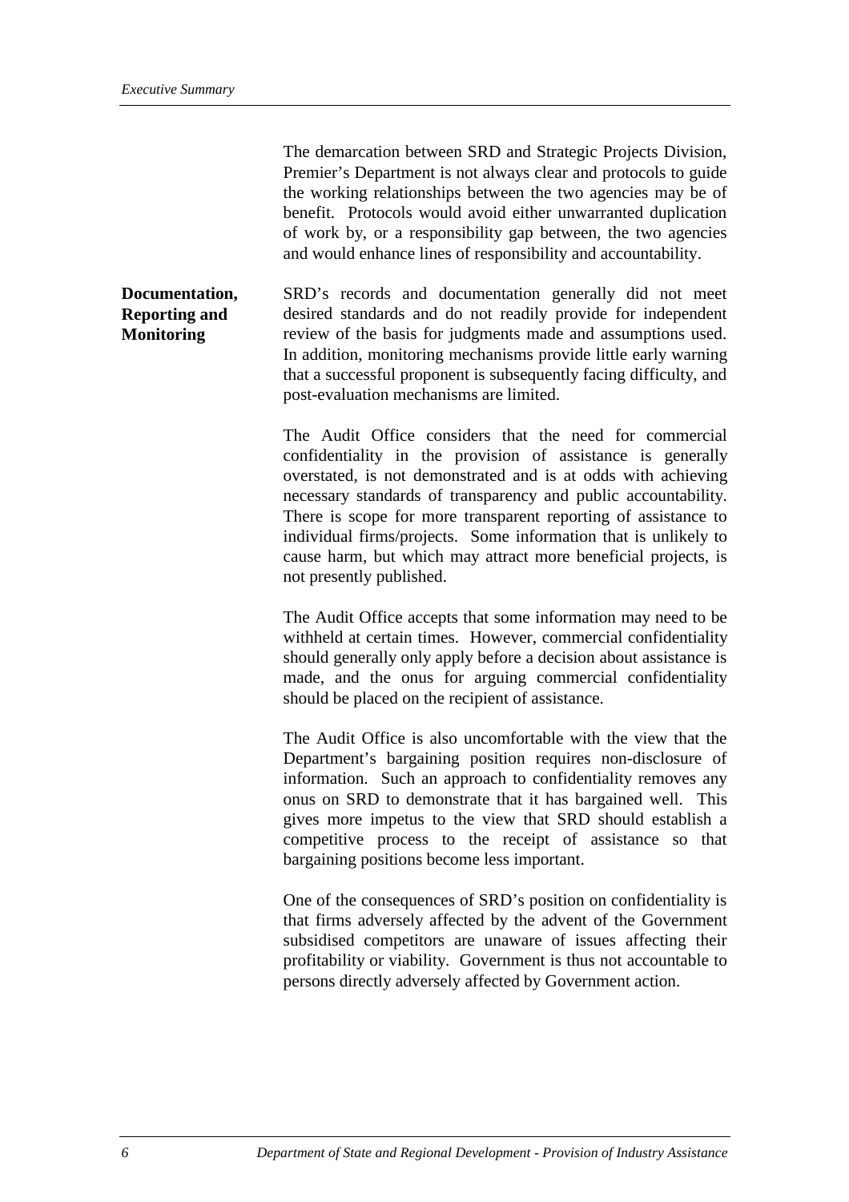The demarcation between SRD and Strategic Projects Division, Premier's Department is not always clear and protocols to guide the working relationships between the two agencies may be of benefit. Protocols would avoid either unwarranted duplication of work by, or a responsibility gap between, the two agencies and would enhance lines of responsibility and accountability.

**Documentation, Reporting and Monitoring**

SRD's records and documentation generally did not meet desired standards and do not readily provide for independent review of the basis for judgments made and assumptions used. In addition, monitoring mechanisms provide little early warning that a successful proponent is subsequently facing difficulty, and post-evaluation mechanisms are limited.

The Audit Office considers that the need for commercial confidentiality in the provision of assistance is generally overstated, is not demonstrated and is at odds with achieving necessary standards of transparency and public accountability. There is scope for more transparent reporting of assistance to individual firms/projects. Some information that is unlikely to cause harm, but which may attract more beneficial projects, is not presently published.

The Audit Office accepts that some information may need to be withheld at certain times. However, commercial confidentiality should generally only apply before a decision about assistance is made, and the onus for arguing commercial confidentiality should be placed on the recipient of assistance.

The Audit Office is also uncomfortable with the view that the Department's bargaining position requires non-disclosure of information. Such an approach to confidentiality removes any onus on SRD to demonstrate that it has bargained well. This gives more impetus to the view that SRD should establish a competitive process to the receipt of assistance so that bargaining positions become less important.

One of the consequences of SRD's position on confidentiality is that firms adversely affected by the advent of the Government subsidised competitors are unaware of issues affecting their profitability or viability. Government is thus not accountable to persons directly adversely affected by Government action.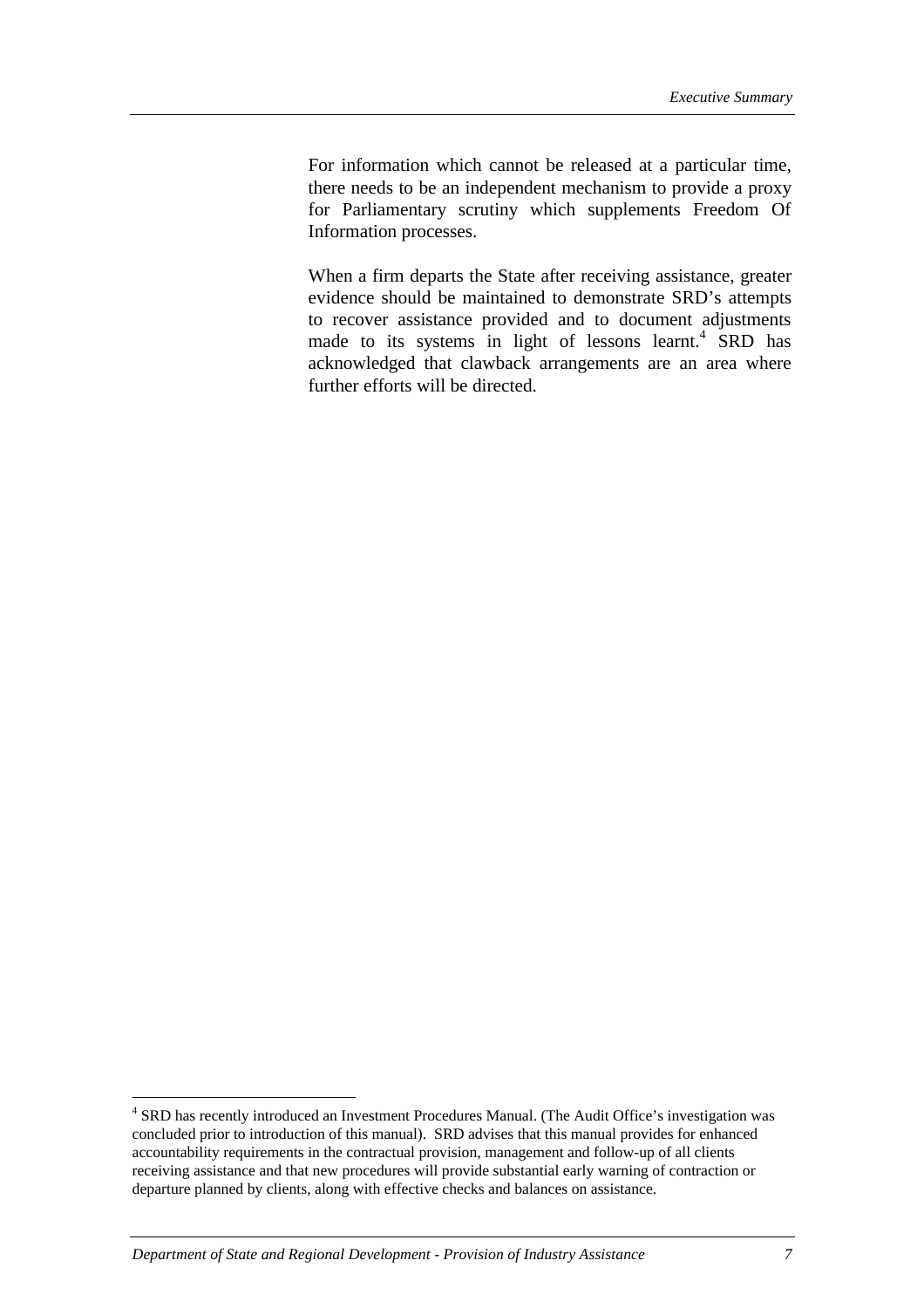For information which cannot be released at a particular time, there needs to be an independent mechanism to provide a proxy for Parliamentary scrutiny which supplements Freedom Of Information processes.

When a firm departs the State after receiving assistance, greater evidence should be maintained to demonstrate SRD's attempts to recover assistance provided and to document adjustments made to its systems in light of lessons learnt.[4] SRD has acknowledged that clawback arrangements are an area where further efforts will be directed.

---

[4] SRD has recently introduced an Investment Procedures Manual. (The Audit Office's investigation was concluded prior to introduction of this manual). SRD advises that this manual provides for enhanced accountability requirements in the contractual provision, management and follow-up of all clients receiving assistance and that new procedures will provide substantial early warning of contraction or departure planned by clients, along with effective checks and balances on assistance.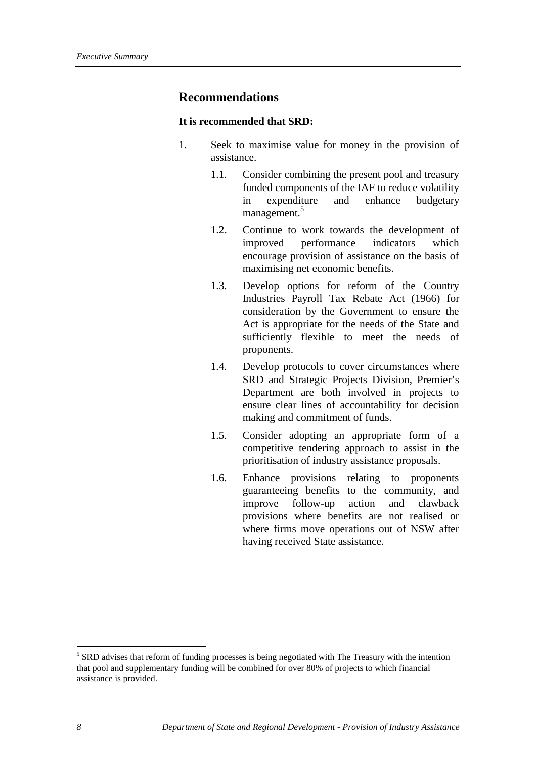## Recommendations

**It is recommended that SRD:**

1. Seek to maximise value for money in the provision of assistance.
   - 1.1. Consider combining the present pool and treasury funded components of the IAF to reduce volatility in expenditure and enhance budgetary management.[5]
   - 1.2. Continue to work towards the development of improved performance indicators which encourage provision of assistance on the basis of maximising net economic benefits.
   - 1.3. Develop options for reform of the Country Industries Payroll Tax Rebate Act (1966) for consideration by the Government to ensure the Act is appropriate for the needs of the State and sufficiently flexible to meet the needs of proponents.
   - 1.4. Develop protocols to cover circumstances where SRD and Strategic Projects Division, Premier's Department are both involved in projects to ensure clear lines of accountability for decision making and commitment of funds.
   - 1.5. Consider adopting an appropriate form of a competitive tendering approach to assist in the prioritisation of industry assistance proposals.
   - 1.6. Enhance provisions relating to proponents guaranteeing benefits to the community, and improve follow-up action and clawback provisions where benefits are not realised or where firms move operations out of NSW after having received State assistance.

---

[5] SRD advises that reform of funding processes is being negotiated with The Treasury with the intention that pool and supplementary funding will be combined for over 80% of projects to which financial assistance is provided.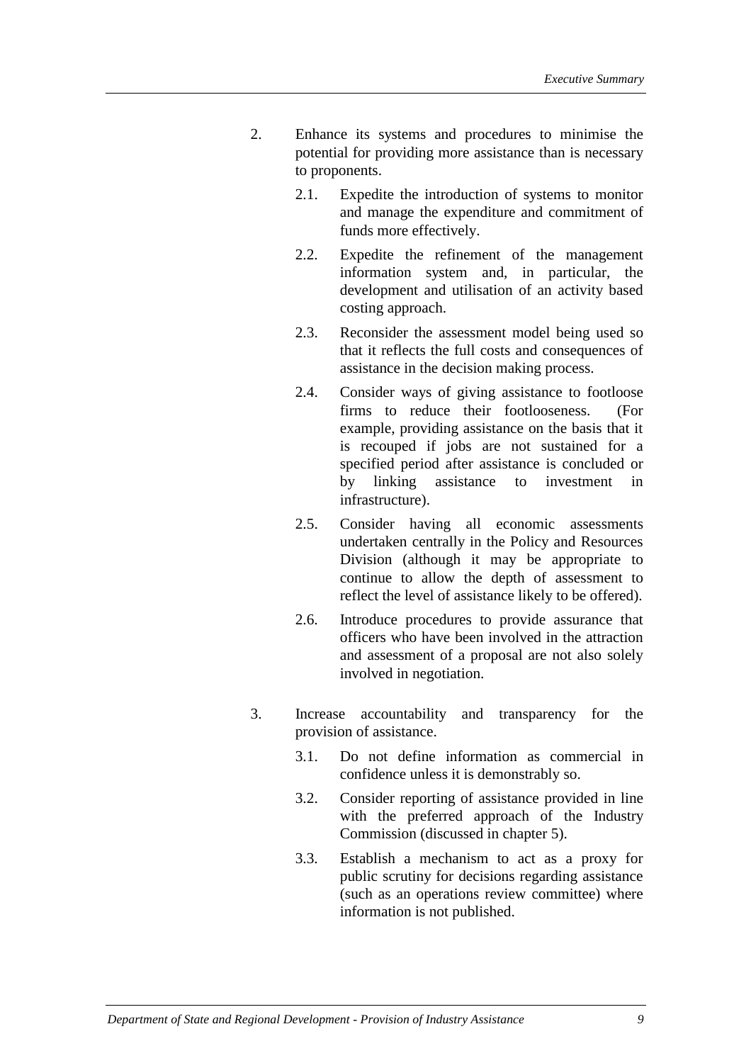2. Enhance its systems and procedures to minimise the potential for providing more assistance than is necessary to proponents.

    2.1. Expedite the introduction of systems to monitor and manage the expenditure and commitment of funds more effectively.

    2.2. Expedite the refinement of the management information system and, in particular, the development and utilisation of an activity based costing approach.

    2.3. Reconsider the assessment model being used so that it reflects the full costs and consequences of assistance in the decision making process.

    2.4. Consider ways of giving assistance to footloose firms to reduce their footlooseness. (For example, providing assistance on the basis that it is recouped if jobs are not sustained for a specified period after assistance is concluded or by linking assistance to investment in infrastructure).

    2.5. Consider having all economic assessments undertaken centrally in the Policy and Resources Division (although it may be appropriate to continue to allow the depth of assessment to reflect the level of assistance likely to be offered).

    2.6. Introduce procedures to provide assurance that officers who have been involved in the attraction and assessment of a proposal are not also solely involved in negotiation.

3. Increase accountability and transparency for the provision of assistance.

    3.1. Do not define information as commercial in confidence unless it is demonstrably so.

    3.2. Consider reporting of assistance provided in line with the preferred approach of the Industry Commission (discussed in chapter 5).

    3.3. Establish a mechanism to act as a proxy for public scrutiny for decisions regarding assistance (such as an operations review committee) where information is not published.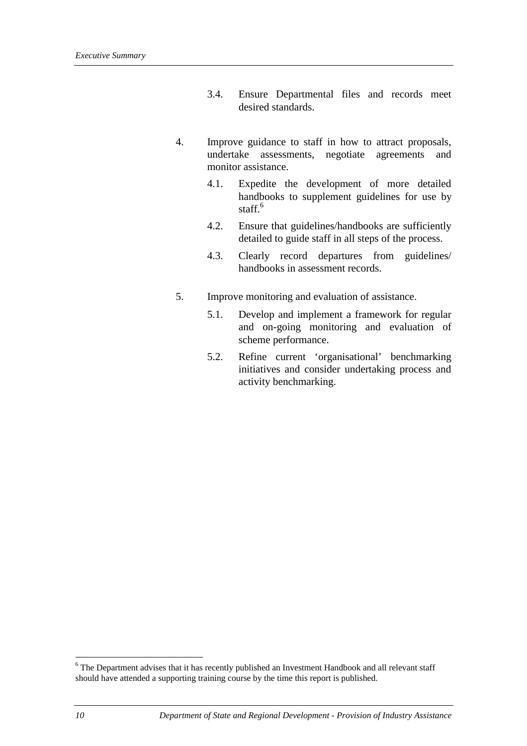3.4. Ensure Departmental files and records meet desired standards.

4. Improve guidance to staff in how to attract proposals, undertake assessments, negotiate agreements and monitor assistance.

   4.1. Expedite the development of more detailed handbooks to supplement guidelines for use by staff.[6]

   4.2. Ensure that guidelines/handbooks are sufficiently detailed to guide staff in all steps of the process.

   4.3. Clearly record departures from guidelines/ handbooks in assessment records.

5. Improve monitoring and evaluation of assistance.

   5.1. Develop and implement a framework for regular and on-going monitoring and evaluation of scheme performance.

   5.2. Refine current 'organisational' benchmarking initiatives and consider undertaking process and activity benchmarking.

---

[6] The Department advises that it has recently published an Investment Handbook and all relevant staff should have attended a supporting training course by the time this report is published.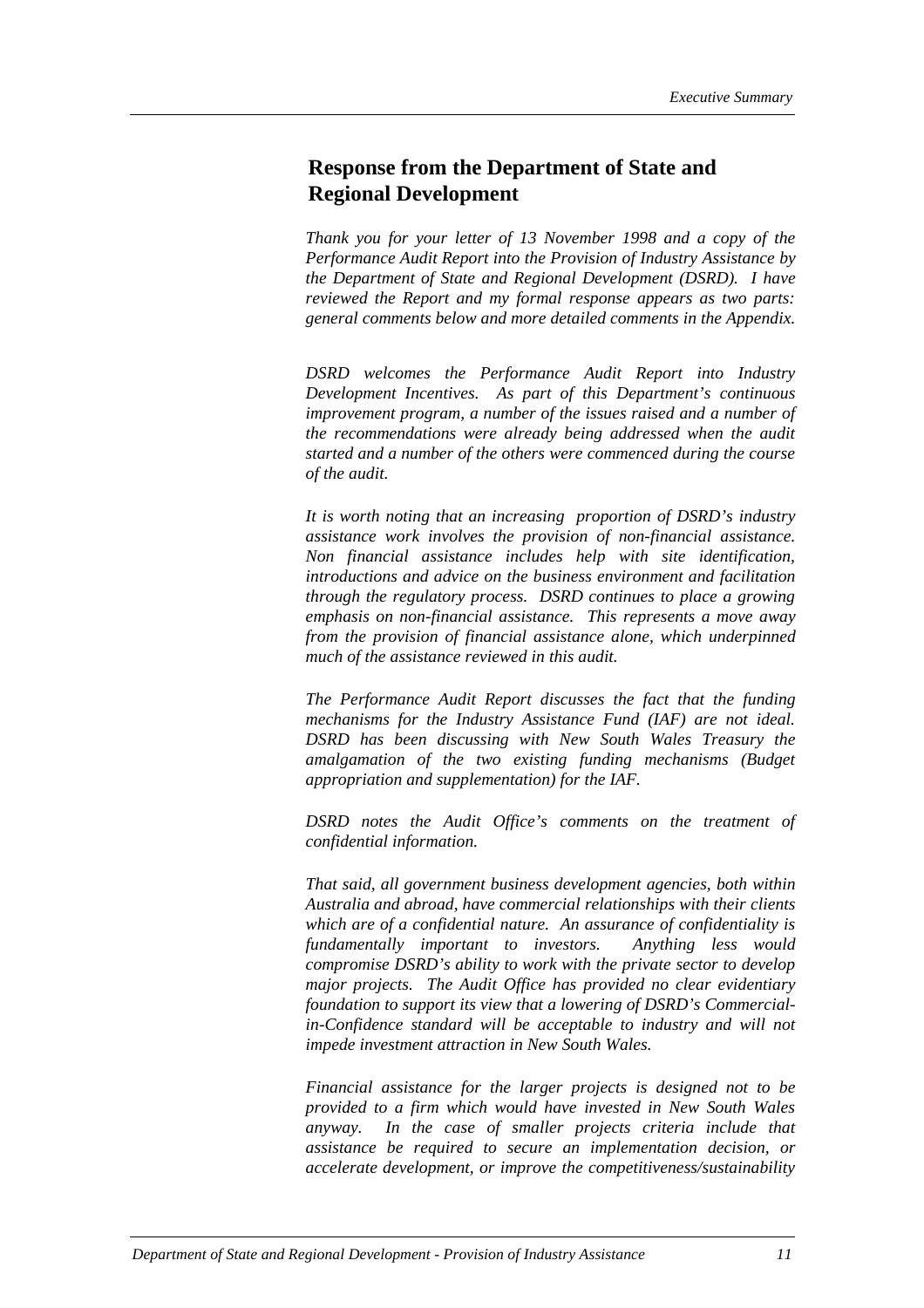## Response from the Department of State and Regional Development

*Thank you for your letter of 13 November 1998 and a copy of the Performance Audit Report into the Provision of Industry Assistance by the Department of State and Regional Development (DSRD). I have reviewed the Report and my formal response appears as two parts: general comments below and more detailed comments in the Appendix.*

*DSRD welcomes the Performance Audit Report into Industry Development Incentives. As part of this Department's continuous improvement program, a number of the issues raised and a number of the recommendations were already being addressed when the audit started and a number of the others were commenced during the course of the audit.*

*It is worth noting that an increasing proportion of DSRD's industry assistance work involves the provision of non-financial assistance. Non financial assistance includes help with site identification, introductions and advice on the business environment and facilitation through the regulatory process. DSRD continues to place a growing emphasis on non-financial assistance. This represents a move away from the provision of financial assistance alone, which underpinned much of the assistance reviewed in this audit.*

*The Performance Audit Report discusses the fact that the funding mechanisms for the Industry Assistance Fund (IAF) are not ideal. DSRD has been discussing with New South Wales Treasury the amalgamation of the two existing funding mechanisms (Budget appropriation and supplementation) for the IAF.*

*DSRD notes the Audit Office's comments on the treatment of confidential information.*

*That said, all government business development agencies, both within Australia and abroad, have commercial relationships with their clients which are of a confidential nature. An assurance of confidentiality is fundamentally important to investors. Anything less would compromise DSRD's ability to work with the private sector to develop major projects. The Audit Office has provided no clear evidentiary foundation to support its view that a lowering of DSRD's Commercial-in-Confidence standard will be acceptable to industry and will not impede investment attraction in New South Wales.*

*Financial assistance for the larger projects is designed not to be provided to a firm which would have invested in New South Wales anyway. In the case of smaller projects criteria include that assistance be required to secure an implementation decision, or accelerate development, or improve the competitiveness/sustainability*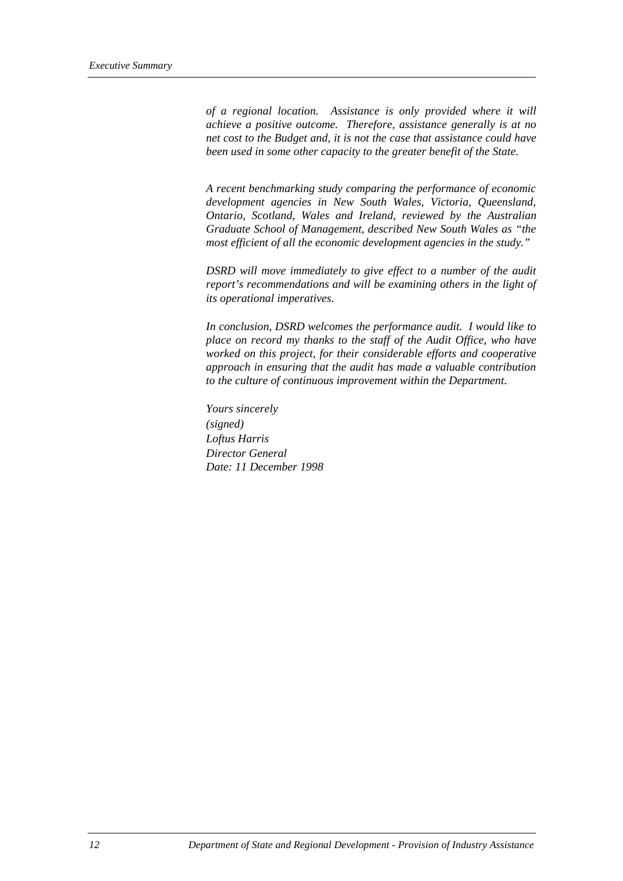*of a regional location. Assistance is only provided where it will achieve a positive outcome. Therefore, assistance generally is at no net cost to the Budget and, it is not the case that assistance could have been used in some other capacity to the greater benefit of the State.*

*A recent benchmarking study comparing the performance of economic development agencies in New South Wales, Victoria, Queensland, Ontario, Scotland, Wales and Ireland, reviewed by the Australian Graduate School of Management, described New South Wales as "the most efficient of all the economic development agencies in the study."*

*DSRD will move immediately to give effect to a number of the audit report's recommendations and will be examining others in the light of its operational imperatives.*

*In conclusion, DSRD welcomes the performance audit. I would like to place on record my thanks to the staff of the Audit Office, who have worked on this project, for their considerable efforts and cooperative approach in ensuring that the audit has made a valuable contribution to the culture of continuous improvement within the Department.*

*Yours sincerely*
*(signed)*
*Loftus Harris*
*Director General*
*Date: 11 December 1998*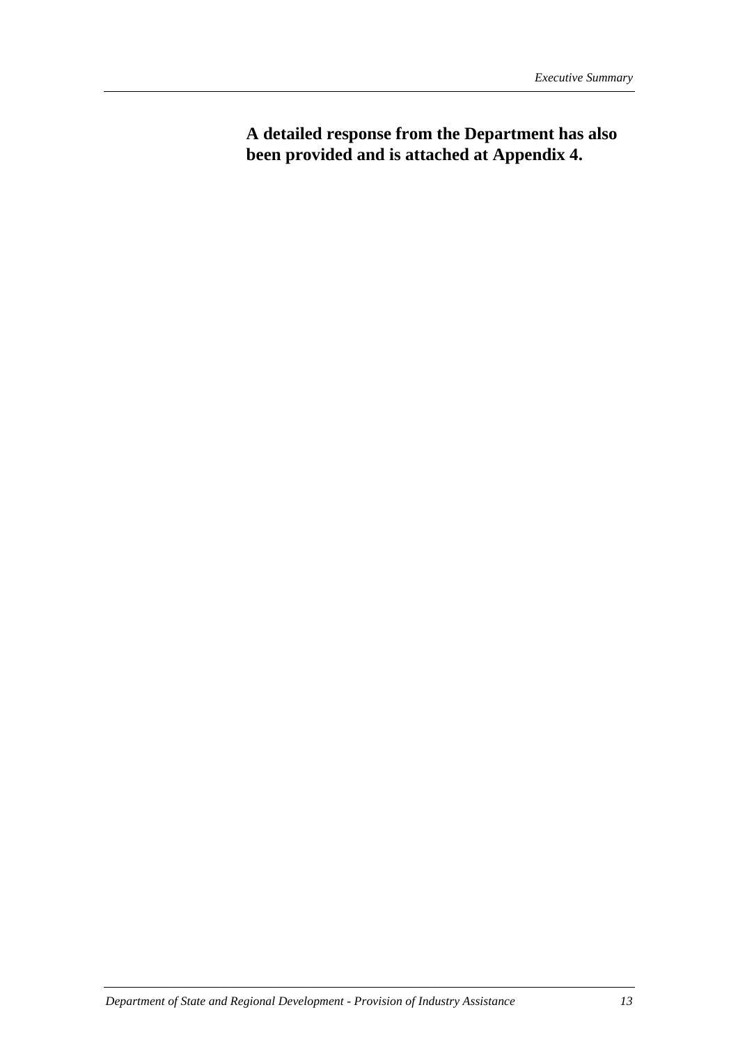**A detailed response from the Department has also been provided and is attached at Appendix 4.**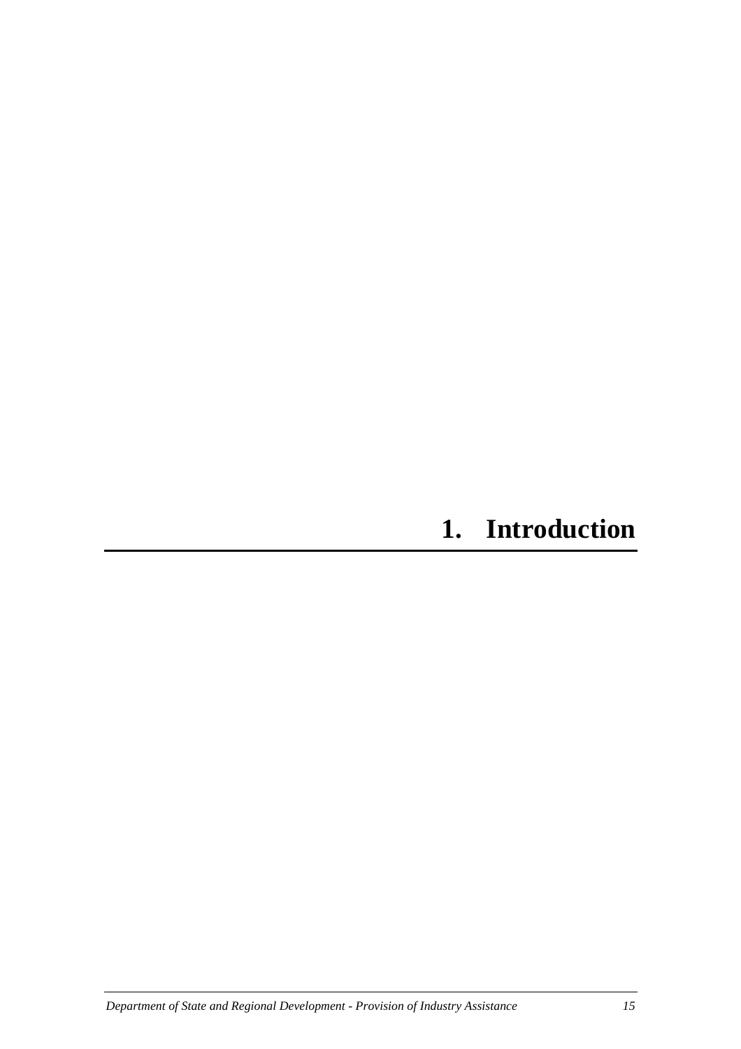# 1. Introduction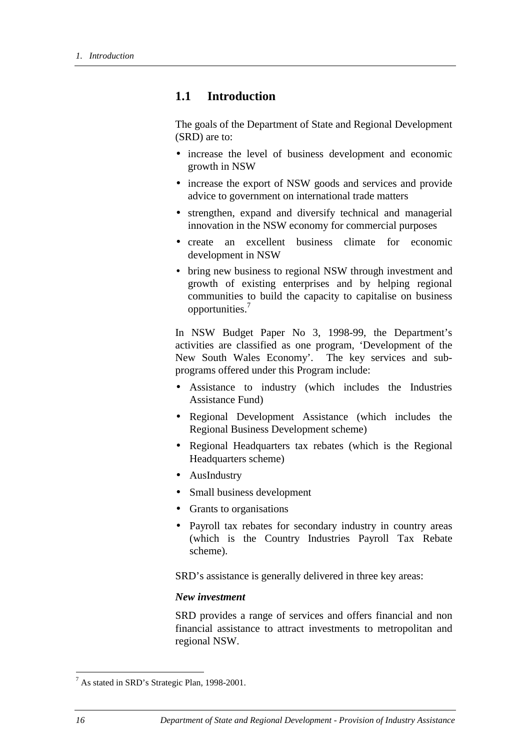## 1.1 Introduction

The goals of the Department of State and Regional Development (SRD) are to:

- increase the level of business development and economic growth in NSW
- increase the export of NSW goods and services and provide advice to government on international trade matters
- strengthen, expand and diversify technical and managerial innovation in the NSW economy for commercial purposes
- create an excellent business climate for economic development in NSW
- bring new business to regional NSW through investment and growth of existing enterprises and by helping regional communities to build the capacity to capitalise on business opportunities.[7]

In NSW Budget Paper No 3, 1998-99, the Department's activities are classified as one program, 'Development of the New South Wales Economy'. The key services and sub-programs offered under this Program include:

- Assistance to industry (which includes the Industries Assistance Fund)
- Regional Development Assistance (which includes the Regional Business Development scheme)
- Regional Headquarters tax rebates (which is the Regional Headquarters scheme)
- AusIndustry
- Small business development
- Grants to organisations
- Payroll tax rebates for secondary industry in country areas (which is the Country Industries Payroll Tax Rebate scheme).

SRD's assistance is generally delivered in three key areas:

***New investment***

SRD provides a range of services and offers financial and non financial assistance to attract investments to metropolitan and regional NSW.

[7] As stated in SRD's Strategic Plan, 1998-2001.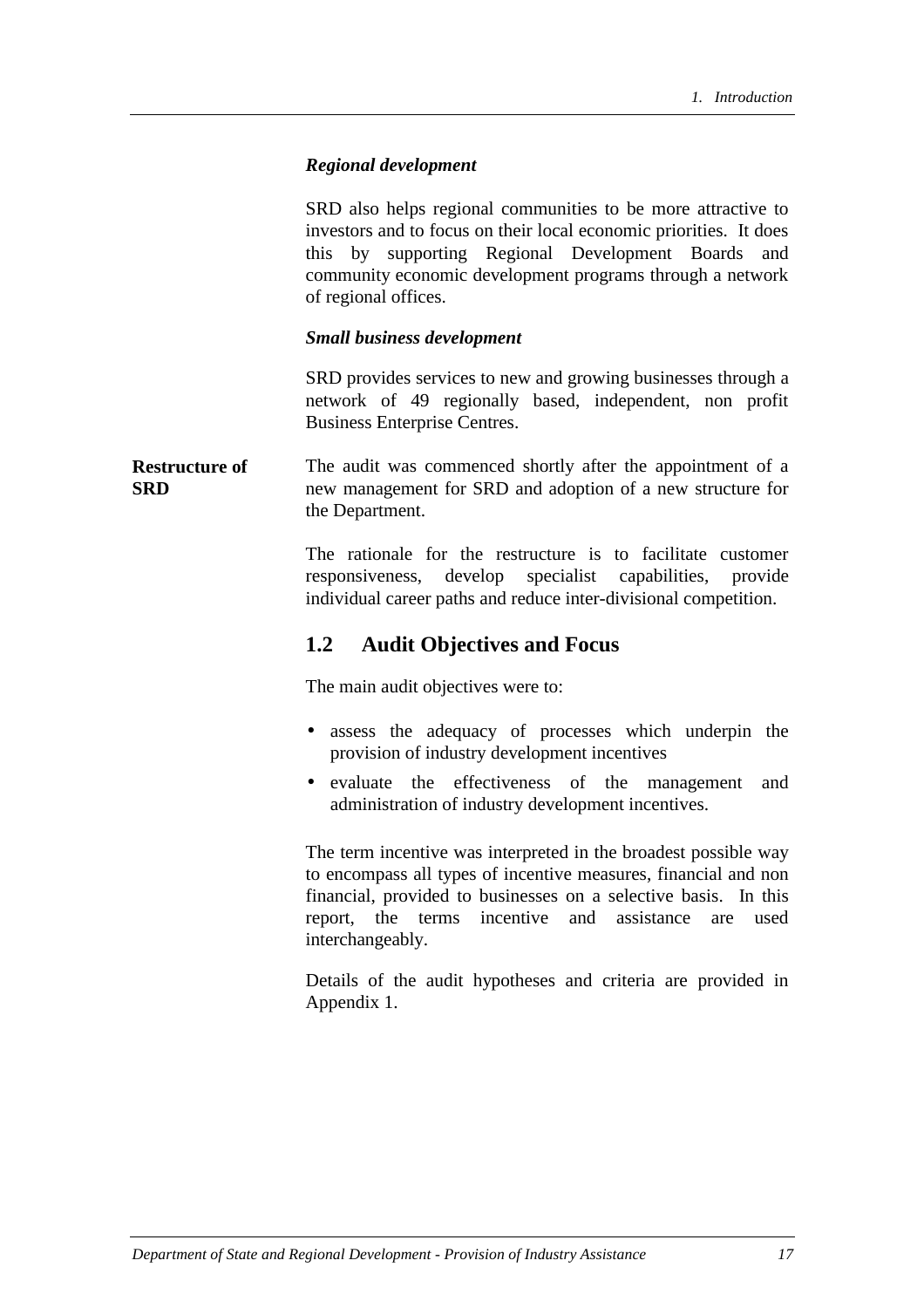***Regional development***

SRD also helps regional communities to be more attractive to investors and to focus on their local economic priorities. It does this by supporting Regional Development Boards and community economic development programs through a network of regional offices.

***Small business development***

SRD provides services to new and growing businesses through a network of 49 regionally based, independent, non profit Business Enterprise Centres.

**Restructure of SRD**

The audit was commenced shortly after the appointment of a new management for SRD and adoption of a new structure for the Department.

The rationale for the restructure is to facilitate customer responsiveness, develop specialist capabilities, provide individual career paths and reduce inter-divisional competition.

## 1.2 Audit Objectives and Focus

The main audit objectives were to:

- assess the adequacy of processes which underpin the provision of industry development incentives
- evaluate the effectiveness of the management and administration of industry development incentives.

The term incentive was interpreted in the broadest possible way to encompass all types of incentive measures, financial and non financial, provided to businesses on a selective basis. In this report, the terms incentive and assistance are used interchangeably.

Details of the audit hypotheses and criteria are provided in Appendix 1.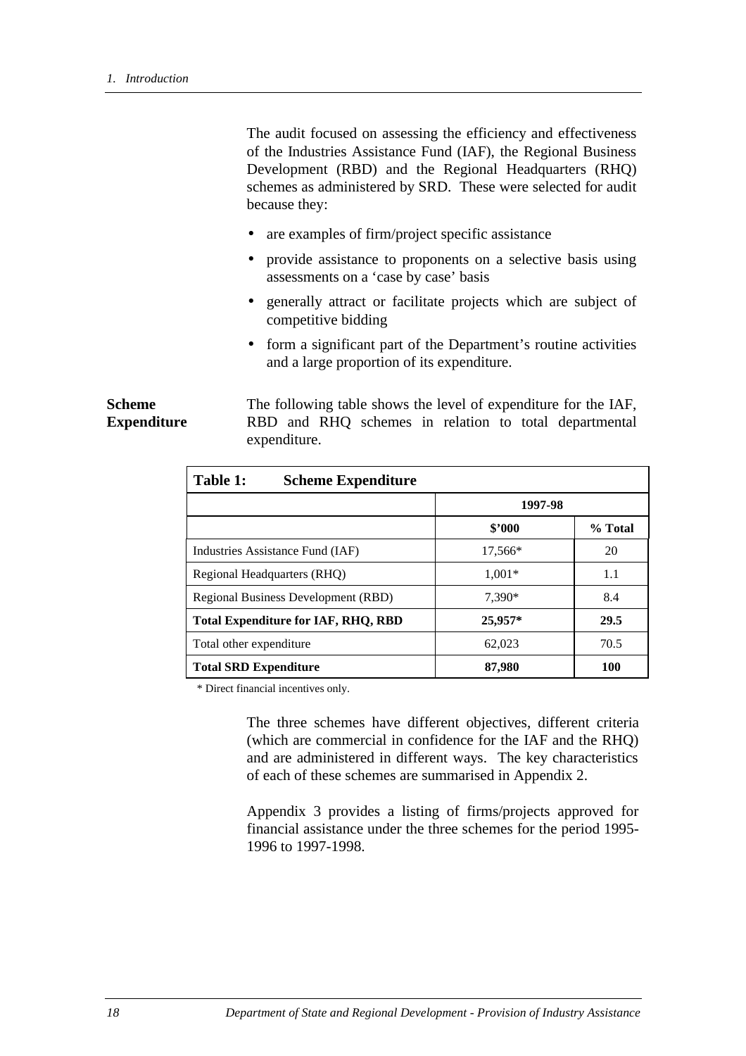The audit focused on assessing the efficiency and effectiveness of the Industries Assistance Fund (IAF), the Regional Business Development (RBD) and the Regional Headquarters (RHQ) schemes as administered by SRD. These were selected for audit because they:

- are examples of firm/project specific assistance
- provide assistance to proponents on a selective basis using assessments on a 'case by case' basis
- generally attract or facilitate projects which are subject of competitive bidding
- form a significant part of the Department's routine activities and a large proportion of its expenditure.

**Scheme Expenditure**

The following table shows the level of expenditure for the IAF, RBD and RHQ schemes in relation to total departmental expenditure.

**Table 1: Scheme Expenditure**

| | 1997-98 | |
|---|---|---|
| | **$'000** | **% Total** |
| Industries Assistance Fund (IAF) | 17,566* | 20 |
| Regional Headquarters (RHQ) | 1,001* | 1.1 |
| Regional Business Development (RBD) | 7,390* | 8.4 |
| **Total Expenditure for IAF, RHQ, RBD** | **25,957*** | **29.5** |
| Total other expenditure | 62,023 | 70.5 |
| **Total SRD Expenditure** | **87,980** | **100** |

\* Direct financial incentives only.

The three schemes have different objectives, different criteria (which are commercial in confidence for the IAF and the RHQ) and are administered in different ways. The key characteristics of each of these schemes are summarised in Appendix 2.

Appendix 3 provides a listing of firms/projects approved for financial assistance under the three schemes for the period 1995-1996 to 1997-1998.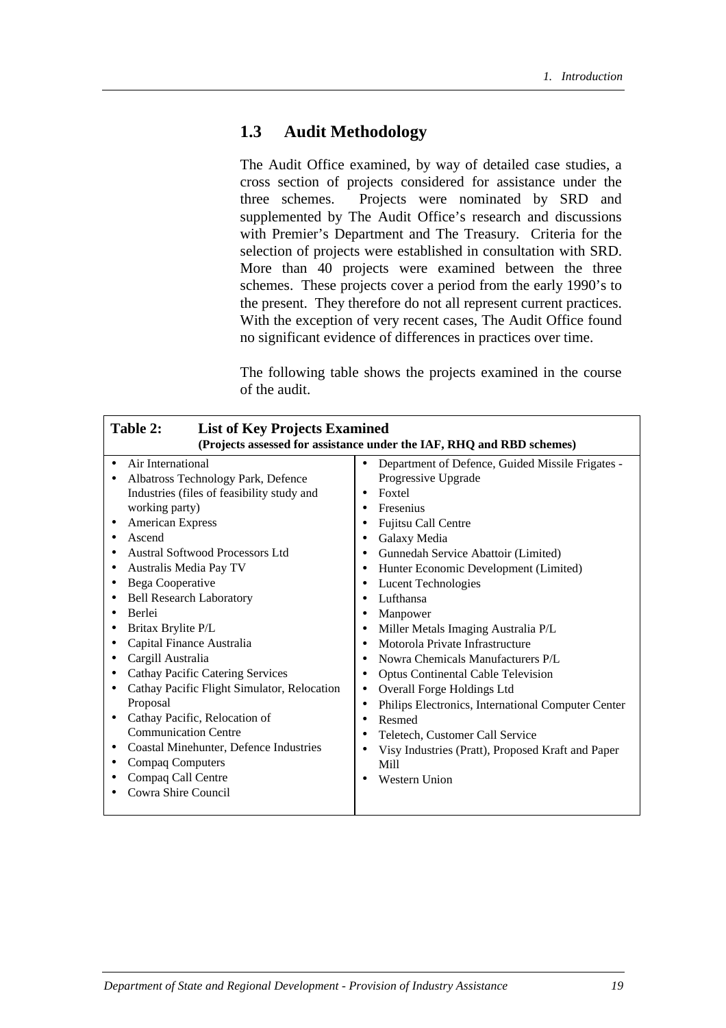## 1.3 Audit Methodology

The Audit Office examined, by way of detailed case studies, a cross section of projects considered for assistance under the three schemes. Projects were nominated by SRD and supplemented by The Audit Office's research and discussions with Premier's Department and The Treasury. Criteria for the selection of projects were established in consultation with SRD. More than 40 projects were examined between the three schemes. These projects cover a period from the early 1990's to the present. They therefore do not all represent current practices. With the exception of very recent cases, The Audit Office found no significant evidence of differences in practices over time.

The following table shows the projects examined in the course of the audit.

**Table 2: List of Key Projects Examined**
**(Projects assessed for assistance under the IAF, RHQ and RBD schemes)**

- Air International
- Albatross Technology Park, Defence Industries (files of feasibility study and working party)
- American Express
- Ascend
- Austral Softwood Processors Ltd
- Australis Media Pay TV
- Bega Cooperative
- Bell Research Laboratory
- Berlei
- Britax Brylite P/L
- Capital Finance Australia
- Cargill Australia
- Cathay Pacific Catering Services
- Cathay Pacific Flight Simulator, Relocation Proposal
- Cathay Pacific, Relocation of Communication Centre
- Coastal Minehunter, Defence Industries
- Compaq Computers
- Compaq Call Centre
- Cowra Shire Council
- Department of Defence, Guided Missile Frigates - Progressive Upgrade
- Foxtel
- Fresenius
- Fujitsu Call Centre
- Galaxy Media
- Gunnedah Service Abattoir (Limited)
- Hunter Economic Development (Limited)
- Lucent Technologies
- Lufthansa
- Manpower
- Miller Metals Imaging Australia P/L
- Motorola Private Infrastructure
- Nowra Chemicals Manufacturers P/L
- Optus Continental Cable Television
- Overall Forge Holdings Ltd
- Philips Electronics, International Computer Center
- Resmed
- Teletech, Customer Call Service
- Visy Industries (Pratt), Proposed Kraft and Paper Mill
- Western Union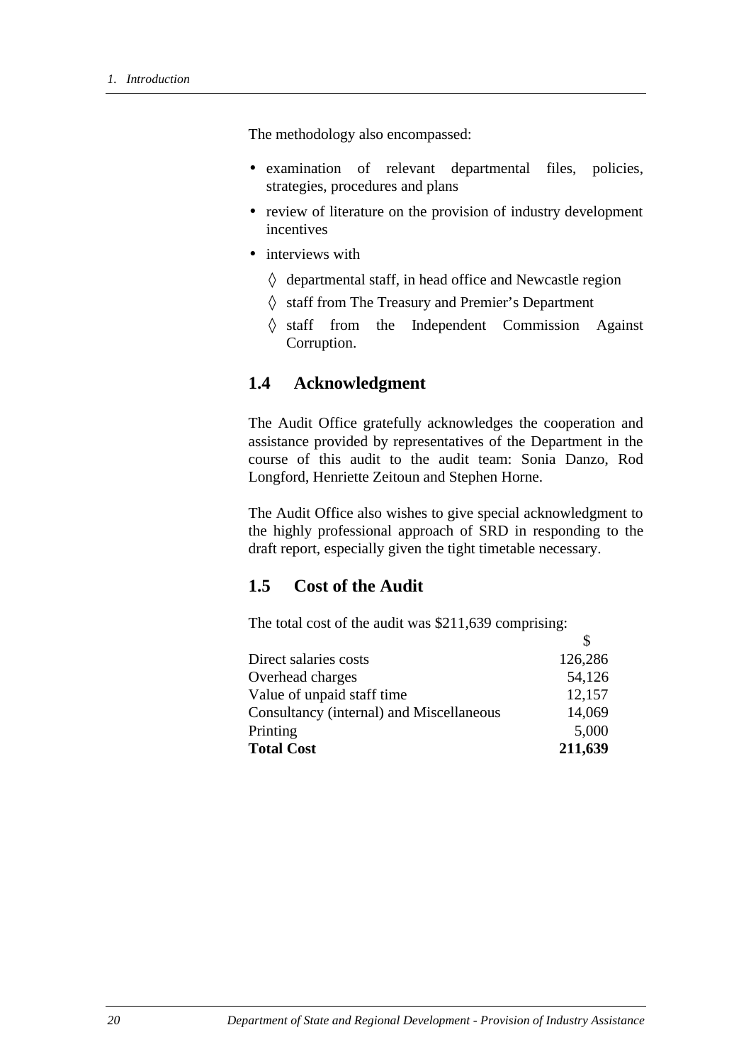The methodology also encompassed:

- examination of relevant departmental files, policies, strategies, procedures and plans
- review of literature on the provision of industry development incentives
- interviews with
  - ◊ departmental staff, in head office and Newcastle region
  - ◊ staff from The Treasury and Premier's Department
  - ◊ staff from the Independent Commission Against Corruption.

## 1.4 Acknowledgment

The Audit Office gratefully acknowledges the cooperation and assistance provided by representatives of the Department in the course of this audit to the audit team: Sonia Danzo, Rod Longford, Henriette Zeitoun and Stephen Horne.

The Audit Office also wishes to give special acknowledgment to the highly professional approach of SRD in responding to the draft report, especially given the tight timetable necessary.

## 1.5 Cost of the Audit

The total cost of the audit was $211,639 comprising:

| | $ |
|---|---:|
| Direct salaries costs | 126,286 |
| Overhead charges | 54,126 |
| Value of unpaid staff time | 12,157 |
| Consultancy (internal) and Miscellaneous | 14,069 |
| Printing | 5,000 |
| **Total Cost** | **211,639** |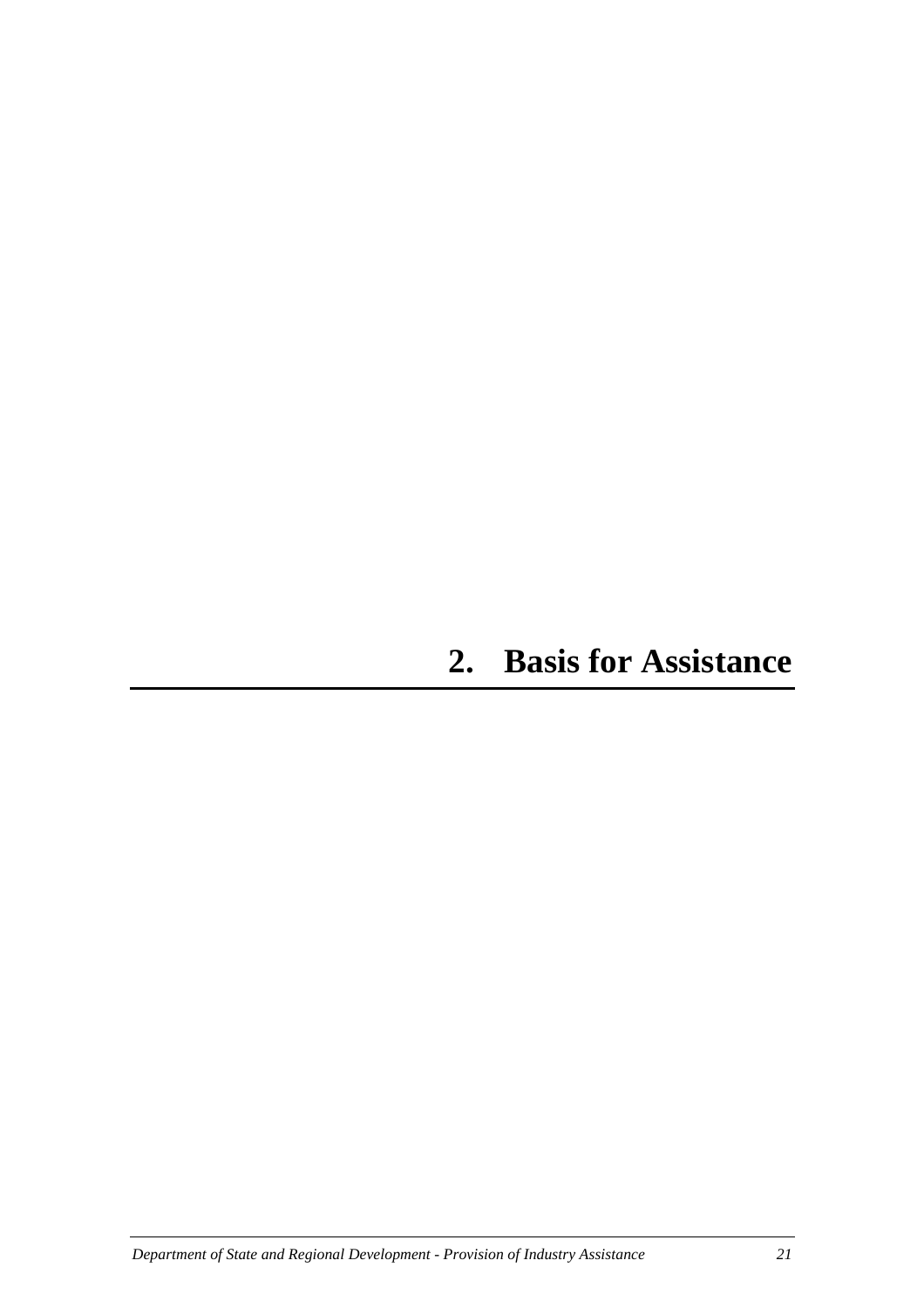# 2. Basis for Assistance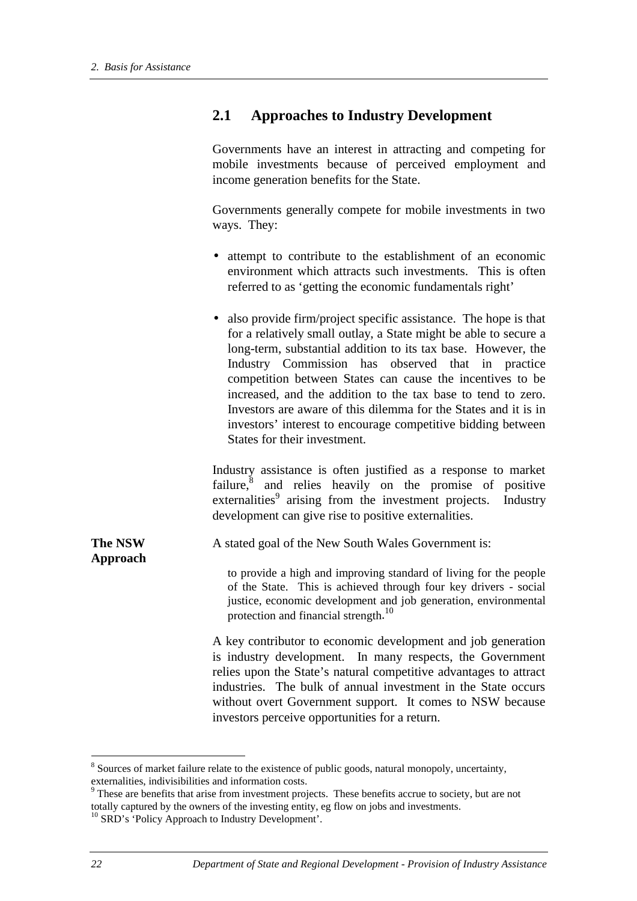## 2.1 Approaches to Industry Development

Governments have an interest in attracting and competing for mobile investments because of perceived employment and income generation benefits for the State.

Governments generally compete for mobile investments in two ways. They:

- attempt to contribute to the establishment of an economic environment which attracts such investments. This is often referred to as 'getting the economic fundamentals right'
- also provide firm/project specific assistance. The hope is that for a relatively small outlay, a State might be able to secure a long-term, substantial addition to its tax base. However, the Industry Commission has observed that in practice competition between States can cause the incentives to be increased, and the addition to the tax base to tend to zero. Investors are aware of this dilemma for the States and it is in investors' interest to encourage competitive bidding between States for their investment.

Industry assistance is often justified as a response to market failure,[8] and relies heavily on the promise of positive externalities[9] arising from the investment projects. Industry development can give rise to positive externalities.

**The NSW Approach**

A stated goal of the New South Wales Government is:

> to provide a high and improving standard of living for the people of the State. This is achieved through four key drivers - social justice, economic development and job generation, environmental protection and financial strength.[10]

A key contributor to economic development and job generation is industry development. In many respects, the Government relies upon the State's natural competitive advantages to attract industries. The bulk of annual investment in the State occurs without overt Government support. It comes to NSW because investors perceive opportunities for a return.

---

[8] Sources of market failure relate to the existence of public goods, natural monopoly, uncertainty, externalities, indivisibilities and information costs.

[9] These are benefits that arise from investment projects. These benefits accrue to society, but are not totally captured by the owners of the investing entity, eg flow on jobs and investments.

[10] SRD's 'Policy Approach to Industry Development'.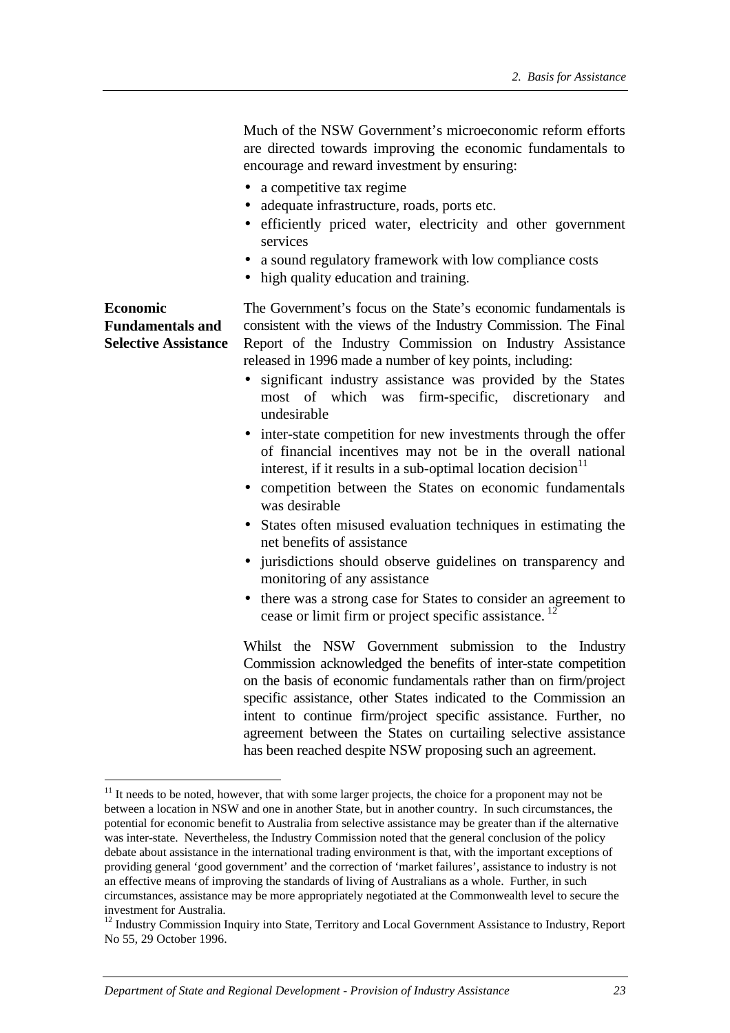Much of the NSW Government's microeconomic reform efforts are directed towards improving the economic fundamentals to encourage and reward investment by ensuring:

- a competitive tax regime
- adequate infrastructure, roads, ports etc.
- efficiently priced water, electricity and other government services
- a sound regulatory framework with low compliance costs
- high quality education and training.

**Economic Fundamentals and Selective Assistance**

The Government's focus on the State's economic fundamentals is consistent with the views of the Industry Commission. The Final Report of the Industry Commission on Industry Assistance released in 1996 made a number of key points, including:

- significant industry assistance was provided by the States most of which was firm-specific, discretionary and undesirable
- inter-state competition for new investments through the offer of financial incentives may not be in the overall national interest, if it results in a sub-optimal location decision[11]
- competition between the States on economic fundamentals was desirable
- States often misused evaluation techniques in estimating the net benefits of assistance
- jurisdictions should observe guidelines on transparency and monitoring of any assistance
- there was a strong case for States to consider an agreement to cease or limit firm or project specific assistance. [12]

Whilst the NSW Government submission to the Industry Commission acknowledged the benefits of inter-state competition on the basis of economic fundamentals rather than on firm/project specific assistance, other States indicated to the Commission an intent to continue firm/project specific assistance. Further, no agreement between the States on curtailing selective assistance has been reached despite NSW proposing such an agreement.

---

[11] It needs to be noted, however, that with some larger projects, the choice for a proponent may not be between a location in NSW and one in another State, but in another country. In such circumstances, the potential for economic benefit to Australia from selective assistance may be greater than if the alternative was inter-state. Nevertheless, the Industry Commission noted that the general conclusion of the policy debate about assistance in the international trading environment is that, with the important exceptions of providing general 'good government' and the correction of 'market failures', assistance to industry is not an effective means of improving the standards of living of Australians as a whole. Further, in such circumstances, assistance may be more appropriately negotiated at the Commonwealth level to secure the investment for Australia.

[12] Industry Commission Inquiry into State, Territory and Local Government Assistance to Industry, Report No 55, 29 October 1996.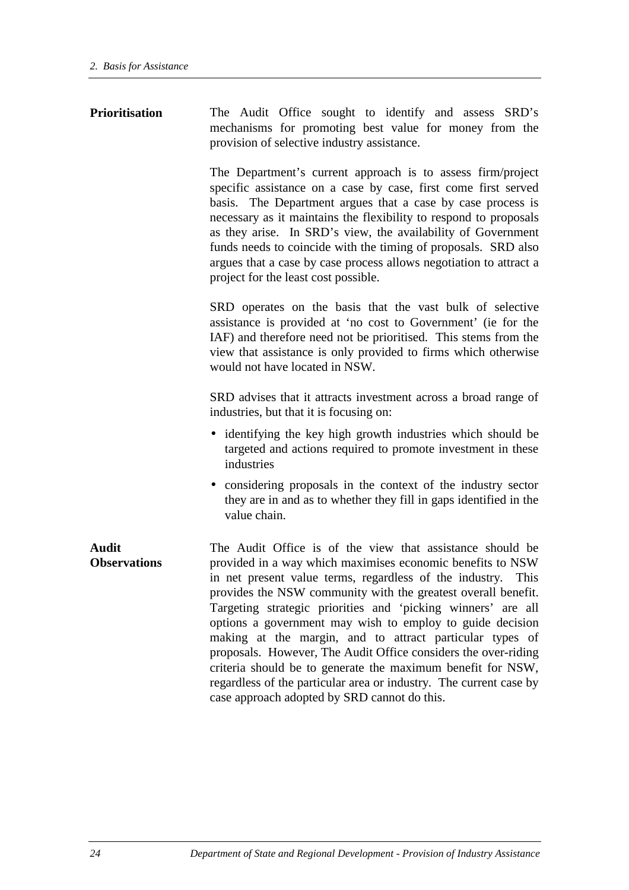**Prioritisation**

The Audit Office sought to identify and assess SRD's mechanisms for promoting best value for money from the provision of selective industry assistance.

The Department's current approach is to assess firm/project specific assistance on a case by case, first come first served basis. The Department argues that a case by case process is necessary as it maintains the flexibility to respond to proposals as they arise. In SRD's view, the availability of Government funds needs to coincide with the timing of proposals. SRD also argues that a case by case process allows negotiation to attract a project for the least cost possible.

SRD operates on the basis that the vast bulk of selective assistance is provided at 'no cost to Government' (ie for the IAF) and therefore need not be prioritised. This stems from the view that assistance is only provided to firms which otherwise would not have located in NSW.

SRD advises that it attracts investment across a broad range of industries, but that it is focusing on:

- identifying the key high growth industries which should be targeted and actions required to promote investment in these industries
- considering proposals in the context of the industry sector they are in and as to whether they fill in gaps identified in the value chain.

**Audit Observations**

The Audit Office is of the view that assistance should be provided in a way which maximises economic benefits to NSW in net present value terms, regardless of the industry. This provides the NSW community with the greatest overall benefit. Targeting strategic priorities and 'picking winners' are all options a government may wish to employ to guide decision making at the margin, and to attract particular types of proposals. However, The Audit Office considers the over-riding criteria should be to generate the maximum benefit for NSW, regardless of the particular area or industry. The current case by case approach adopted by SRD cannot do this.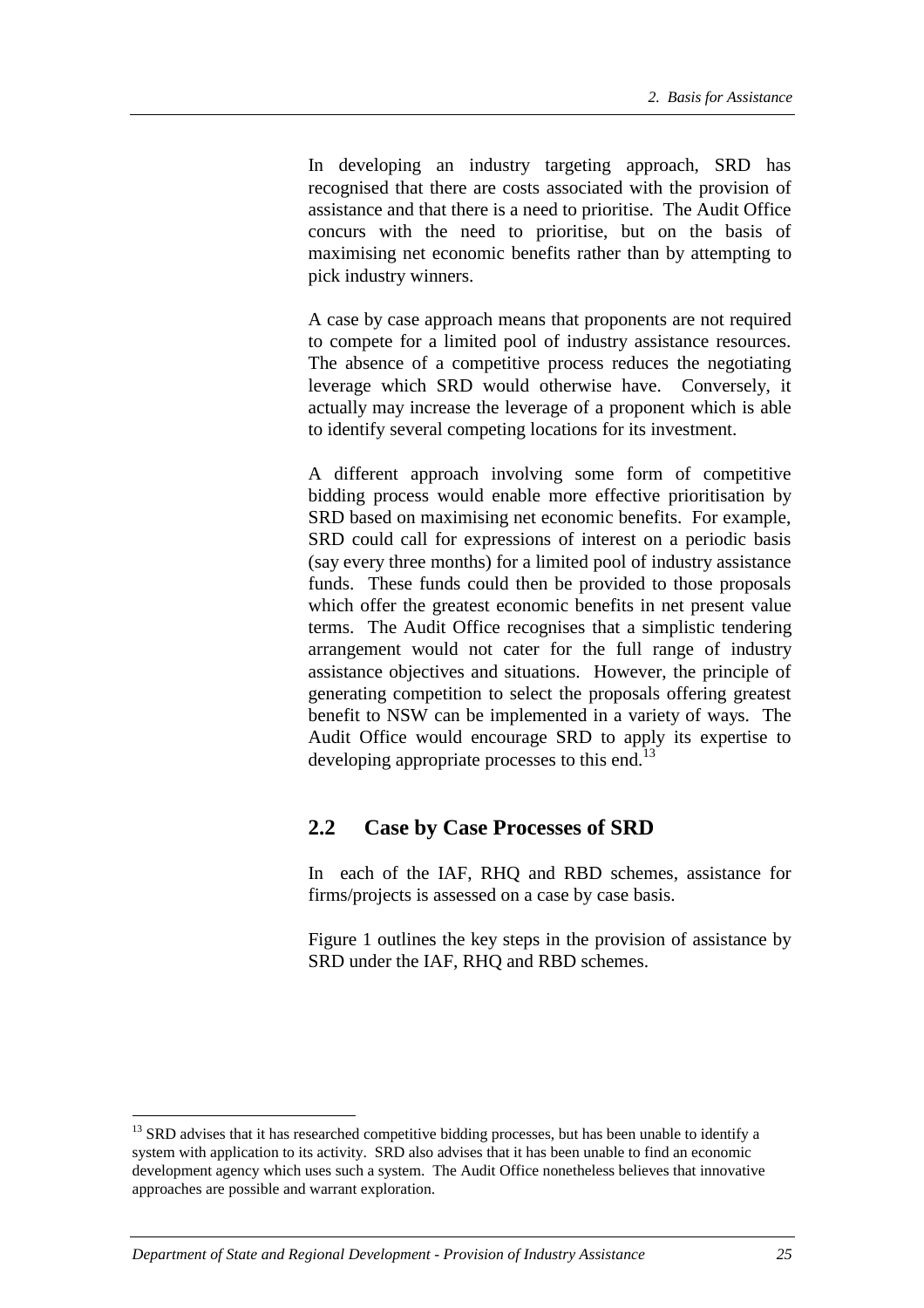In developing an industry targeting approach, SRD has recognised that there are costs associated with the provision of assistance and that there is a need to prioritise. The Audit Office concurs with the need to prioritise, but on the basis of maximising net economic benefits rather than by attempting to pick industry winners.

A case by case approach means that proponents are not required to compete for a limited pool of industry assistance resources. The absence of a competitive process reduces the negotiating leverage which SRD would otherwise have. Conversely, it actually may increase the leverage of a proponent which is able to identify several competing locations for its investment.

A different approach involving some form of competitive bidding process would enable more effective prioritisation by SRD based on maximising net economic benefits. For example, SRD could call for expressions of interest on a periodic basis (say every three months) for a limited pool of industry assistance funds. These funds could then be provided to those proposals which offer the greatest economic benefits in net present value terms. The Audit Office recognises that a simplistic tendering arrangement would not cater for the full range of industry assistance objectives and situations. However, the principle of generating competition to select the proposals offering greatest benefit to NSW can be implemented in a variety of ways. The Audit Office would encourage SRD to apply its expertise to developing appropriate processes to this end.[13]

## 2.2 Case by Case Processes of SRD

In each of the IAF, RHQ and RBD schemes, assistance for firms/projects is assessed on a case by case basis.

Figure 1 outlines the key steps in the provision of assistance by SRD under the IAF, RHQ and RBD schemes.

[13] SRD advises that it has researched competitive bidding processes, but has been unable to identify a system with application to its activity. SRD also advises that it has been unable to find an economic development agency which uses such a system. The Audit Office nonetheless believes that innovative approaches are possible and warrant exploration.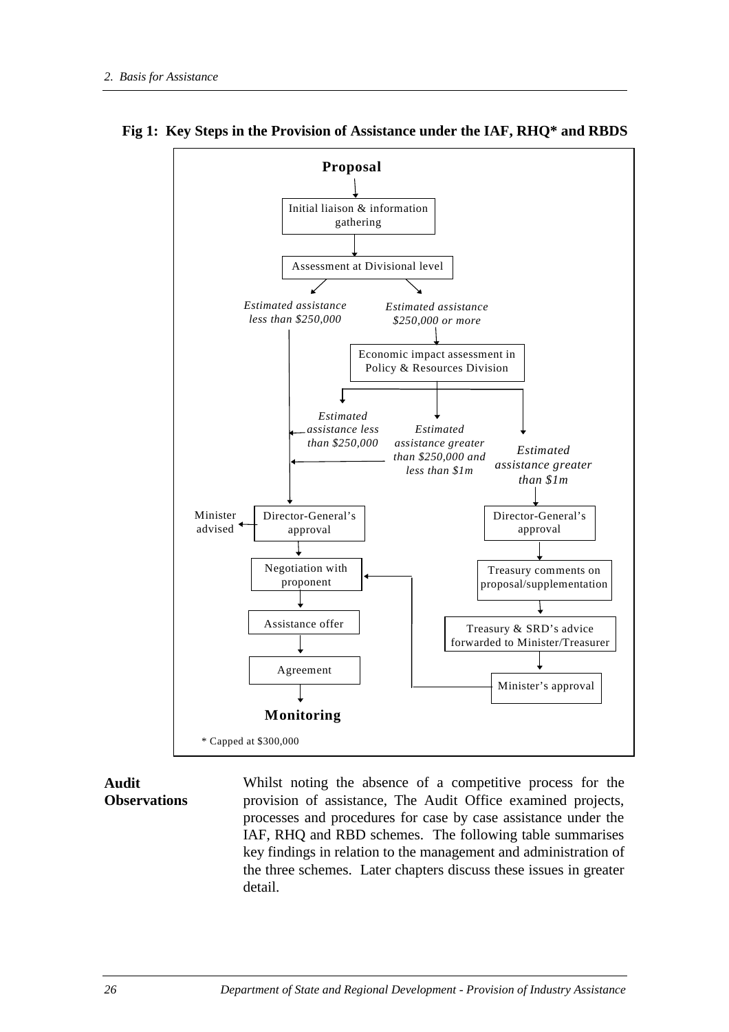**Fig 1: Key Steps in the Provision of Assistance under the IAF, RHQ* and RBDS**

**Proposal**

Initial liaison & information gathering

Assessment at Divisional level

*Estimated assistance less than $250,000*

*Estimated assistance $250,000 or more*

Economic impact assessment in Policy & Resources Division

*Estimated assistance less than $250,000*

*Estimated assistance greater than $250,000 and less than $1m*

*Estimated assistance greater than $1m*

Minister advised

Director-General's approval

Director-General's approval

Negotiation with proponent

Treasury comments on proposal/supplementation

Assistance offer

Treasury & SRD's advice forwarded to Minister/Treasurer

Agreement

Minister's approval

**Monitoring**

\* Capped at $300,000

**Audit Observations**

Whilst noting the absence of a competitive process for the provision of assistance, The Audit Office examined projects, processes and procedures for case by case assistance under the IAF, RHQ and RBD schemes. The following table summarises key findings in relation to the management and administration of the three schemes. Later chapters discuss these issues in greater detail.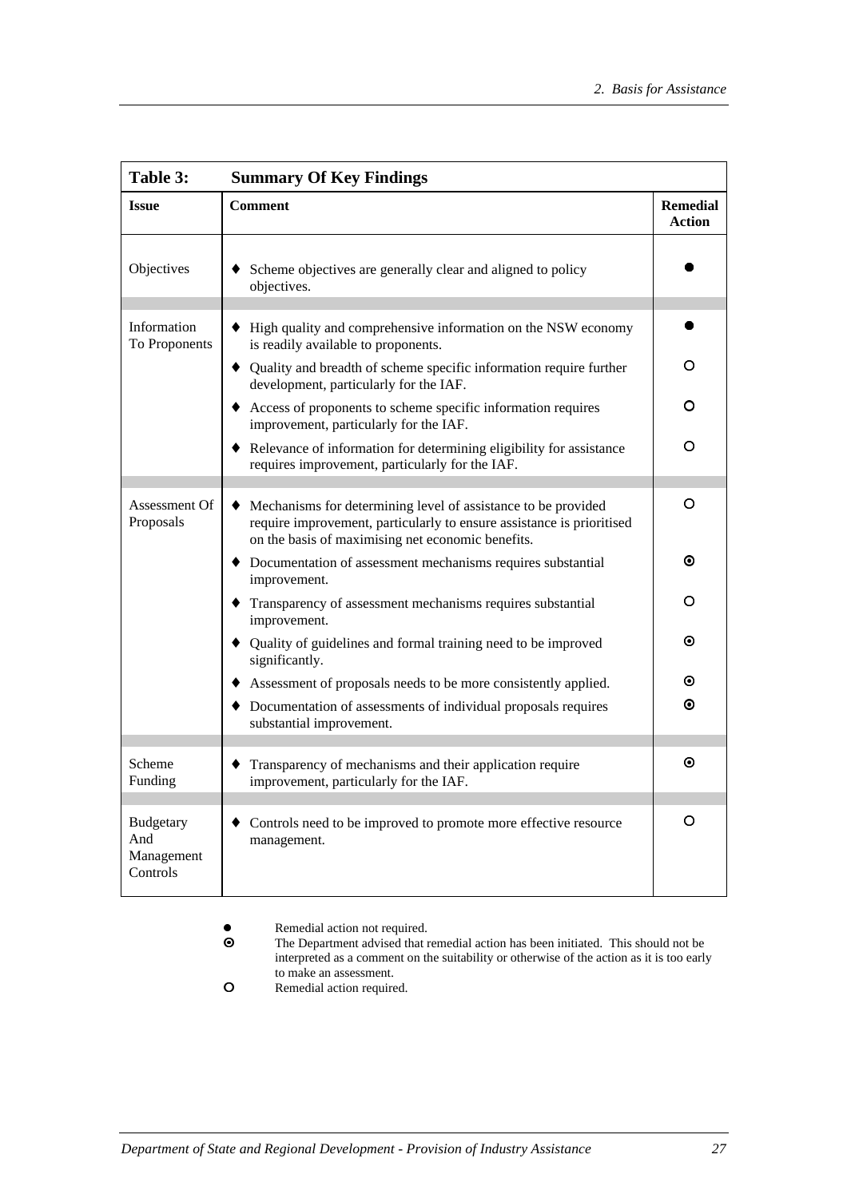**Table 3: Summary Of Key Findings**

| Issue | Comment | Remedial Action |
|---|---|---|
| Objectives | ♦ Scheme objectives are generally clear and aligned to policy objectives. | ● |
| Information To Proponents | ♦ High quality and comprehensive information on the NSW economy is readily available to proponents. | ● |
| | ♦ Quality and breadth of scheme specific information require further development, particularly for the IAF. | ○ |
| | ♦ Access of proponents to scheme specific information requires improvement, particularly for the IAF. | ○ |
| | ♦ Relevance of information for determining eligibility for assistance requires improvement, particularly for the IAF. | ○ |
| Assessment Of Proposals | ♦ Mechanisms for determining level of assistance to be provided require improvement, particularly to ensure assistance is prioritised on the basis of maximising net economic benefits. | ○ |
| | ♦ Documentation of assessment mechanisms requires substantial improvement. | ⊙ |
| | ♦ Transparency of assessment mechanisms requires substantial improvement. | ○ |
| | ♦ Quality of guidelines and formal training need to be improved significantly. | ⊙ |
| | ♦ Assessment of proposals needs to be more consistently applied. | ⊙ |
| | ♦ Documentation of assessments of individual proposals requires substantial improvement. | ⊙ |
| Scheme Funding | ♦ Transparency of mechanisms and their application require improvement, particularly for the IAF. | ⊙ |
| Budgetary And Management Controls | ♦ Controls need to be improved to promote more effective resource management. | ○ |

● Remedial action not required.

⊙ The Department advised that remedial action has been initiated. This should not be interpreted as a comment on the suitability or otherwise of the action as it is too early to make an assessment.

○ Remedial action required.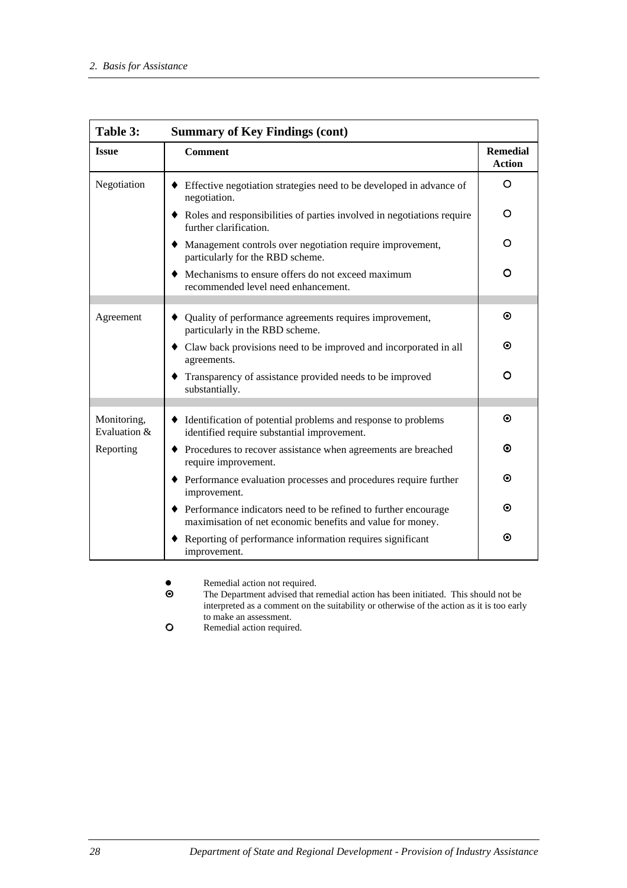| **Table 3: Summary of Key Findings (cont)** | | |
|---|---|---|
| **Issue** | **Comment** | **Remedial Action** |
| Negotiation | ♦ Effective negotiation strategies need to be developed in advance of negotiation. | ○ |
| | ♦ Roles and responsibilities of parties involved in negotiations require further clarification. | ○ |
| | ♦ Management controls over negotiation require improvement, particularly for the RBD scheme. | ○ |
| | ♦ Mechanisms to ensure offers do not exceed maximum recommended level need enhancement. | ○ |
| Agreement | ♦ Quality of performance agreements requires improvement, particularly in the RBD scheme. | ⊙ |
| | ♦ Claw back provisions need to be improved and incorporated in all agreements. | ⊙ |
| | ♦ Transparency of assistance provided needs to be improved substantially. | ○ |
| Monitoring, Evaluation & Reporting | ♦ Identification of potential problems and response to problems identified require substantial improvement. | ⊙ |
| | ♦ Procedures to recover assistance when agreements are breached require improvement. | ⊙ |
| | ♦ Performance evaluation processes and procedures require further improvement. | ⊙ |
| | ♦ Performance indicators need to be refined to further encourage maximisation of net economic benefits and value for money. | ⊙ |
| | ♦ Reporting of performance information requires significant improvement. | ⊙ |

● Remedial action not required.

⊙ The Department advised that remedial action has been initiated. This should not be interpreted as a comment on the suitability or otherwise of the action as it is too early to make an assessment.

○ Remedial action required.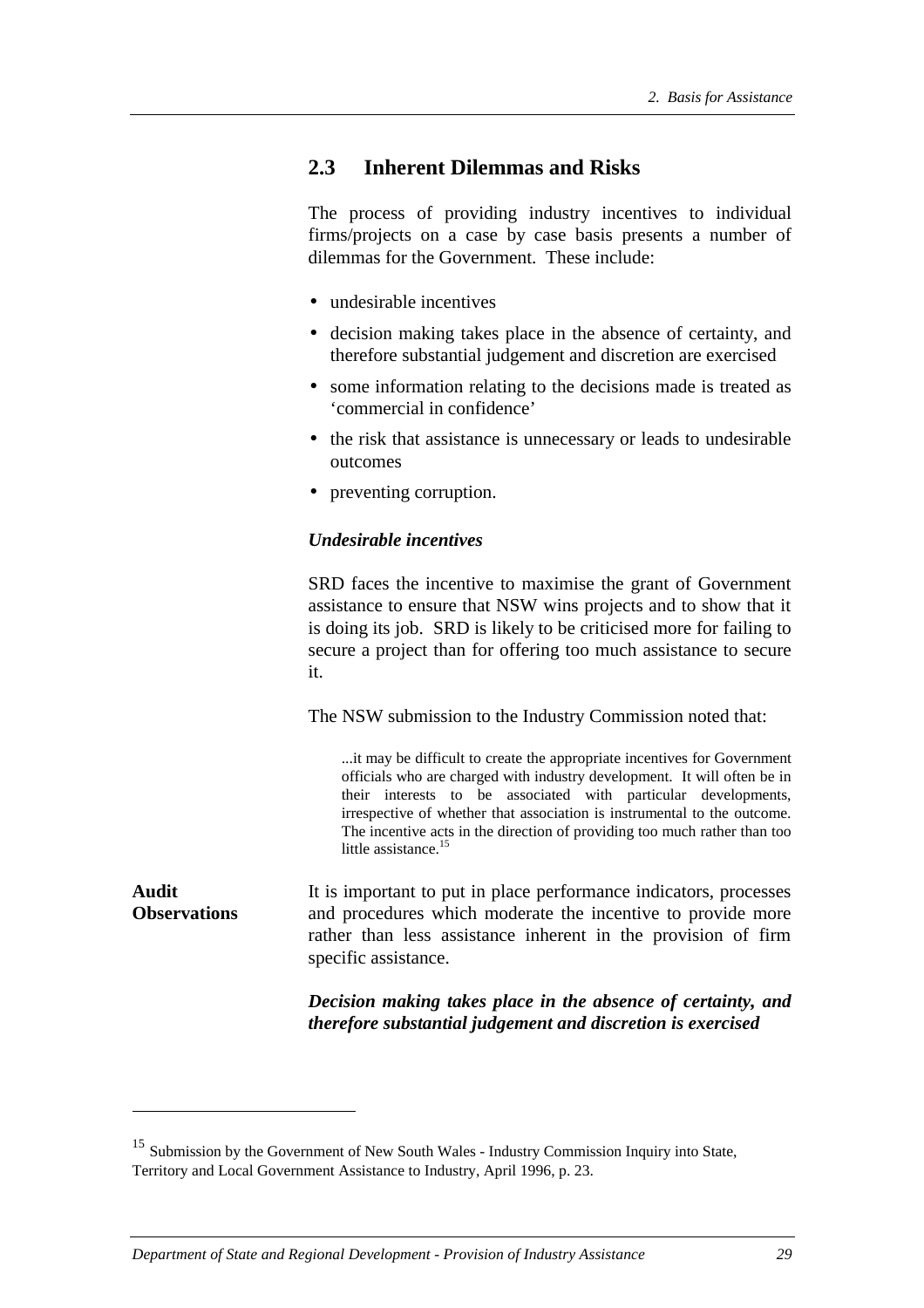## 2.3 Inherent Dilemmas and Risks

The process of providing industry incentives to individual firms/projects on a case by case basis presents a number of dilemmas for the Government. These include:

- undesirable incentives
- decision making takes place in the absence of certainty, and therefore substantial judgement and discretion are exercised
- some information relating to the decisions made is treated as 'commercial in confidence'
- the risk that assistance is unnecessary or leads to undesirable outcomes
- preventing corruption.

***Undesirable incentives***

SRD faces the incentive to maximise the grant of Government assistance to ensure that NSW wins projects and to show that it is doing its job. SRD is likely to be criticised more for failing to secure a project than for offering too much assistance to secure it.

The NSW submission to the Industry Commission noted that:

> ...it may be difficult to create the appropriate incentives for Government officials who are charged with industry development. It will often be in their interests to be associated with particular developments, irrespective of whether that association is instrumental to the outcome. The incentive acts in the direction of providing too much rather than too little assistance.[15]

**Audit Observations**

It is important to put in place performance indicators, processes and procedures which moderate the incentive to provide more rather than less assistance inherent in the provision of firm specific assistance.

***Decision making takes place in the absence of certainty, and therefore substantial judgement and discretion is exercised***

---

[15] Submission by the Government of New South Wales - Industry Commission Inquiry into State, Territory and Local Government Assistance to Industry, April 1996, p. 23.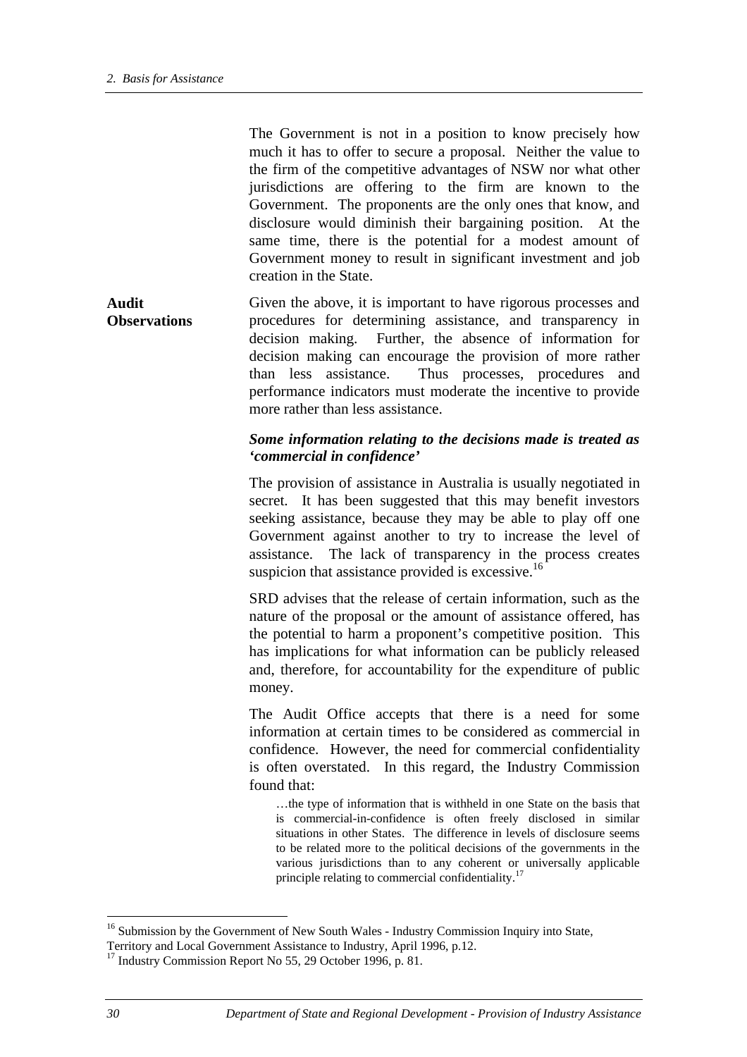The Government is not in a position to know precisely how much it has to offer to secure a proposal. Neither the value to the firm of the competitive advantages of NSW nor what other jurisdictions are offering to the firm are known to the Government. The proponents are the only ones that know, and disclosure would diminish their bargaining position. At the same time, there is the potential for a modest amount of Government money to result in significant investment and job creation in the State.

**Audit Observations**

Given the above, it is important to have rigorous processes and procedures for determining assistance, and transparency in decision making. Further, the absence of information for decision making can encourage the provision of more rather than less assistance. Thus processes, procedures and performance indicators must moderate the incentive to provide more rather than less assistance.

***Some information relating to the decisions made is treated as 'commercial in confidence'***

The provision of assistance in Australia is usually negotiated in secret. It has been suggested that this may benefit investors seeking assistance, because they may be able to play off one Government against another to try to increase the level of assistance. The lack of transparency in the process creates suspicion that assistance provided is excessive.[16]

SRD advises that the release of certain information, such as the nature of the proposal or the amount of assistance offered, has the potential to harm a proponent's competitive position. This has implications for what information can be publicly released and, therefore, for accountability for the expenditure of public money.

The Audit Office accepts that there is a need for some information at certain times to be considered as commercial in confidence. However, the need for commercial confidentiality is often overstated. In this regard, the Industry Commission found that:

> …the type of information that is withheld in one State on the basis that is commercial-in-confidence is often freely disclosed in similar situations in other States. The difference in levels of disclosure seems to be related more to the political decisions of the governments in the various jurisdictions than to any coherent or universally applicable principle relating to commercial confidentiality.[17]

---

[16] Submission by the Government of New South Wales - Industry Commission Inquiry into State, Territory and Local Government Assistance to Industry, April 1996, p.12.

[17] Industry Commission Report No 55, 29 October 1996, p. 81.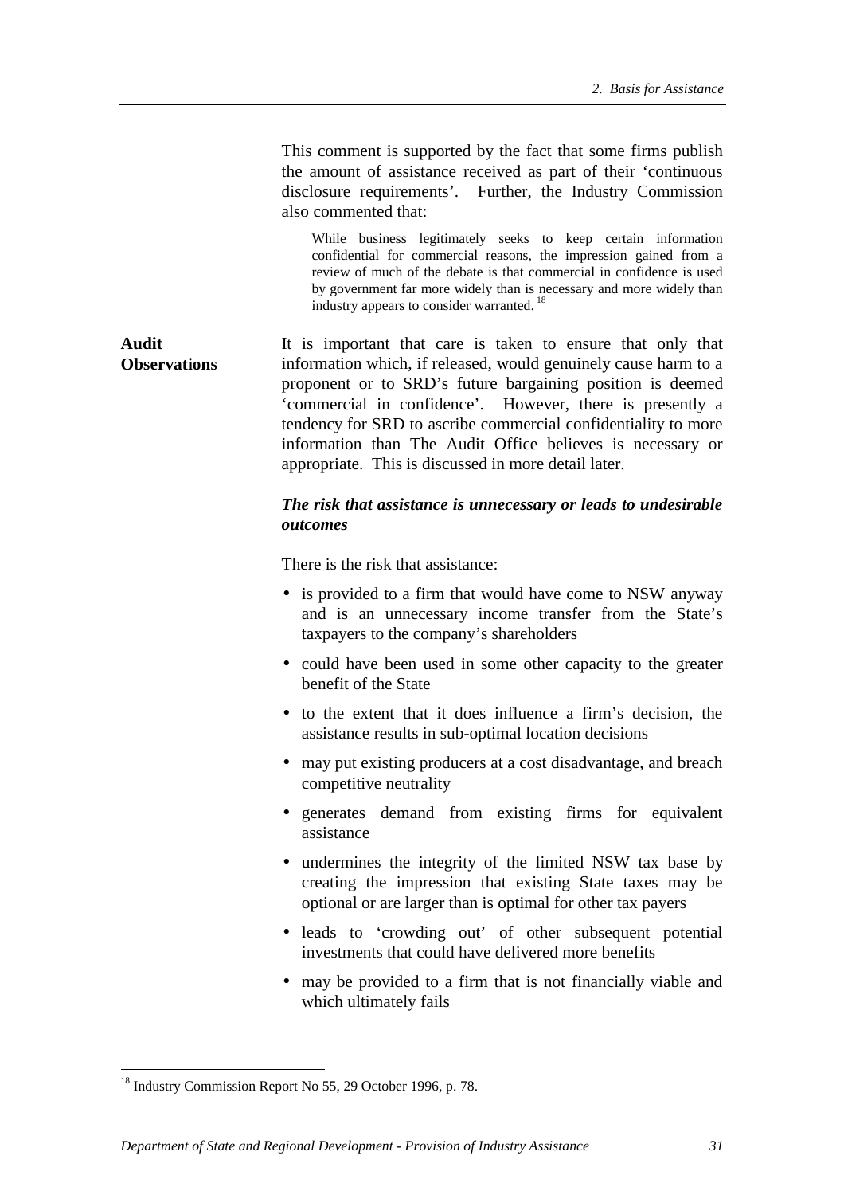This comment is supported by the fact that some firms publish the amount of assistance received as part of their 'continuous disclosure requirements'. Further, the Industry Commission also commented that:

> While business legitimately seeks to keep certain information confidential for commercial reasons, the impression gained from a review of much of the debate is that commercial in confidence is used by government far more widely than is necessary and more widely than industry appears to consider warranted. [18]

**Audit Observations**

It is important that care is taken to ensure that only that information which, if released, would genuinely cause harm to a proponent or to SRD's future bargaining position is deemed 'commercial in confidence'. However, there is presently a tendency for SRD to ascribe commercial confidentiality to more information than The Audit Office believes is necessary or appropriate. This is discussed in more detail later.

***The risk that assistance is unnecessary or leads to undesirable outcomes***

There is the risk that assistance:

- is provided to a firm that would have come to NSW anyway and is an unnecessary income transfer from the State's taxpayers to the company's shareholders
- could have been used in some other capacity to the greater benefit of the State
- to the extent that it does influence a firm's decision, the assistance results in sub-optimal location decisions
- may put existing producers at a cost disadvantage, and breach competitive neutrality
- generates demand from existing firms for equivalent assistance
- undermines the integrity of the limited NSW tax base by creating the impression that existing State taxes may be optional or are larger than is optimal for other tax payers
- leads to 'crowding out' of other subsequent potential investments that could have delivered more benefits
- may be provided to a firm that is not financially viable and which ultimately fails

[18] Industry Commission Report No 55, 29 October 1996, p. 78.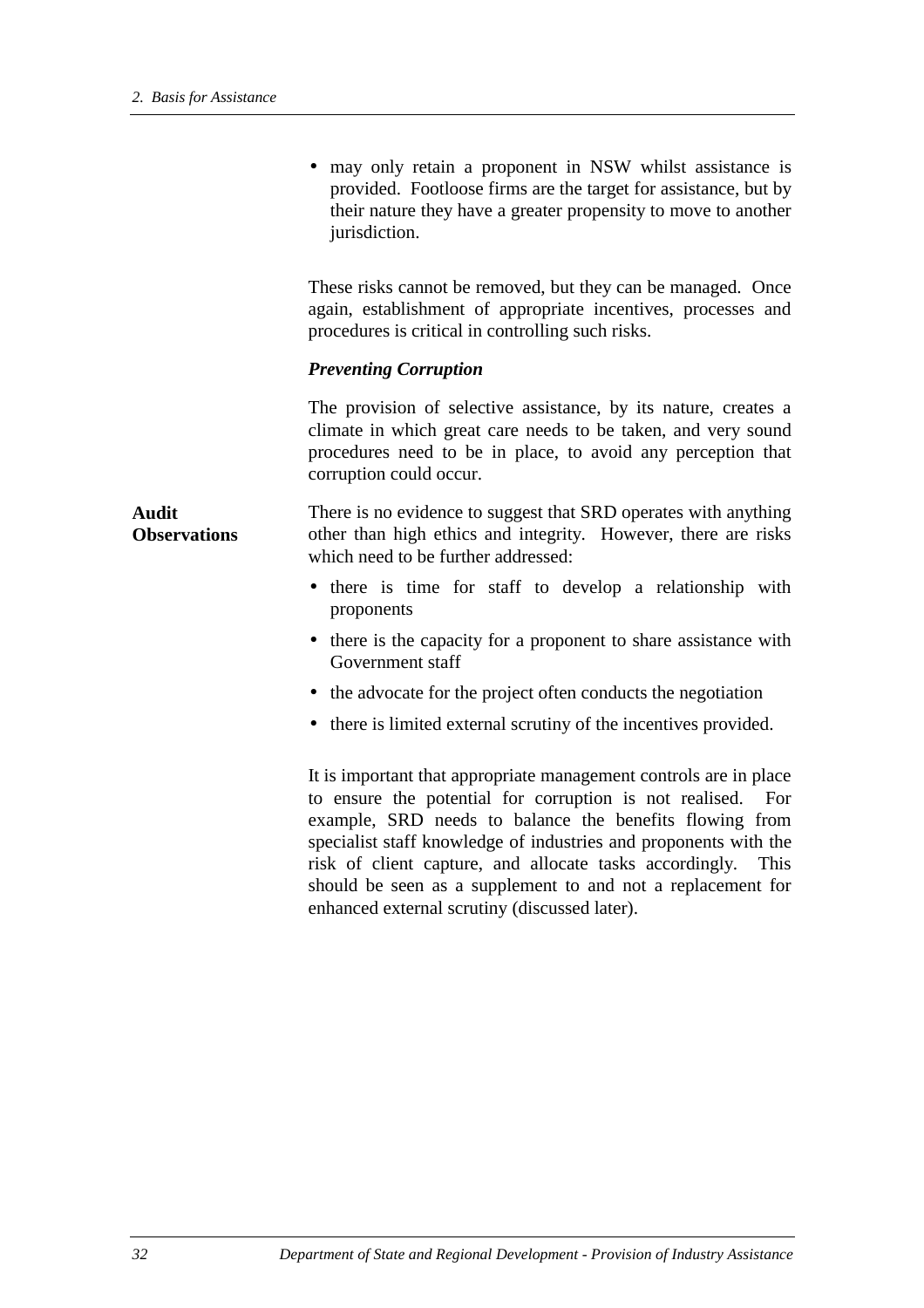- may only retain a proponent in NSW whilst assistance is provided. Footloose firms are the target for assistance, but by their nature they have a greater propensity to move to another jurisdiction.

These risks cannot be removed, but they can be managed. Once again, establishment of appropriate incentives, processes and procedures is critical in controlling such risks.

***Preventing Corruption***

The provision of selective assistance, by its nature, creates a climate in which great care needs to be taken, and very sound procedures need to be in place, to avoid any perception that corruption could occur.

**Audit Observations**

There is no evidence to suggest that SRD operates with anything other than high ethics and integrity. However, there are risks which need to be further addressed:

- there is time for staff to develop a relationship with proponents
- there is the capacity for a proponent to share assistance with Government staff
- the advocate for the project often conducts the negotiation
- there is limited external scrutiny of the incentives provided.

It is important that appropriate management controls are in place to ensure the potential for corruption is not realised. For example, SRD needs to balance the benefits flowing from specialist staff knowledge of industries and proponents with the risk of client capture, and allocate tasks accordingly. This should be seen as a supplement to and not a replacement for enhanced external scrutiny (discussed later).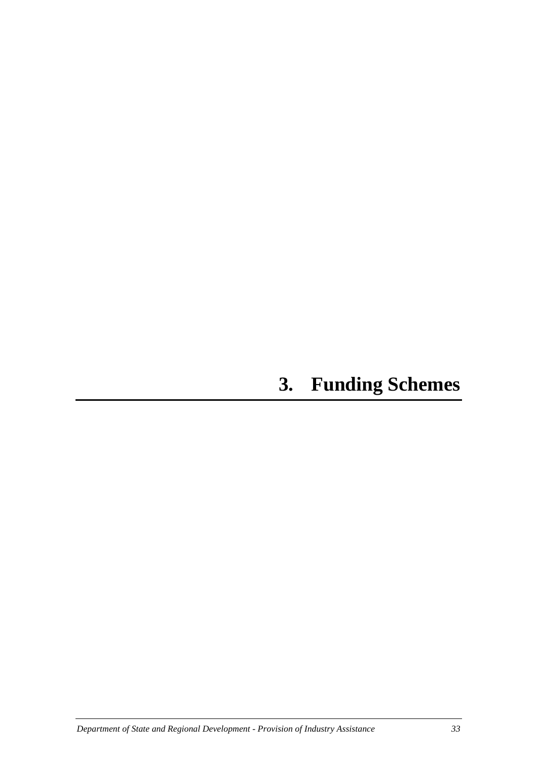# 3. Funding Schemes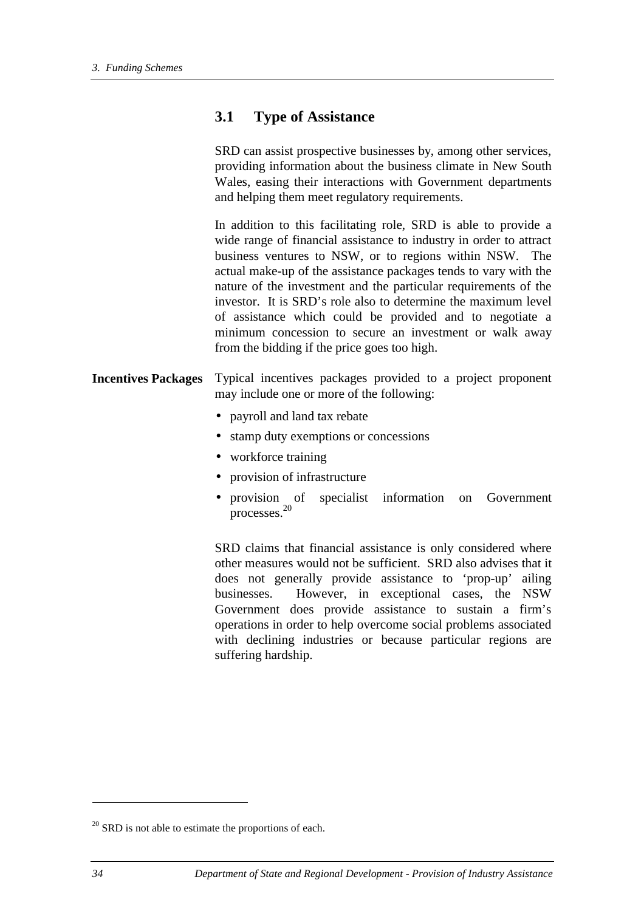## 3.1 Type of Assistance

SRD can assist prospective businesses by, among other services, providing information about the business climate in New South Wales, easing their interactions with Government departments and helping them meet regulatory requirements.

In addition to this facilitating role, SRD is able to provide a wide range of financial assistance to industry in order to attract business ventures to NSW, or to regions within NSW. The actual make-up of the assistance packages tends to vary with the nature of the investment and the particular requirements of the investor. It is SRD's role also to determine the maximum level of assistance which could be provided and to negotiate a minimum concession to secure an investment or walk away from the bidding if the price goes too high.

**Incentives Packages**

Typical incentives packages provided to a project proponent may include one or more of the following:

- payroll and land tax rebate
- stamp duty exemptions or concessions
- workforce training
- provision of infrastructure
- provision of specialist information on Government processes.[20]

SRD claims that financial assistance is only considered where other measures would not be sufficient. SRD also advises that it does not generally provide assistance to 'prop-up' ailing businesses. However, in exceptional cases, the NSW Government does provide assistance to sustain a firm's operations in order to help overcome social problems associated with declining industries or because particular regions are suffering hardship.

[20] SRD is not able to estimate the proportions of each.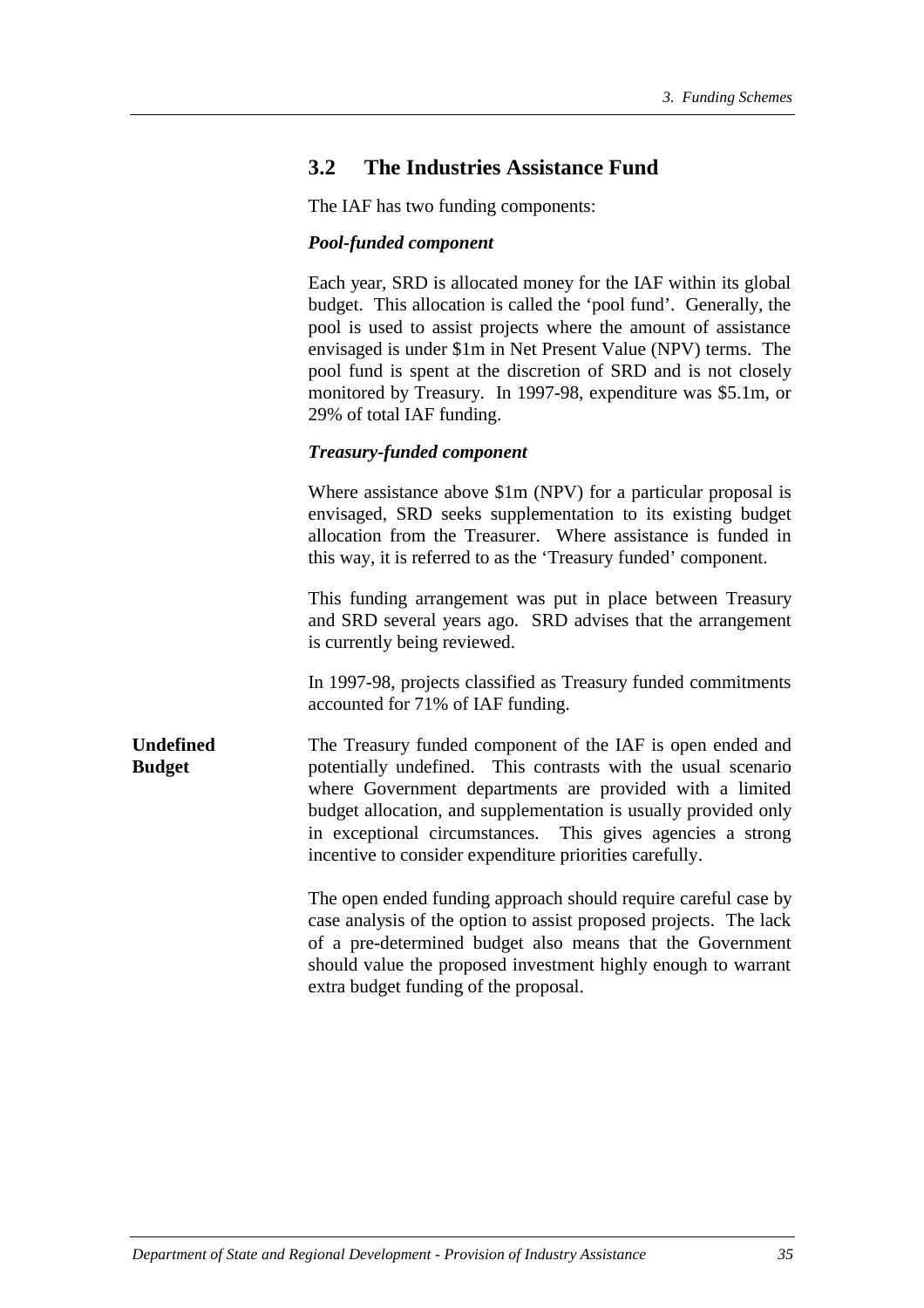## 3.2 The Industries Assistance Fund

The IAF has two funding components:

***Pool-funded component***

Each year, SRD is allocated money for the IAF within its global budget. This allocation is called the 'pool fund'. Generally, the pool is used to assist projects where the amount of assistance envisaged is under $1m in Net Present Value (NPV) terms. The pool fund is spent at the discretion of SRD and is not closely monitored by Treasury. In 1997-98, expenditure was $5.1m, or 29% of total IAF funding.

***Treasury-funded component***

Where assistance above $1m (NPV) for a particular proposal is envisaged, SRD seeks supplementation to its existing budget allocation from the Treasurer. Where assistance is funded in this way, it is referred to as the 'Treasury funded' component.

This funding arrangement was put in place between Treasury and SRD several years ago. SRD advises that the arrangement is currently being reviewed.

In 1997-98, projects classified as Treasury funded commitments accounted for 71% of IAF funding.

**Undefined Budget**

The Treasury funded component of the IAF is open ended and potentially undefined. This contrasts with the usual scenario where Government departments are provided with a limited budget allocation, and supplementation is usually provided only in exceptional circumstances. This gives agencies a strong incentive to consider expenditure priorities carefully.

The open ended funding approach should require careful case by case analysis of the option to assist proposed projects. The lack of a pre-determined budget also means that the Government should value the proposed investment highly enough to warrant extra budget funding of the proposal.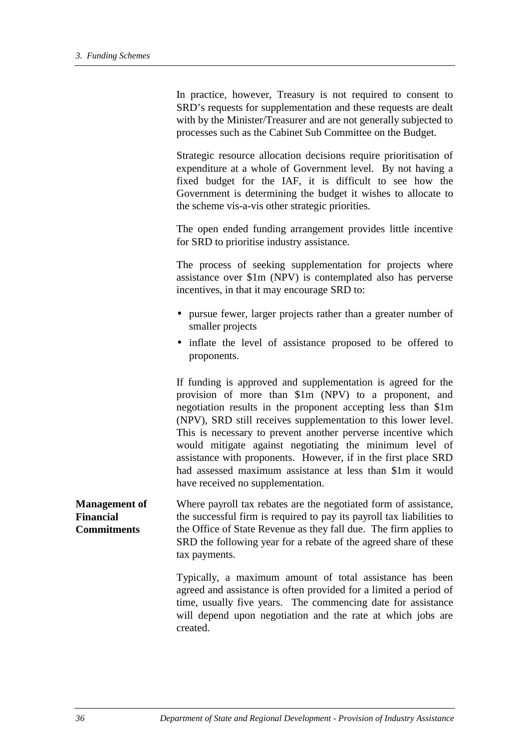In practice, however, Treasury is not required to consent to SRD's requests for supplementation and these requests are dealt with by the Minister/Treasurer and are not generally subjected to processes such as the Cabinet Sub Committee on the Budget.

Strategic resource allocation decisions require prioritisation of expenditure at a whole of Government level. By not having a fixed budget for the IAF, it is difficult to see how the Government is determining the budget it wishes to allocate to the scheme vis-a-vis other strategic priorities.

The open ended funding arrangement provides little incentive for SRD to prioritise industry assistance.

The process of seeking supplementation for projects where assistance over $1m (NPV) is contemplated also has perverse incentives, in that it may encourage SRD to:

- pursue fewer, larger projects rather than a greater number of smaller projects
- inflate the level of assistance proposed to be offered to proponents.

If funding is approved and supplementation is agreed for the provision of more than $1m (NPV) to a proponent, and negotiation results in the proponent accepting less than $1m (NPV), SRD still receives supplementation to this lower level. This is necessary to prevent another perverse incentive which would mitigate against negotiating the minimum level of assistance with proponents. However, if in the first place SRD had assessed maximum assistance at less than $1m it would have received no supplementation.

**Management of Financial Commitments**

Where payroll tax rebates are the negotiated form of assistance, the successful firm is required to pay its payroll tax liabilities to the Office of State Revenue as they fall due. The firm applies to SRD the following year for a rebate of the agreed share of these tax payments.

Typically, a maximum amount of total assistance has been agreed and assistance is often provided for a limited a period of time, usually five years. The commencing date for assistance will depend upon negotiation and the rate at which jobs are created.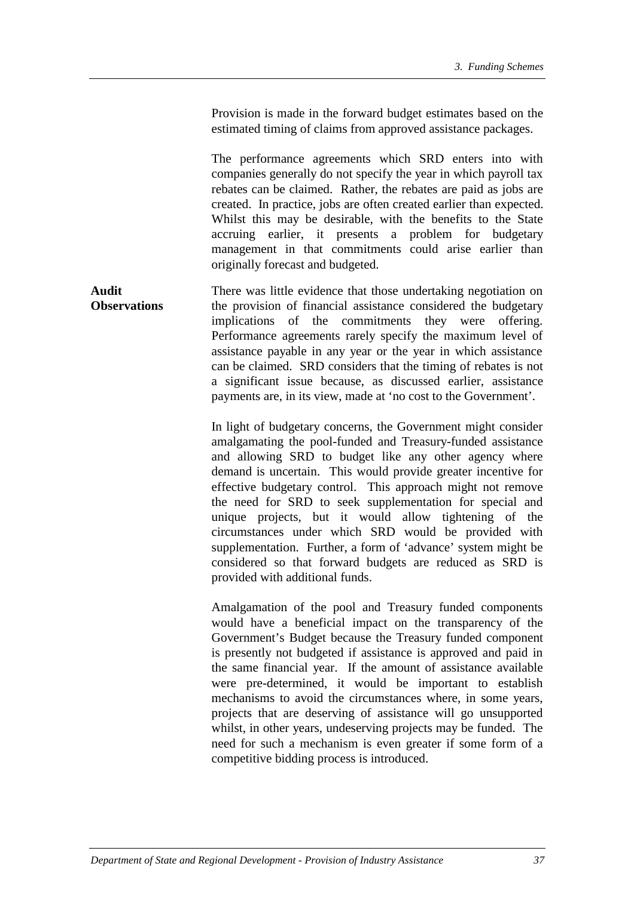Provision is made in the forward budget estimates based on the estimated timing of claims from approved assistance packages.

The performance agreements which SRD enters into with companies generally do not specify the year in which payroll tax rebates can be claimed. Rather, the rebates are paid as jobs are created. In practice, jobs are often created earlier than expected. Whilst this may be desirable, with the benefits to the State accruing earlier, it presents a problem for budgetary management in that commitments could arise earlier than originally forecast and budgeted.

**Audit Observations**

There was little evidence that those undertaking negotiation on the provision of financial assistance considered the budgetary implications of the commitments they were offering. Performance agreements rarely specify the maximum level of assistance payable in any year or the year in which assistance can be claimed. SRD considers that the timing of rebates is not a significant issue because, as discussed earlier, assistance payments are, in its view, made at 'no cost to the Government'.

In light of budgetary concerns, the Government might consider amalgamating the pool-funded and Treasury-funded assistance and allowing SRD to budget like any other agency where demand is uncertain. This would provide greater incentive for effective budgetary control. This approach might not remove the need for SRD to seek supplementation for special and unique projects, but it would allow tightening of the circumstances under which SRD would be provided with supplementation. Further, a form of 'advance' system might be considered so that forward budgets are reduced as SRD is provided with additional funds.

Amalgamation of the pool and Treasury funded components would have a beneficial impact on the transparency of the Government's Budget because the Treasury funded component is presently not budgeted if assistance is approved and paid in the same financial year. If the amount of assistance available were pre-determined, it would be important to establish mechanisms to avoid the circumstances where, in some years, projects that are deserving of assistance will go unsupported whilst, in other years, undeserving projects may be funded. The need for such a mechanism is even greater if some form of a competitive bidding process is introduced.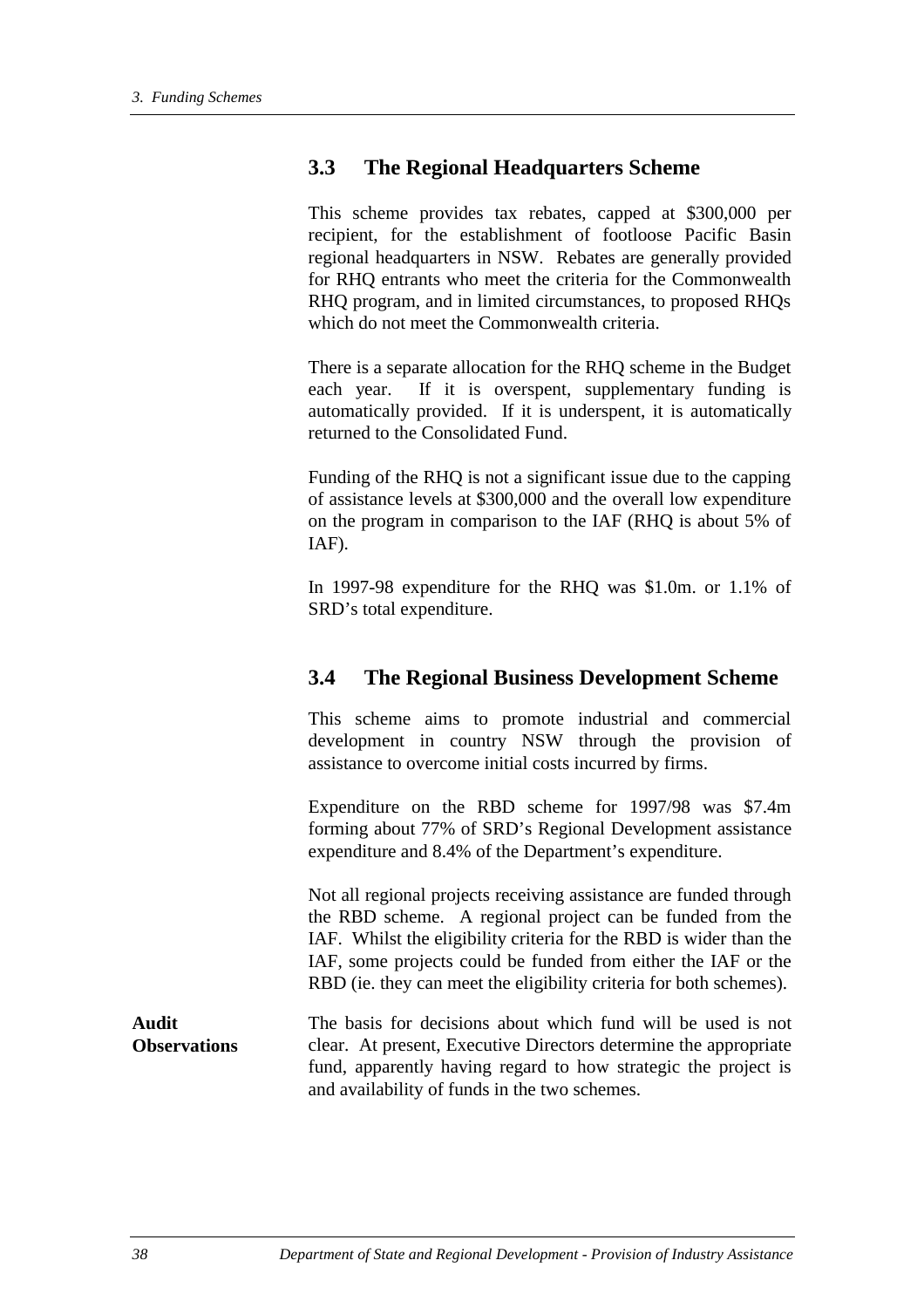## 3.3 The Regional Headquarters Scheme

This scheme provides tax rebates, capped at $300,000 per recipient, for the establishment of footloose Pacific Basin regional headquarters in NSW. Rebates are generally provided for RHQ entrants who meet the criteria for the Commonwealth RHQ program, and in limited circumstances, to proposed RHQs which do not meet the Commonwealth criteria.

There is a separate allocation for the RHQ scheme in the Budget each year. If it is overspent, supplementary funding is automatically provided. If it is underspent, it is automatically returned to the Consolidated Fund.

Funding of the RHQ is not a significant issue due to the capping of assistance levels at $300,000 and the overall low expenditure on the program in comparison to the IAF (RHQ is about 5% of IAF).

In 1997-98 expenditure for the RHQ was $1.0m. or 1.1% of SRD's total expenditure.

## 3.4 The Regional Business Development Scheme

This scheme aims to promote industrial and commercial development in country NSW through the provision of assistance to overcome initial costs incurred by firms.

Expenditure on the RBD scheme for 1997/98 was $7.4m forming about 77% of SRD's Regional Development assistance expenditure and 8.4% of the Department's expenditure.

Not all regional projects receiving assistance are funded through the RBD scheme. A regional project can be funded from the IAF. Whilst the eligibility criteria for the RBD is wider than the IAF, some projects could be funded from either the IAF or the RBD (ie. they can meet the eligibility criteria for both schemes).

**Audit Observations**

The basis for decisions about which fund will be used is not clear. At present, Executive Directors determine the appropriate fund, apparently having regard to how strategic the project is and availability of funds in the two schemes.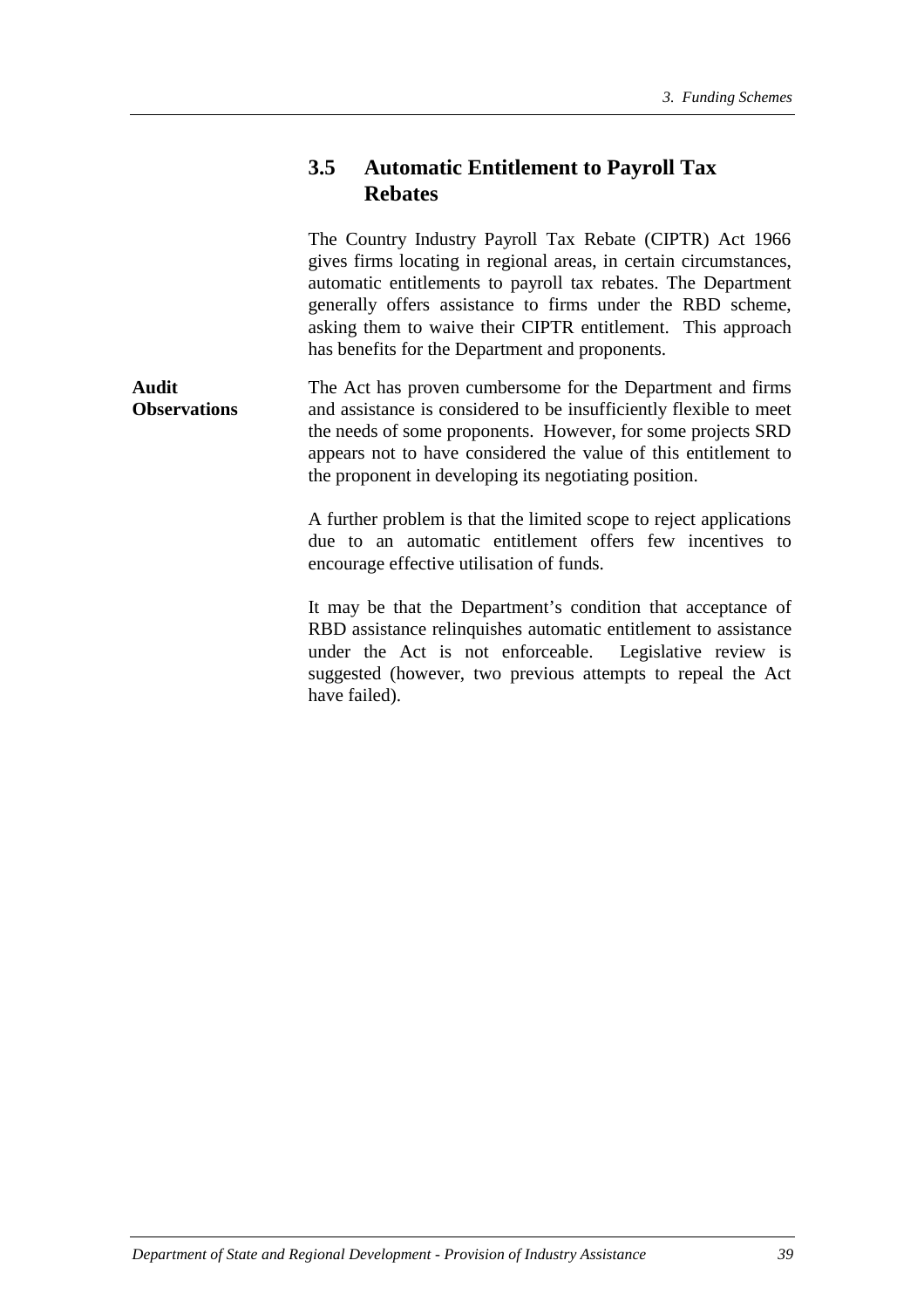## 3.5 Automatic Entitlement to Payroll Tax Rebates

The Country Industry Payroll Tax Rebate (CIPTR) Act 1966 gives firms locating in regional areas, in certain circumstances, automatic entitlements to payroll tax rebates. The Department generally offers assistance to firms under the RBD scheme, asking them to waive their CIPTR entitlement. This approach has benefits for the Department and proponents.

**Audit Observations**

The Act has proven cumbersome for the Department and firms and assistance is considered to be insufficiently flexible to meet the needs of some proponents. However, for some projects SRD appears not to have considered the value of this entitlement to the proponent in developing its negotiating position.

A further problem is that the limited scope to reject applications due to an automatic entitlement offers few incentives to encourage effective utilisation of funds.

It may be that the Department's condition that acceptance of RBD assistance relinquishes automatic entitlement to assistance under the Act is not enforceable. Legislative review is suggested (however, two previous attempts to repeal the Act have failed).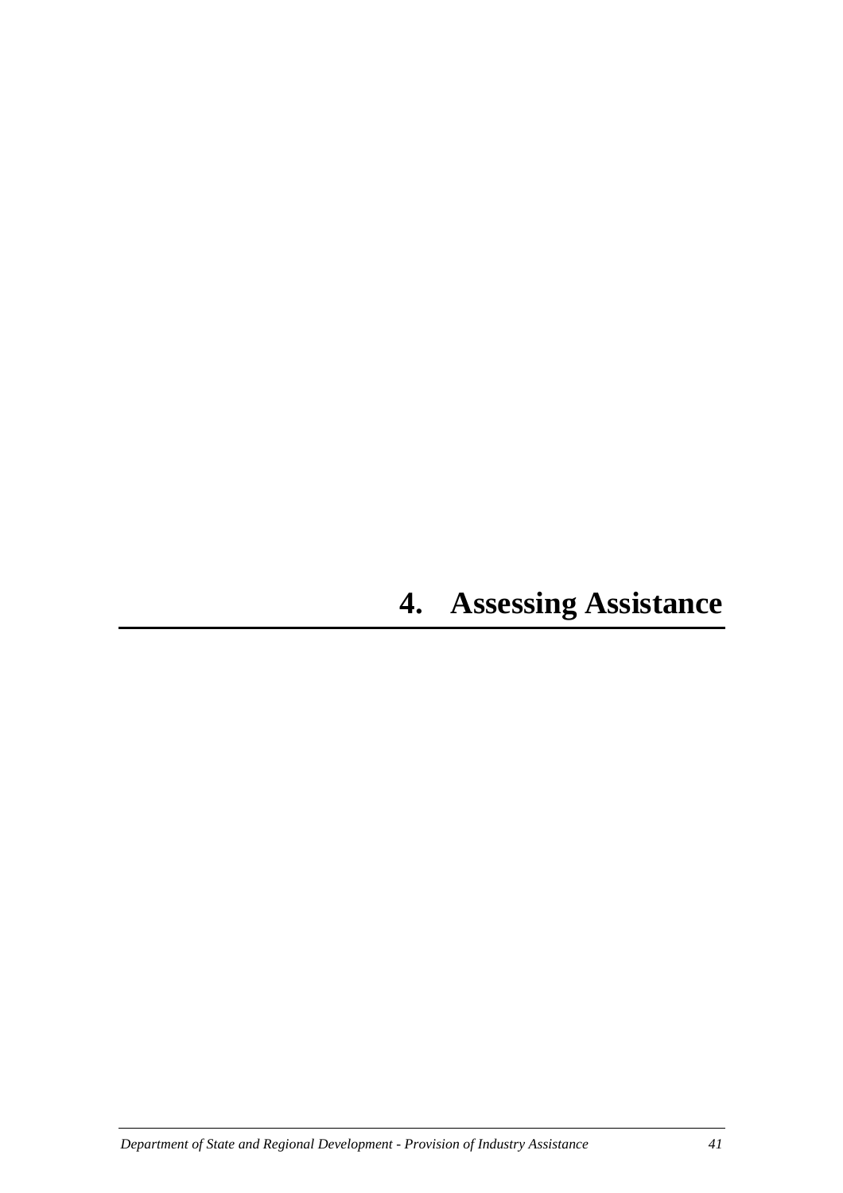# 4. Assessing Assistance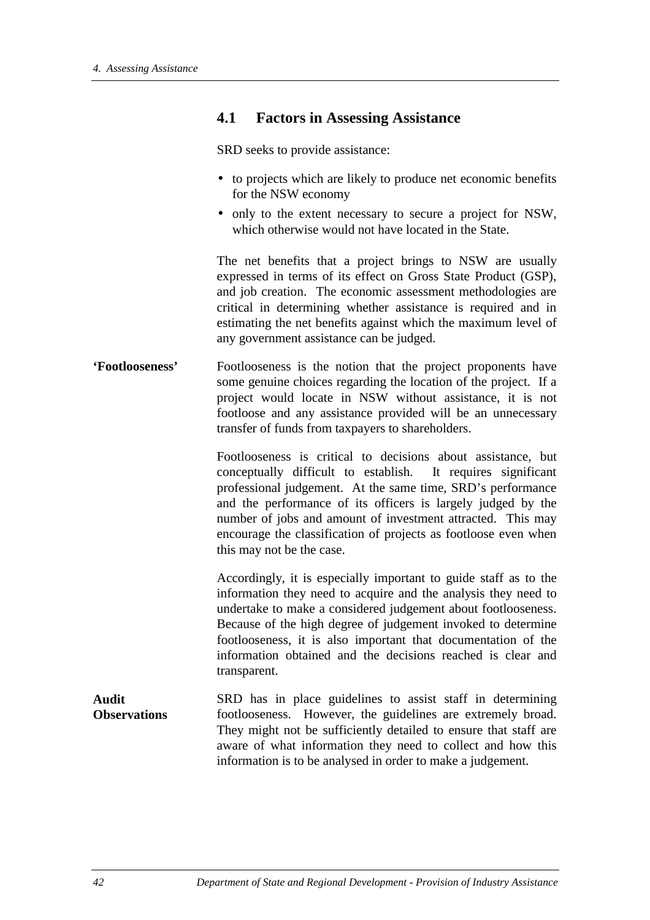## 4.1 Factors in Assessing Assistance

SRD seeks to provide assistance:

- to projects which are likely to produce net economic benefits for the NSW economy
- only to the extent necessary to secure a project for NSW, which otherwise would not have located in the State.

The net benefits that a project brings to NSW are usually expressed in terms of its effect on Gross State Product (GSP), and job creation. The economic assessment methodologies are critical in determining whether assistance is required and in estimating the net benefits against which the maximum level of any government assistance can be judged.

**'Footlooseness'**

Footlooseness is the notion that the project proponents have some genuine choices regarding the location of the project. If a project would locate in NSW without assistance, it is not footloose and any assistance provided will be an unnecessary transfer of funds from taxpayers to shareholders.

Footlooseness is critical to decisions about assistance, but conceptually difficult to establish. It requires significant professional judgement. At the same time, SRD's performance and the performance of its officers is largely judged by the number of jobs and amount of investment attracted. This may encourage the classification of projects as footloose even when this may not be the case.

Accordingly, it is especially important to guide staff as to the information they need to acquire and the analysis they need to undertake to make a considered judgement about footlooseness. Because of the high degree of judgement invoked to determine footlooseness, it is also important that documentation of the information obtained and the decisions reached is clear and transparent.

**Audit Observations**

SRD has in place guidelines to assist staff in determining footlooseness. However, the guidelines are extremely broad. They might not be sufficiently detailed to ensure that staff are aware of what information they need to collect and how this information is to be analysed in order to make a judgement.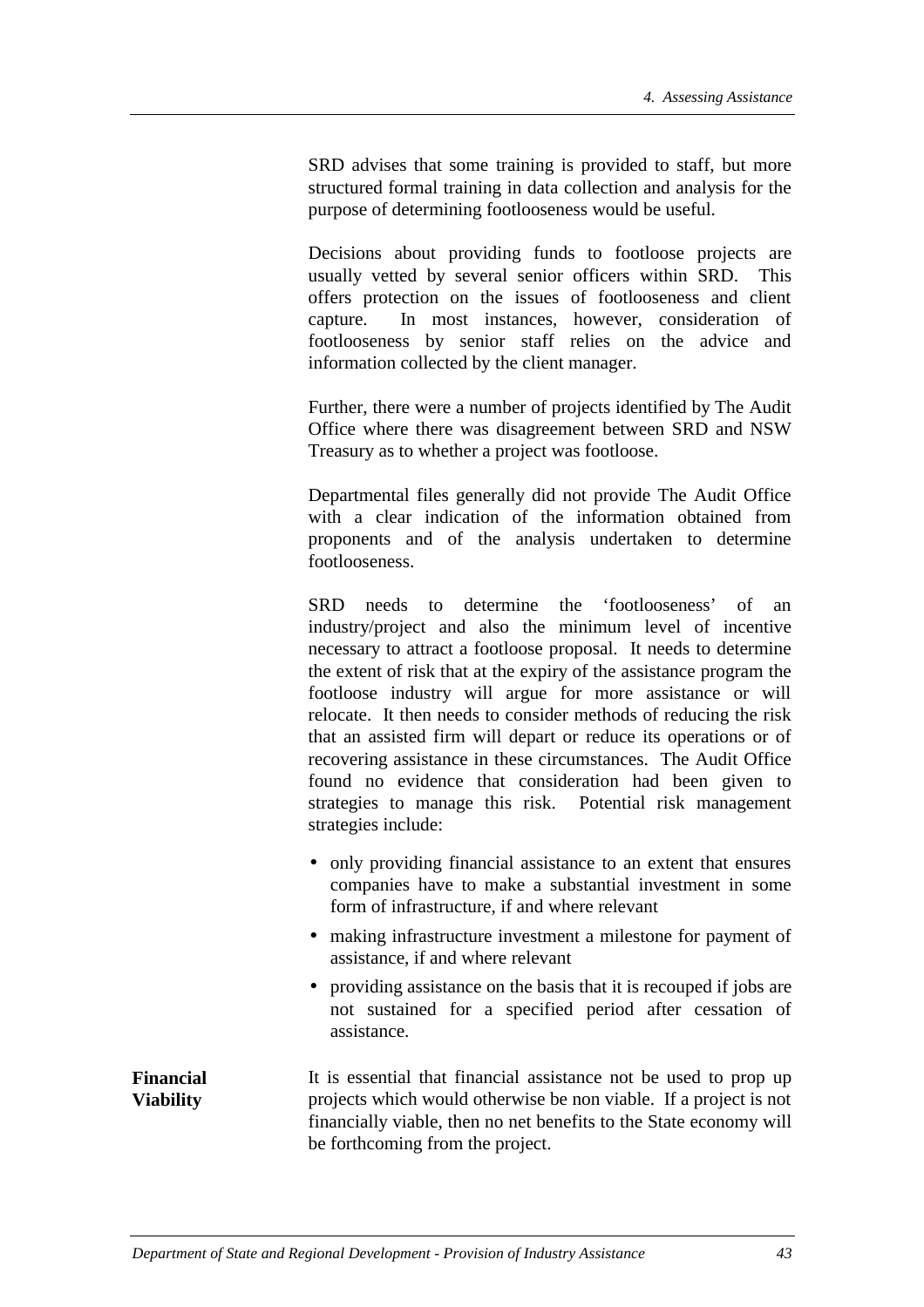SRD advises that some training is provided to staff, but more structured formal training in data collection and analysis for the purpose of determining footlooseness would be useful.

Decisions about providing funds to footloose projects are usually vetted by several senior officers within SRD. This offers protection on the issues of footlooseness and client capture. In most instances, however, consideration of footlooseness by senior staff relies on the advice and information collected by the client manager.

Further, there were a number of projects identified by The Audit Office where there was disagreement between SRD and NSW Treasury as to whether a project was footloose.

Departmental files generally did not provide The Audit Office with a clear indication of the information obtained from proponents and of the analysis undertaken to determine footlooseness.

SRD needs to determine the 'footlooseness' of an industry/project and also the minimum level of incentive necessary to attract a footloose proposal. It needs to determine the extent of risk that at the expiry of the assistance program the footloose industry will argue for more assistance or will relocate. It then needs to consider methods of reducing the risk that an assisted firm will depart or reduce its operations or of recovering assistance in these circumstances. The Audit Office found no evidence that consideration had been given to strategies to manage this risk. Potential risk management strategies include:

- only providing financial assistance to an extent that ensures companies have to make a substantial investment in some form of infrastructure, if and where relevant
- making infrastructure investment a milestone for payment of assistance, if and where relevant
- providing assistance on the basis that it is recouped if jobs are not sustained for a specified period after cessation of assistance.

**Financial Viability**

It is essential that financial assistance not be used to prop up projects which would otherwise be non viable. If a project is not financially viable, then no net benefits to the State economy will be forthcoming from the project.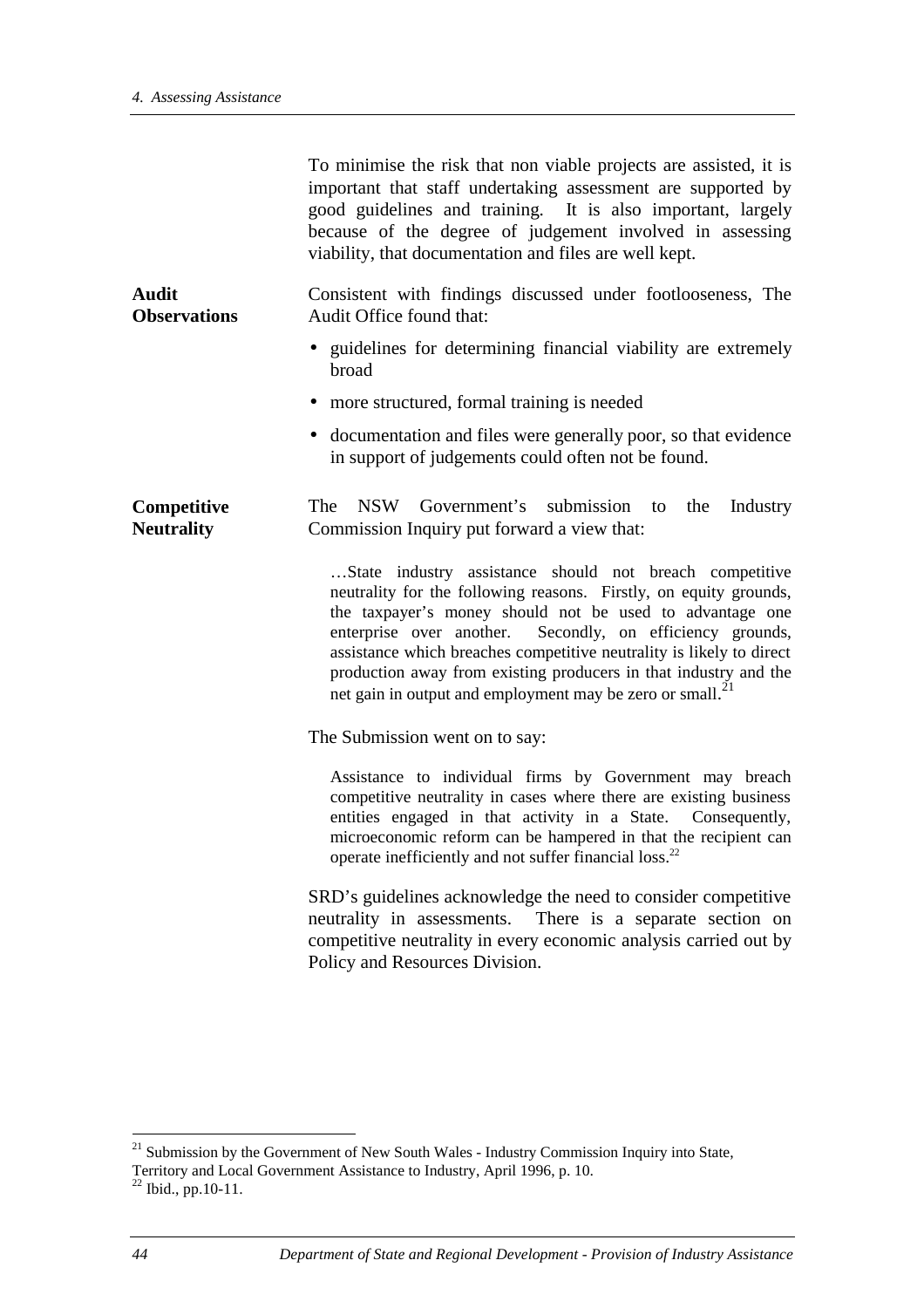To minimise the risk that non viable projects are assisted, it is important that staff undertaking assessment are supported by good guidelines and training. It is also important, largely because of the degree of judgement involved in assessing viability, that documentation and files are well kept.

**Audit Observations**

Consistent with findings discussed under footlooseness, The Audit Office found that:

- guidelines for determining financial viability are extremely broad
- more structured, formal training is needed
- documentation and files were generally poor, so that evidence in support of judgements could often not be found.

**Competitive Neutrality**

The NSW Government's submission to the Industry Commission Inquiry put forward a view that:

> …State industry assistance should not breach competitive neutrality for the following reasons. Firstly, on equity grounds, the taxpayer's money should not be used to advantage one enterprise over another. Secondly, on efficiency grounds, assistance which breaches competitive neutrality is likely to direct production away from existing producers in that industry and the net gain in output and employment may be zero or small.[21]

The Submission went on to say:

> Assistance to individual firms by Government may breach competitive neutrality in cases where there are existing business entities engaged in that activity in a State. Consequently, microeconomic reform can be hampered in that the recipient can operate inefficiently and not suffer financial loss.[22]

SRD's guidelines acknowledge the need to consider competitive neutrality in assessments. There is a separate section on competitive neutrality in every economic analysis carried out by Policy and Resources Division.

---

[21] Submission by the Government of New South Wales - Industry Commission Inquiry into State, Territory and Local Government Assistance to Industry, April 1996, p. 10.

[22] Ibid., pp.10-11.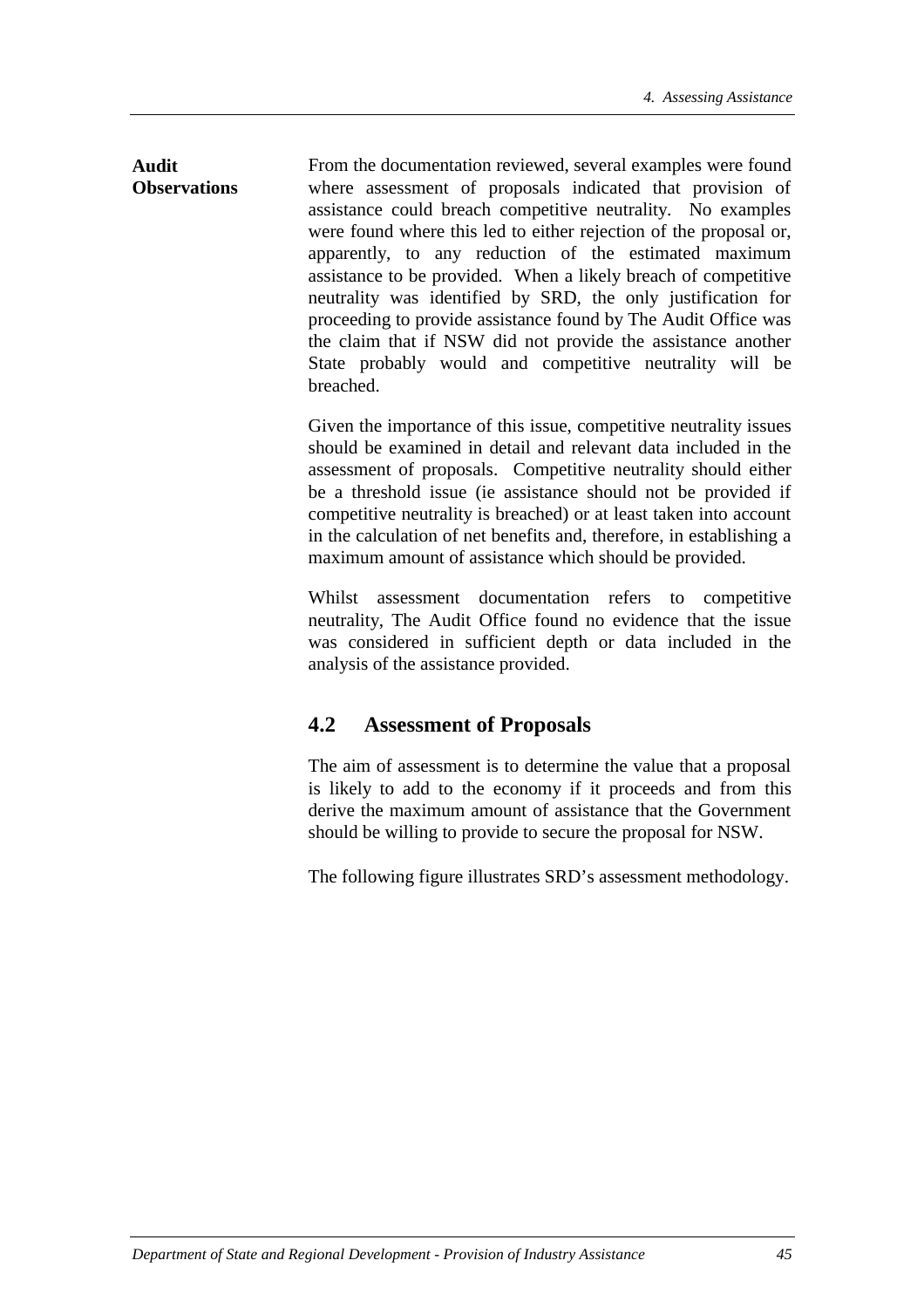**Audit Observations**

From the documentation reviewed, several examples were found where assessment of proposals indicated that provision of assistance could breach competitive neutrality. No examples were found where this led to either rejection of the proposal or, apparently, to any reduction of the estimated maximum assistance to be provided. When a likely breach of competitive neutrality was identified by SRD, the only justification for proceeding to provide assistance found by The Audit Office was the claim that if NSW did not provide the assistance another State probably would and competitive neutrality will be breached.

Given the importance of this issue, competitive neutrality issues should be examined in detail and relevant data included in the assessment of proposals. Competitive neutrality should either be a threshold issue (ie assistance should not be provided if competitive neutrality is breached) or at least taken into account in the calculation of net benefits and, therefore, in establishing a maximum amount of assistance which should be provided.

Whilst assessment documentation refers to competitive neutrality, The Audit Office found no evidence that the issue was considered in sufficient depth or data included in the analysis of the assistance provided.

## 4.2 Assessment of Proposals

The aim of assessment is to determine the value that a proposal is likely to add to the economy if it proceeds and from this derive the maximum amount of assistance that the Government should be willing to provide to secure the proposal for NSW.

The following figure illustrates SRD's assessment methodology.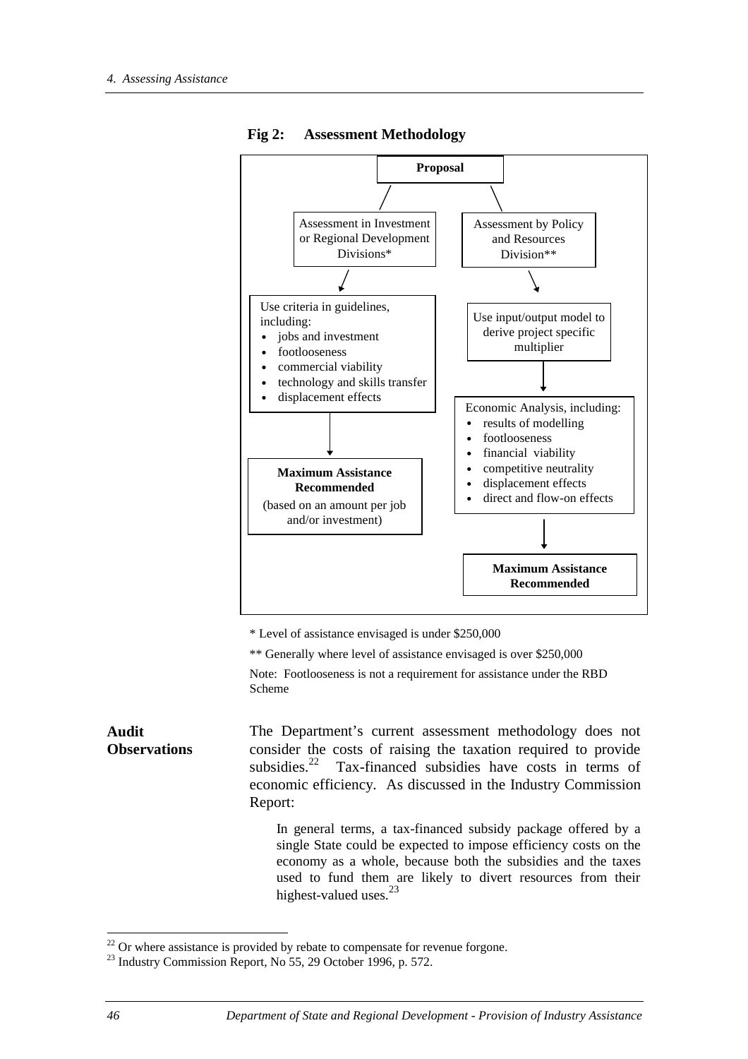**Fig 2: Assessment Methodology**

**Proposal**

Assessment in Investment or Regional Development Divisions*

- Use criteria in guidelines, including:
  - jobs and investment
  - footlooseness
  - commercial viability
  - technology and skills transfer
  - displacement effects
- **Maximum Assistance Recommended** (based on an amount per job and/or investment)

Assessment by Policy and Resources Division**

- Use input/output model to derive project specific multiplier
- Economic Analysis, including:
  - results of modelling
  - footlooseness
  - financial viability
  - competitive neutrality
  - displacement effects
  - direct and flow-on effects
- **Maximum Assistance Recommended**

\* Level of assistance envisaged is under $250,000

\*\* Generally where level of assistance envisaged is over $250,000

Note: Footlooseness is not a requirement for assistance under the RBD Scheme

**Audit Observations**

The Department's current assessment methodology does not consider the costs of raising the taxation required to provide subsidies.[22] Tax-financed subsidies have costs in terms of economic efficiency. As discussed in the Industry Commission Report:

> In general terms, a tax-financed subsidy package offered by a single State could be expected to impose efficiency costs on the economy as a whole, because both the subsidies and the taxes used to fund them are likely to divert resources from their highest-valued uses.[23]

[22] Or where assistance is provided by rebate to compensate for revenue forgone.

[23] Industry Commission Report, No 55, 29 October 1996, p. 572.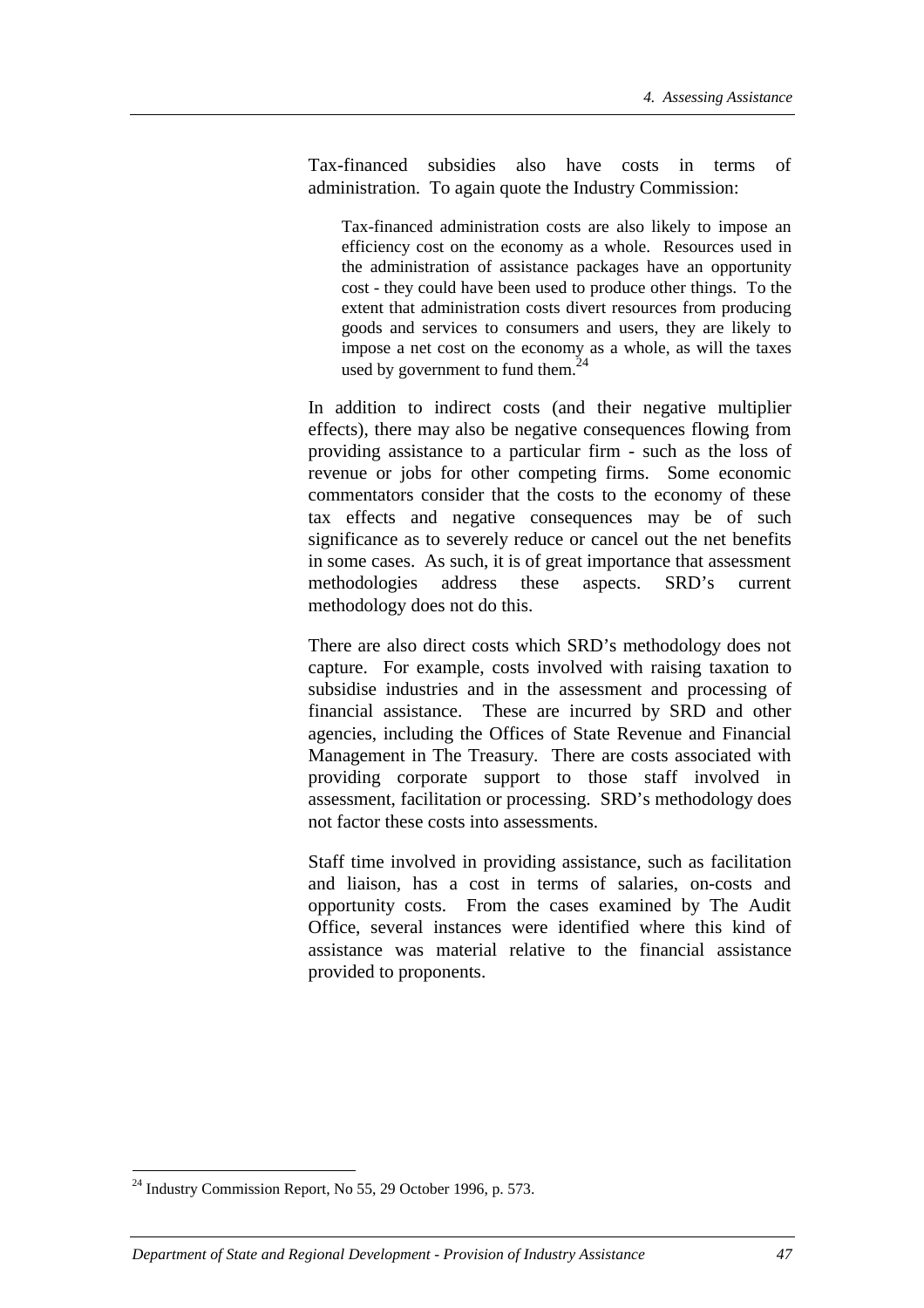Tax-financed subsidies also have costs in terms of administration. To again quote the Industry Commission:

> Tax-financed administration costs are also likely to impose an efficiency cost on the economy as a whole. Resources used in the administration of assistance packages have an opportunity cost - they could have been used to produce other things. To the extent that administration costs divert resources from producing goods and services to consumers and users, they are likely to impose a net cost on the economy as a whole, as will the taxes used by government to fund them.[24]

In addition to indirect costs (and their negative multiplier effects), there may also be negative consequences flowing from providing assistance to a particular firm - such as the loss of revenue or jobs for other competing firms. Some economic commentators consider that the costs to the economy of these tax effects and negative consequences may be of such significance as to severely reduce or cancel out the net benefits in some cases. As such, it is of great importance that assessment methodologies address these aspects. SRD's current methodology does not do this.

There are also direct costs which SRD's methodology does not capture. For example, costs involved with raising taxation to subsidise industries and in the assessment and processing of financial assistance. These are incurred by SRD and other agencies, including the Offices of State Revenue and Financial Management in The Treasury. There are costs associated with providing corporate support to those staff involved in assessment, facilitation or processing. SRD's methodology does not factor these costs into assessments.

Staff time involved in providing assistance, such as facilitation and liaison, has a cost in terms of salaries, on-costs and opportunity costs. From the cases examined by The Audit Office, several instances were identified where this kind of assistance was material relative to the financial assistance provided to proponents.

---

[24] Industry Commission Report, No 55, 29 October 1996, p. 573.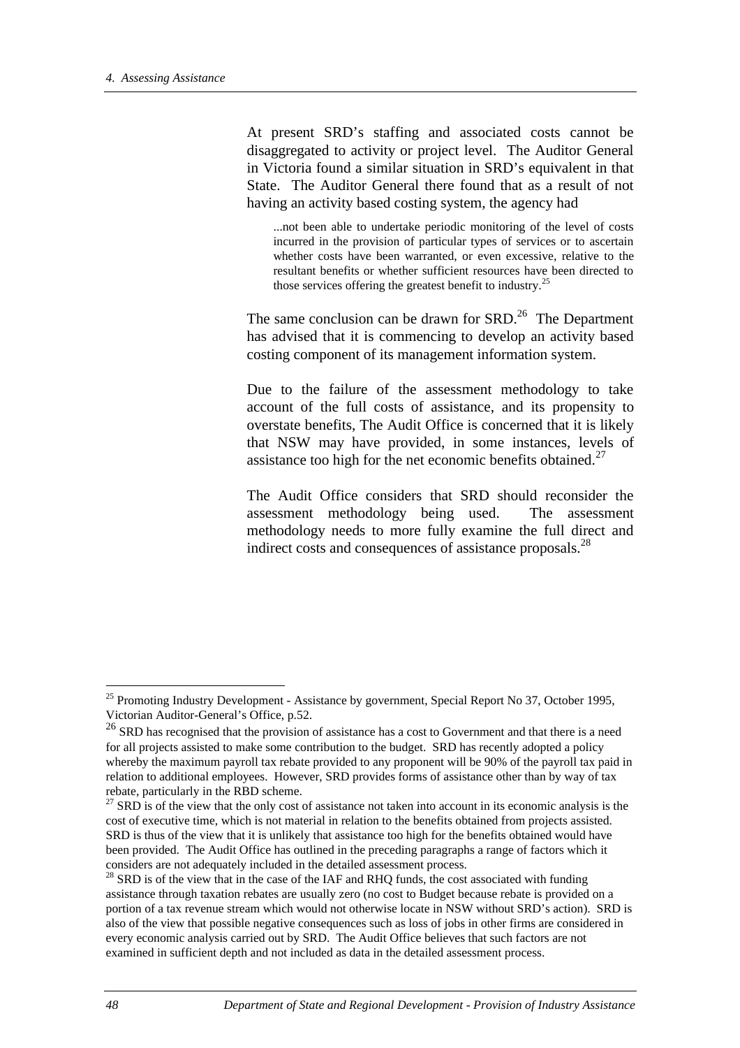At present SRD's staffing and associated costs cannot be disaggregated to activity or project level. The Auditor General in Victoria found a similar situation in SRD's equivalent in that State. The Auditor General there found that as a result of not having an activity based costing system, the agency had

> ...not been able to undertake periodic monitoring of the level of costs incurred in the provision of particular types of services or to ascertain whether costs have been warranted, or even excessive, relative to the resultant benefits or whether sufficient resources have been directed to those services offering the greatest benefit to industry.[25]

The same conclusion can be drawn for SRD.[26] The Department has advised that it is commencing to develop an activity based costing component of its management information system.

Due to the failure of the assessment methodology to take account of the full costs of assistance, and its propensity to overstate benefits, The Audit Office is concerned that it is likely that NSW may have provided, in some instances, levels of assistance too high for the net economic benefits obtained.[27]

The Audit Office considers that SRD should reconsider the assessment methodology being used. The assessment methodology needs to more fully examine the full direct and indirect costs and consequences of assistance proposals.[28]

---

[25] Promoting Industry Development - Assistance by government, Special Report No 37, October 1995, Victorian Auditor-General's Office, p.52.

[26] SRD has recognised that the provision of assistance has a cost to Government and that there is a need for all projects assisted to make some contribution to the budget. SRD has recently adopted a policy whereby the maximum payroll tax rebate provided to any proponent will be 90% of the payroll tax paid in relation to additional employees. However, SRD provides forms of assistance other than by way of tax rebate, particularly in the RBD scheme.

[27] SRD is of the view that the only cost of assistance not taken into account in its economic analysis is the cost of executive time, which is not material in relation to the benefits obtained from projects assisted. SRD is thus of the view that it is unlikely that assistance too high for the benefits obtained would have been provided. The Audit Office has outlined in the preceding paragraphs a range of factors which it considers are not adequately included in the detailed assessment process.

[28] SRD is of the view that in the case of the IAF and RHQ funds, the cost associated with funding assistance through taxation rebates are usually zero (no cost to Budget because rebate is provided on a portion of a tax revenue stream which would not otherwise locate in NSW without SRD's action). SRD is also of the view that possible negative consequences such as loss of jobs in other firms are considered in every economic analysis carried out by SRD. The Audit Office believes that such factors are not examined in sufficient depth and not included as data in the detailed assessment process.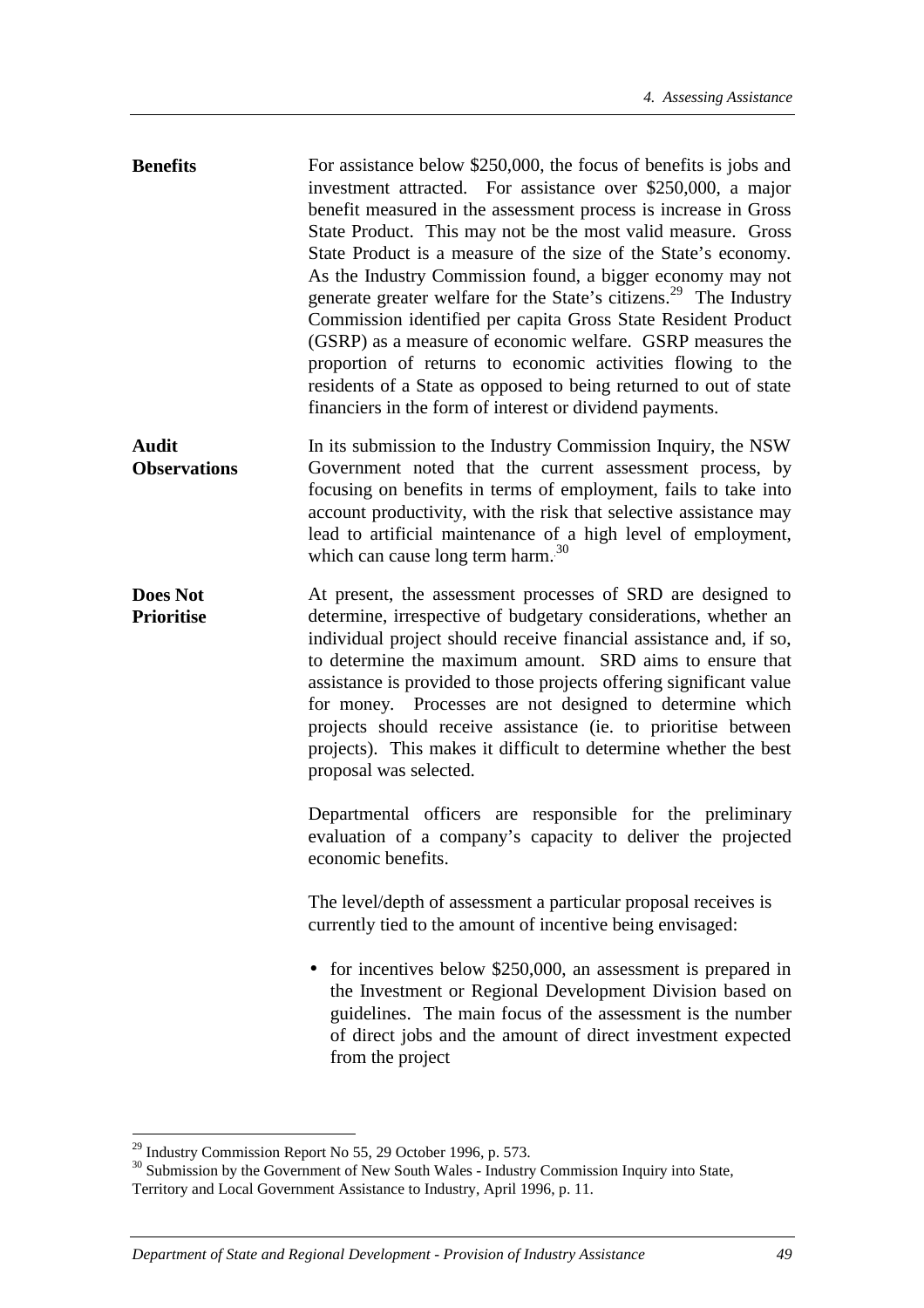**Benefits**

For assistance below $250,000, the focus of benefits is jobs and investment attracted. For assistance over $250,000, a major benefit measured in the assessment process is increase in Gross State Product. This may not be the most valid measure. Gross State Product is a measure of the size of the State's economy. As the Industry Commission found, a bigger economy may not generate greater welfare for the State's citizens.[29] The Industry Commission identified per capita Gross State Resident Product (GSRP) as a measure of economic welfare. GSRP measures the proportion of returns to economic activities flowing to the residents of a State as opposed to being returned to out of state financiers in the form of interest or dividend payments.

**Audit Observations**

In its submission to the Industry Commission Inquiry, the NSW Government noted that the current assessment process, by focusing on benefits in terms of employment, fails to take into account productivity, with the risk that selective assistance may lead to artificial maintenance of a high level of employment, which can cause long term harm.[30]

**Does Not Prioritise**

At present, the assessment processes of SRD are designed to determine, irrespective of budgetary considerations, whether an individual project should receive financial assistance and, if so, to determine the maximum amount. SRD aims to ensure that assistance is provided to those projects offering significant value for money. Processes are not designed to determine which projects should receive assistance (ie. to prioritise between projects). This makes it difficult to determine whether the best proposal was selected.

Departmental officers are responsible for the preliminary evaluation of a company's capacity to deliver the projected economic benefits.

The level/depth of assessment a particular proposal receives is currently tied to the amount of incentive being envisaged:

- for incentives below $250,000, an assessment is prepared in the Investment or Regional Development Division based on guidelines. The main focus of the assessment is the number of direct jobs and the amount of direct investment expected from the project

---

[29] Industry Commission Report No 55, 29 October 1996, p. 573.

[30] Submission by the Government of New South Wales - Industry Commission Inquiry into State, Territory and Local Government Assistance to Industry, April 1996, p. 11.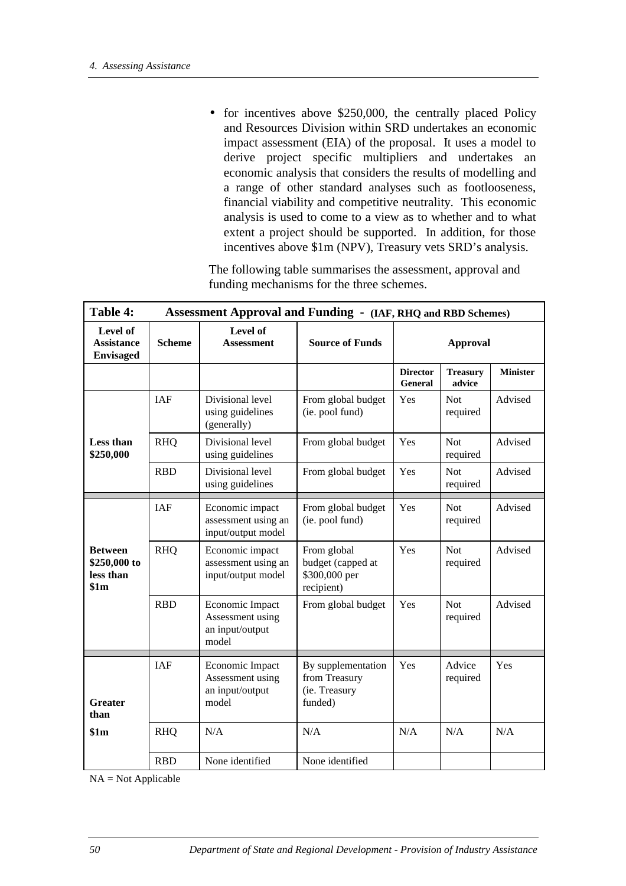- for incentives above $250,000, the centrally placed Policy and Resources Division within SRD undertakes an economic impact assessment (EIA) of the proposal. It uses a model to derive project specific multipliers and undertakes an economic analysis that considers the results of modelling and a range of other standard analyses such as footlooseness, financial viability and competitive neutrality. This economic analysis is used to come to a view as to whether and to what extent a project should be supported. In addition, for those incentives above $1m (NPV), Treasury vets SRD's analysis.

The following table summarises the assessment, approval and funding mechanisms for the three schemes.

**Table 4: Assessment Approval and Funding - (IAF, RHQ and RBD Schemes)**

| Level of Assistance Envisaged | Scheme | Level of Assessment | Source of Funds | Approval | | |
|---|---|---|---|---|---|---|
| | | | | Director General | Treasury advice | Minister |
| Less than $250,000 | IAF | Divisional level using guidelines (generally) | From global budget (ie. pool fund) | Yes | Not required | Advised |
| | RHQ | Divisional level using guidelines | From global budget | Yes | Not required | Advised |
| | RBD | Divisional level using guidelines | From global budget | Yes | Not required | Advised |
| Between $250,000 to less than $1m | IAF | Economic impact assessment using an input/output model | From global budget (ie. pool fund) | Yes | Not required | Advised |
| | RHQ | Economic impact assessment using an input/output model | From global budget (capped at $300,000 per recipient) | Yes | Not required | Advised |
| | RBD | Economic Impact Assessment using an input/output model | From global budget | Yes | Not required | Advised |
| Greater than $1m | IAF | Economic Impact Assessment using an input/output model | By supplementation from Treasury (ie. Treasury funded) | Yes | Advice required | Yes |
| | RHQ | N/A | N/A | N/A | N/A | N/A |
| | RBD | None identified | None identified | | | |

NA = Not Applicable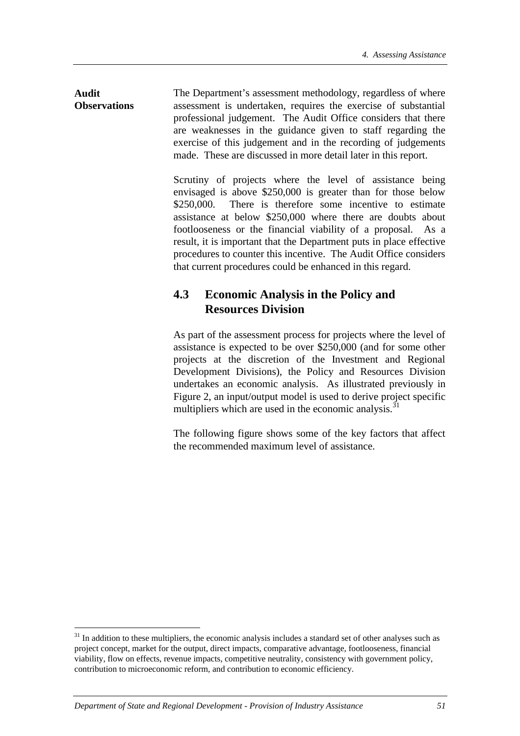**Audit Observations**

The Department's assessment methodology, regardless of where assessment is undertaken, requires the exercise of substantial professional judgement. The Audit Office considers that there are weaknesses in the guidance given to staff regarding the exercise of this judgement and in the recording of judgements made. These are discussed in more detail later in this report.

Scrutiny of projects where the level of assistance being envisaged is above $250,000 is greater than for those below $250,000. There is therefore some incentive to estimate assistance at below $250,000 where there are doubts about footlooseness or the financial viability of a proposal. As a result, it is important that the Department puts in place effective procedures to counter this incentive. The Audit Office considers that current procedures could be enhanced in this regard.

## 4.3 Economic Analysis in the Policy and Resources Division

As part of the assessment process for projects where the level of assistance is expected to be over $250,000 (and for some other projects at the discretion of the Investment and Regional Development Divisions), the Policy and Resources Division undertakes an economic analysis. As illustrated previously in Figure 2, an input/output model is used to derive project specific multipliers which are used in the economic analysis.[31]

The following figure shows some of the key factors that affect the recommended maximum level of assistance.

[31] In addition to these multipliers, the economic analysis includes a standard set of other analyses such as project concept, market for the output, direct impacts, comparative advantage, footlooseness, financial viability, flow on effects, revenue impacts, competitive neutrality, consistency with government policy, contribution to microeconomic reform, and contribution to economic efficiency.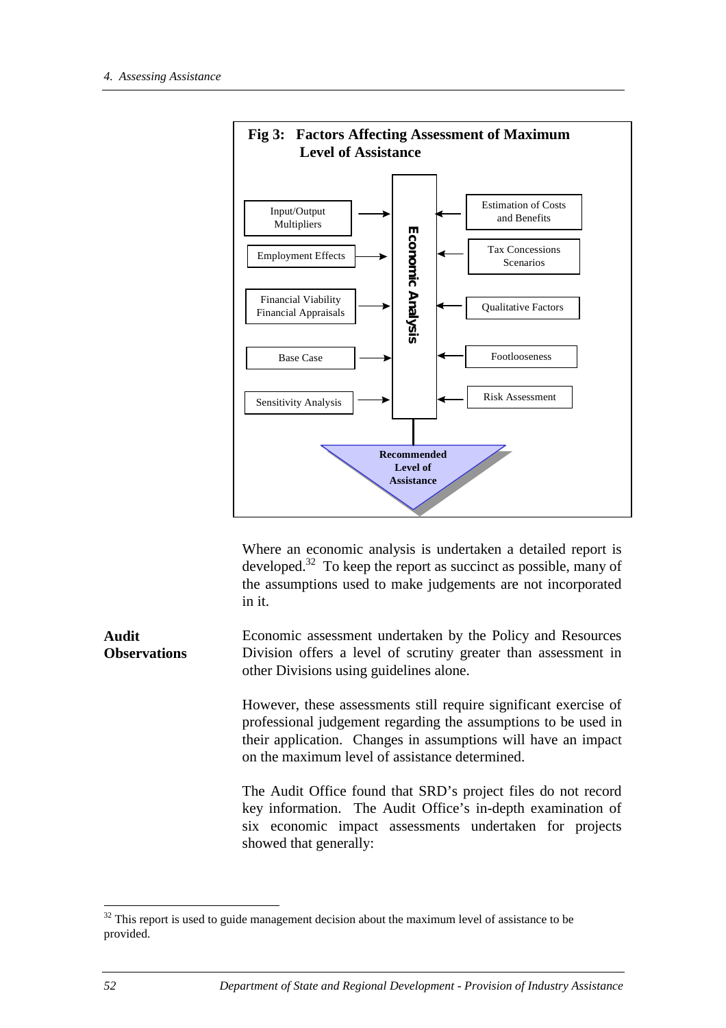**Fig 3: Factors Affecting Assessment of Maximum Level of Assistance**

Input/Output Multipliers → Economic Analysis

Employment Effects → Economic Analysis

Financial Viability Financial Appraisals → Economic Analysis

Base Case → Economic Analysis

Sensitivity Analysis → Economic Analysis

Estimation of Costs and Benefits → Economic Analysis

Tax Concessions Scenarios → Economic Analysis

Qualitative Factors → Economic Analysis

Footlooseness → Economic Analysis

Risk Assessment → Economic Analysis

Economic Analysis → **Recommended Level of Assistance**

Where an economic analysis is undertaken a detailed report is developed.[32] To keep the report as succinct as possible, many of the assumptions used to make judgements are not incorporated in it.

**Audit Observations**

Economic assessment undertaken by the Policy and Resources Division offers a level of scrutiny greater than assessment in other Divisions using guidelines alone.

However, these assessments still require significant exercise of professional judgement regarding the assumptions to be used in their application. Changes in assumptions will have an impact on the maximum level of assistance determined.

The Audit Office found that SRD's project files do not record key information. The Audit Office's in-depth examination of six economic impact assessments undertaken for projects showed that generally:

[32] This report is used to guide management decision about the maximum level of assistance to be provided.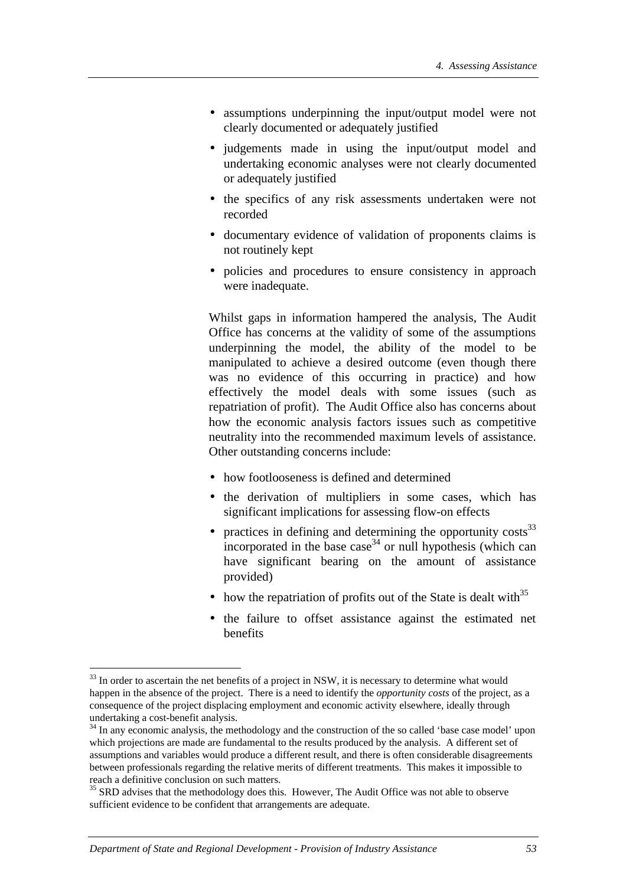- assumptions underpinning the input/output model were not clearly documented or adequately justified
- judgements made in using the input/output model and undertaking economic analyses were not clearly documented or adequately justified
- the specifics of any risk assessments undertaken were not recorded
- documentary evidence of validation of proponents claims is not routinely kept
- policies and procedures to ensure consistency in approach were inadequate.

Whilst gaps in information hampered the analysis, The Audit Office has concerns at the validity of some of the assumptions underpinning the model, the ability of the model to be manipulated to achieve a desired outcome (even though there was no evidence of this occurring in practice) and how effectively the model deals with some issues (such as repatriation of profit). The Audit Office also has concerns about how the economic analysis factors issues such as competitive neutrality into the recommended maximum levels of assistance. Other outstanding concerns include:

- how footlooseness is defined and determined
- the derivation of multipliers in some cases, which has significant implications for assessing flow-on effects
- practices in defining and determining the opportunity costs[33] incorporated in the base case[34] or null hypothesis (which can have significant bearing on the amount of assistance provided)
- how the repatriation of profits out of the State is dealt with[35]
- the failure to offset assistance against the estimated net benefits

---

[33] In order to ascertain the net benefits of a project in NSW, it is necessary to determine what would happen in the absence of the project. There is a need to identify the *opportunity costs* of the project, as a consequence of the project displacing employment and economic activity elsewhere, ideally through undertaking a cost-benefit analysis.

[34] In any economic analysis, the methodology and the construction of the so called 'base case model' upon which projections are made are fundamental to the results produced by the analysis. A different set of assumptions and variables would produce a different result, and there is often considerable disagreements between professionals regarding the relative merits of different treatments. This makes it impossible to reach a definitive conclusion on such matters.

[35] SRD advises that the methodology does this. However, The Audit Office was not able to observe sufficient evidence to be confident that arrangements are adequate.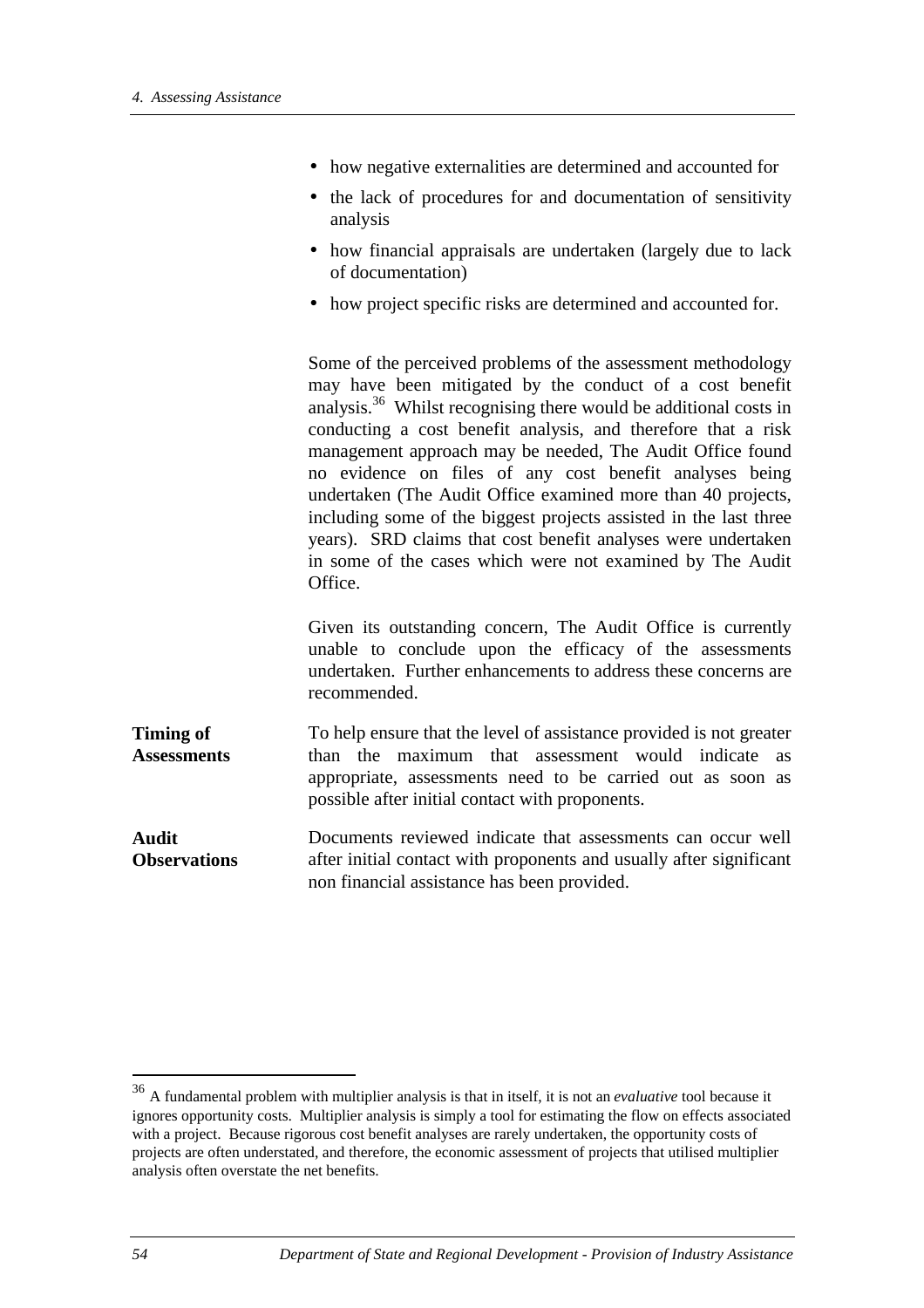- how negative externalities are determined and accounted for
- the lack of procedures for and documentation of sensitivity analysis
- how financial appraisals are undertaken (largely due to lack of documentation)
- how project specific risks are determined and accounted for.

Some of the perceived problems of the assessment methodology may have been mitigated by the conduct of a cost benefit analysis.[36] Whilst recognising there would be additional costs in conducting a cost benefit analysis, and therefore that a risk management approach may be needed, The Audit Office found no evidence on files of any cost benefit analyses being undertaken (The Audit Office examined more than 40 projects, including some of the biggest projects assisted in the last three years). SRD claims that cost benefit analyses were undertaken in some of the cases which were not examined by The Audit Office.

Given its outstanding concern, The Audit Office is currently unable to conclude upon the efficacy of the assessments undertaken. Further enhancements to address these concerns are recommended.

**Timing of Assessments**

To help ensure that the level of assistance provided is not greater than the maximum that assessment would indicate as appropriate, assessments need to be carried out as soon as possible after initial contact with proponents.

**Audit Observations**

Documents reviewed indicate that assessments can occur well after initial contact with proponents and usually after significant non financial assistance has been provided.

---

[36] A fundamental problem with multiplier analysis is that in itself, it is not an *evaluative* tool because it ignores opportunity costs. Multiplier analysis is simply a tool for estimating the flow on effects associated with a project. Because rigorous cost benefit analyses are rarely undertaken, the opportunity costs of projects are often understated, and therefore, the economic assessment of projects that utilised multiplier analysis often overstate the net benefits.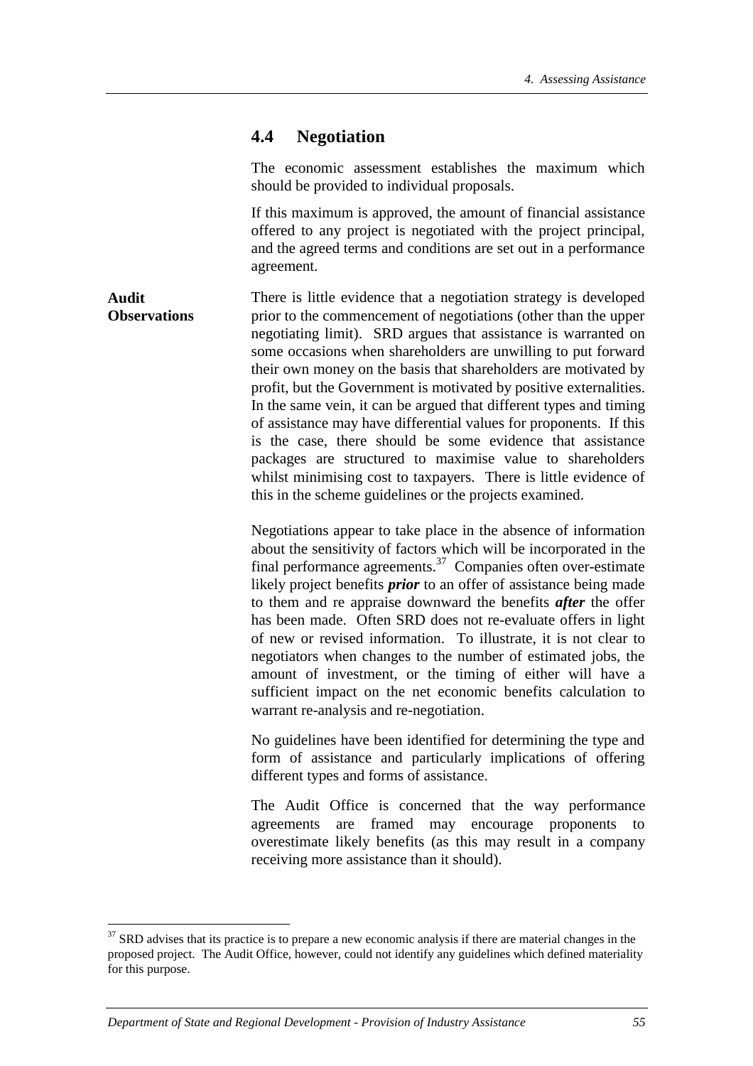## 4.4 Negotiation

The economic assessment establishes the maximum which should be provided to individual proposals.

If this maximum is approved, the amount of financial assistance offered to any project is negotiated with the project principal, and the agreed terms and conditions are set out in a performance agreement.

**Audit Observations**

There is little evidence that a negotiation strategy is developed prior to the commencement of negotiations (other than the upper negotiating limit). SRD argues that assistance is warranted on some occasions when shareholders are unwilling to put forward their own money on the basis that shareholders are motivated by profit, but the Government is motivated by positive externalities. In the same vein, it can be argued that different types and timing of assistance may have differential values for proponents. If this is the case, there should be some evidence that assistance packages are structured to maximise value to shareholders whilst minimising cost to taxpayers. There is little evidence of this in the scheme guidelines or the projects examined.

Negotiations appear to take place in the absence of information about the sensitivity of factors which will be incorporated in the final performance agreements.[37] Companies often over-estimate likely project benefits ***prior*** to an offer of assistance being made to them and re appraise downward the benefits ***after*** the offer has been made. Often SRD does not re-evaluate offers in light of new or revised information. To illustrate, it is not clear to negotiators when changes to the number of estimated jobs, the amount of investment, or the timing of either will have a sufficient impact on the net economic benefits calculation to warrant re-analysis and re-negotiation.

No guidelines have been identified for determining the type and form of assistance and particularly implications of offering different types and forms of assistance.

The Audit Office is concerned that the way performance agreements are framed may encourage proponents to overestimate likely benefits (as this may result in a company receiving more assistance than it should).

---

[37] SRD advises that its practice is to prepare a new economic analysis if there are material changes in the proposed project. The Audit Office, however, could not identify any guidelines which defined materiality for this purpose.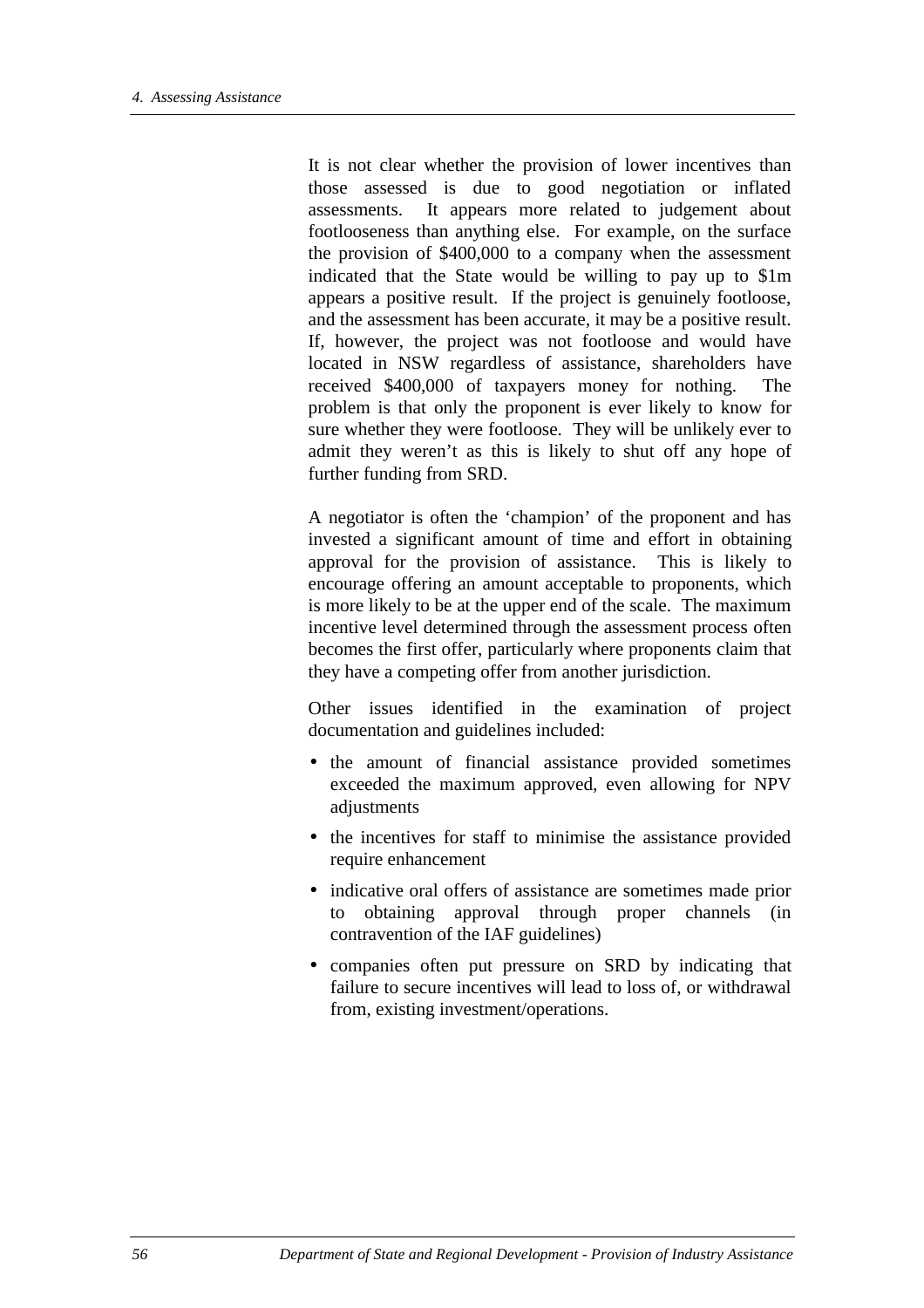It is not clear whether the provision of lower incentives than those assessed is due to good negotiation or inflated assessments. It appears more related to judgement about footlooseness than anything else. For example, on the surface the provision of $400,000 to a company when the assessment indicated that the State would be willing to pay up to $1m appears a positive result. If the project is genuinely footloose, and the assessment has been accurate, it may be a positive result. If, however, the project was not footloose and would have located in NSW regardless of assistance, shareholders have received $400,000 of taxpayers money for nothing. The problem is that only the proponent is ever likely to know for sure whether they were footloose. They will be unlikely ever to admit they weren't as this is likely to shut off any hope of further funding from SRD.

A negotiator is often the 'champion' of the proponent and has invested a significant amount of time and effort in obtaining approval for the provision of assistance. This is likely to encourage offering an amount acceptable to proponents, which is more likely to be at the upper end of the scale. The maximum incentive level determined through the assessment process often becomes the first offer, particularly where proponents claim that they have a competing offer from another jurisdiction.

Other issues identified in the examination of project documentation and guidelines included:

- the amount of financial assistance provided sometimes exceeded the maximum approved, even allowing for NPV adjustments
- the incentives for staff to minimise the assistance provided require enhancement
- indicative oral offers of assistance are sometimes made prior to obtaining approval through proper channels (in contravention of the IAF guidelines)
- companies often put pressure on SRD by indicating that failure to secure incentives will lead to loss of, or withdrawal from, existing investment/operations.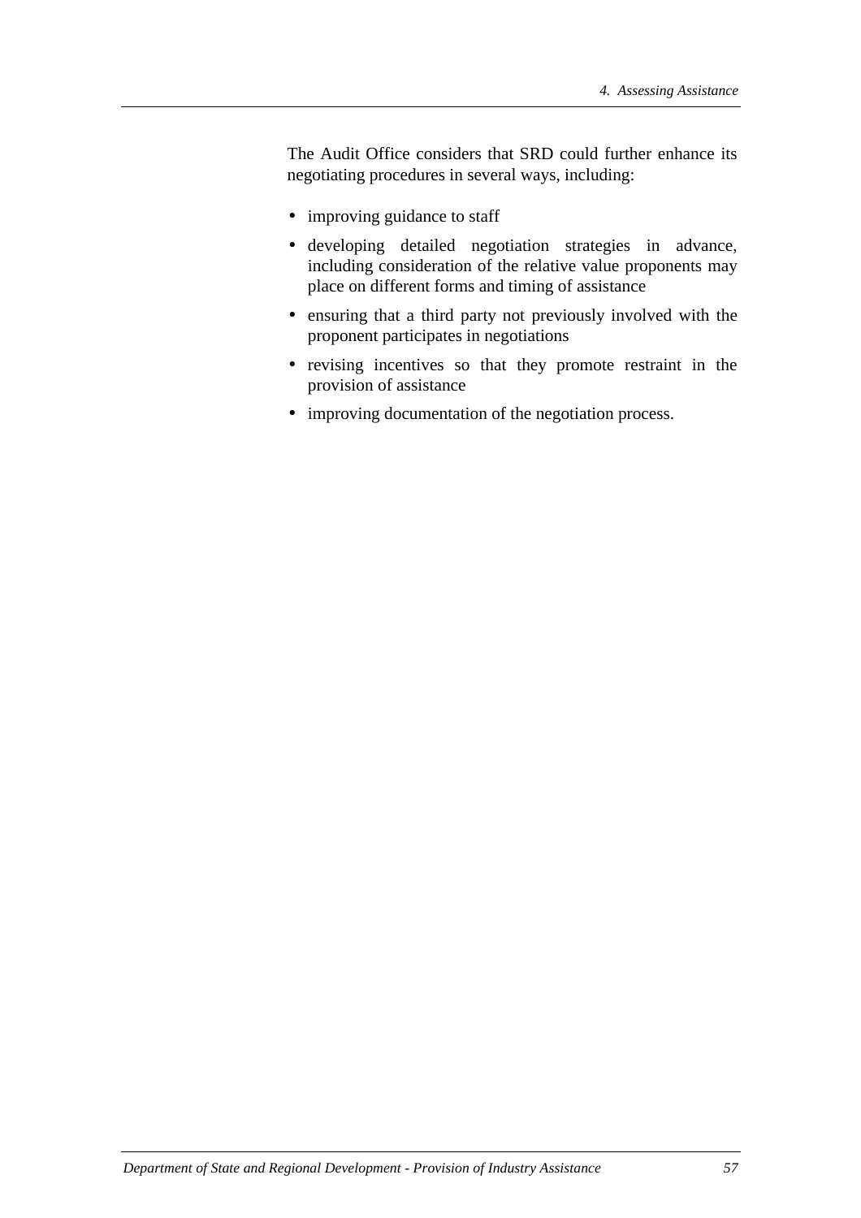The Audit Office considers that SRD could further enhance its negotiating procedures in several ways, including:

- improving guidance to staff
- developing detailed negotiation strategies in advance, including consideration of the relative value proponents may place on different forms and timing of assistance
- ensuring that a third party not previously involved with the proponent participates in negotiations
- revising incentives so that they promote restraint in the provision of assistance
- improving documentation of the negotiation process.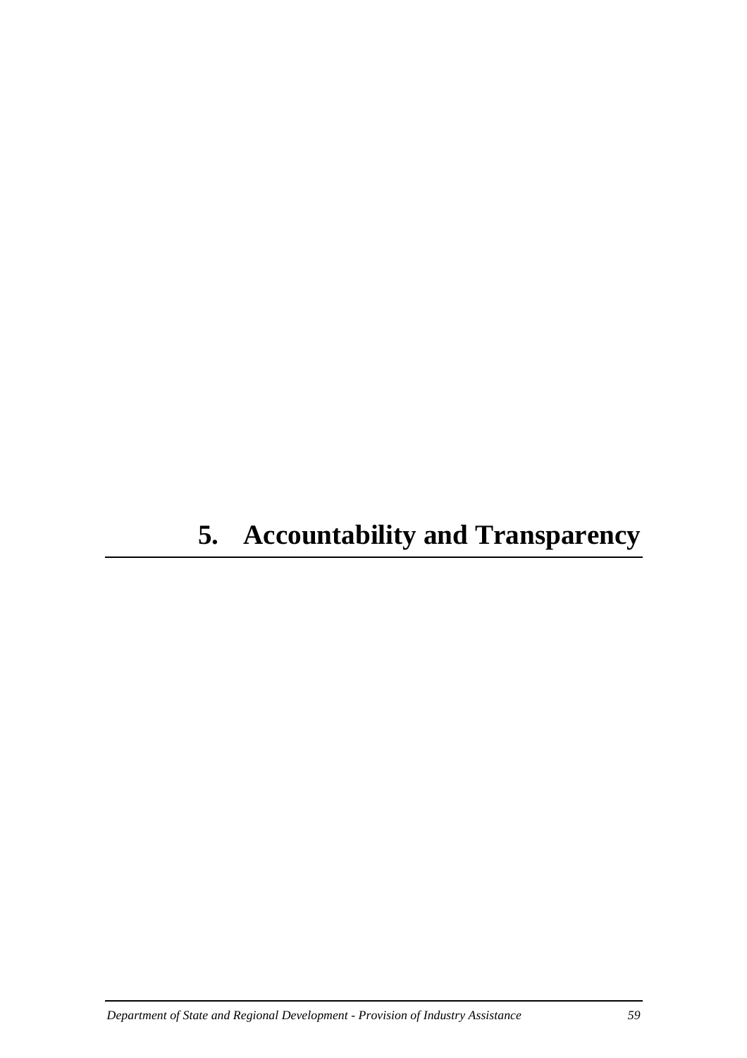# 5. Accountability and Transparency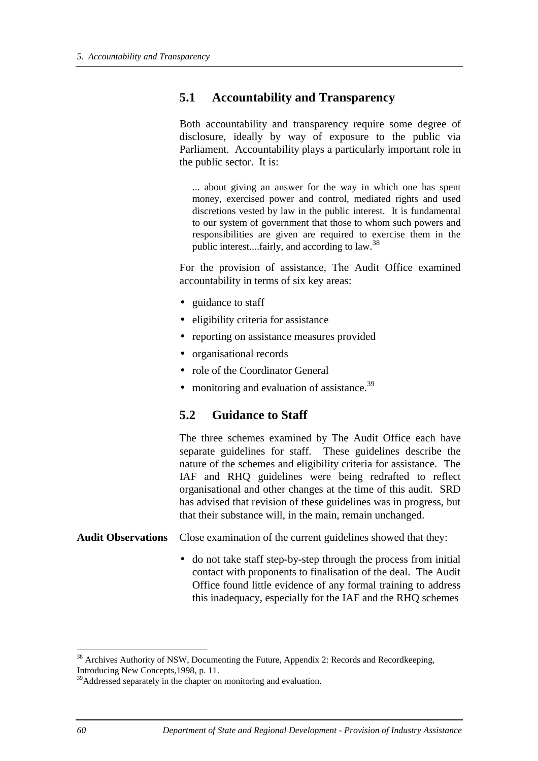## 5.1 Accountability and Transparency

Both accountability and transparency require some degree of disclosure, ideally by way of exposure to the public via Parliament. Accountability plays a particularly important role in the public sector. It is:

> ... about giving an answer for the way in which one has spent money, exercised power and control, mediated rights and used discretions vested by law in the public interest. It is fundamental to our system of government that those to whom such powers and responsibilities are given are required to exercise them in the public interest....fairly, and according to law.[38]

For the provision of assistance, The Audit Office examined accountability in terms of six key areas:

- guidance to staff
- eligibility criteria for assistance
- reporting on assistance measures provided
- organisational records
- role of the Coordinator General
- monitoring and evaluation of assistance.[39]

## 5.2 Guidance to Staff

The three schemes examined by The Audit Office each have separate guidelines for staff. These guidelines describe the nature of the schemes and eligibility criteria for assistance. The IAF and RHQ guidelines were being redrafted to reflect organisational and other changes at the time of this audit. SRD has advised that revision of these guidelines was in progress, but that their substance will, in the main, remain unchanged.

**Audit Observations**

Close examination of the current guidelines showed that they:

- do not take staff step-by-step through the process from initial contact with proponents to finalisation of the deal. The Audit Office found little evidence of any formal training to address this inadequacy, especially for the IAF and the RHQ schemes

---

[38] Archives Authority of NSW, Documenting the Future, Appendix 2: Records and Recordkeeping, Introducing New Concepts,1998, p. 11.

[39] Addressed separately in the chapter on monitoring and evaluation.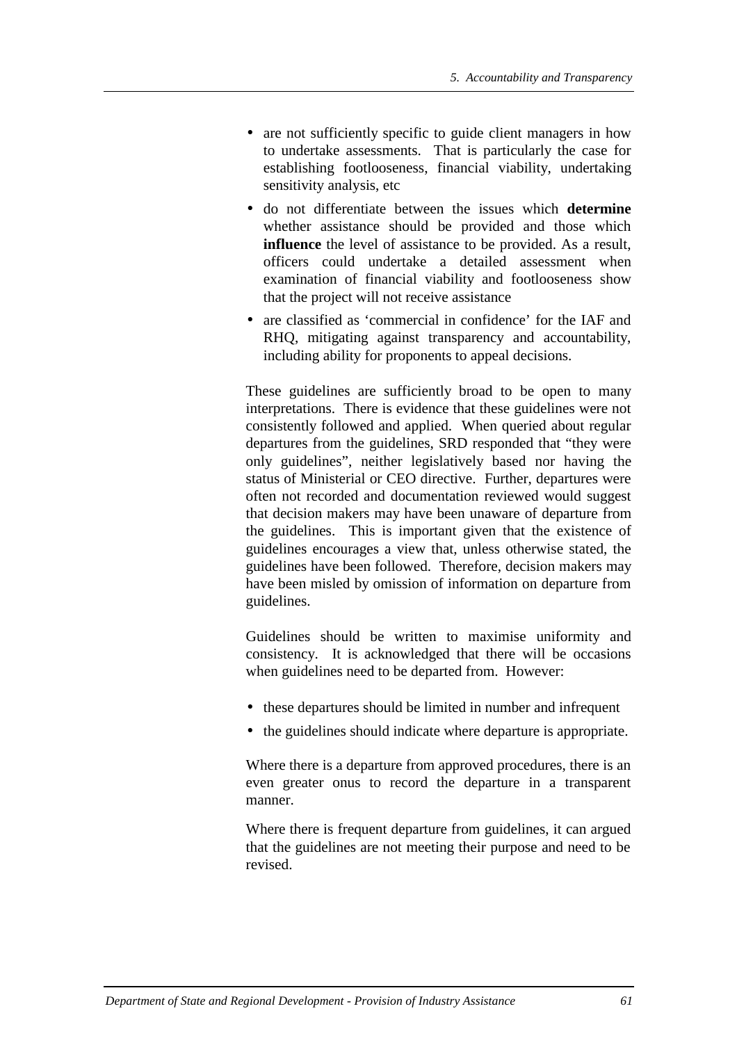- are not sufficiently specific to guide client managers in how to undertake assessments. That is particularly the case for establishing footlooseness, financial viability, undertaking sensitivity analysis, etc
- do not differentiate between the issues which **determine** whether assistance should be provided and those which **influence** the level of assistance to be provided. As a result, officers could undertake a detailed assessment when examination of financial viability and footlooseness show that the project will not receive assistance
- are classified as 'commercial in confidence' for the IAF and RHQ, mitigating against transparency and accountability, including ability for proponents to appeal decisions.

These guidelines are sufficiently broad to be open to many interpretations. There is evidence that these guidelines were not consistently followed and applied. When queried about regular departures from the guidelines, SRD responded that "they were only guidelines", neither legislatively based nor having the status of Ministerial or CEO directive. Further, departures were often not recorded and documentation reviewed would suggest that decision makers may have been unaware of departure from the guidelines. This is important given that the existence of guidelines encourages a view that, unless otherwise stated, the guidelines have been followed. Therefore, decision makers may have been misled by omission of information on departure from guidelines.

Guidelines should be written to maximise uniformity and consistency. It is acknowledged that there will be occasions when guidelines need to be departed from. However:

- these departures should be limited in number and infrequent
- the guidelines should indicate where departure is appropriate.

Where there is a departure from approved procedures, there is an even greater onus to record the departure in a transparent manner.

Where there is frequent departure from guidelines, it can argued that the guidelines are not meeting their purpose and need to be revised.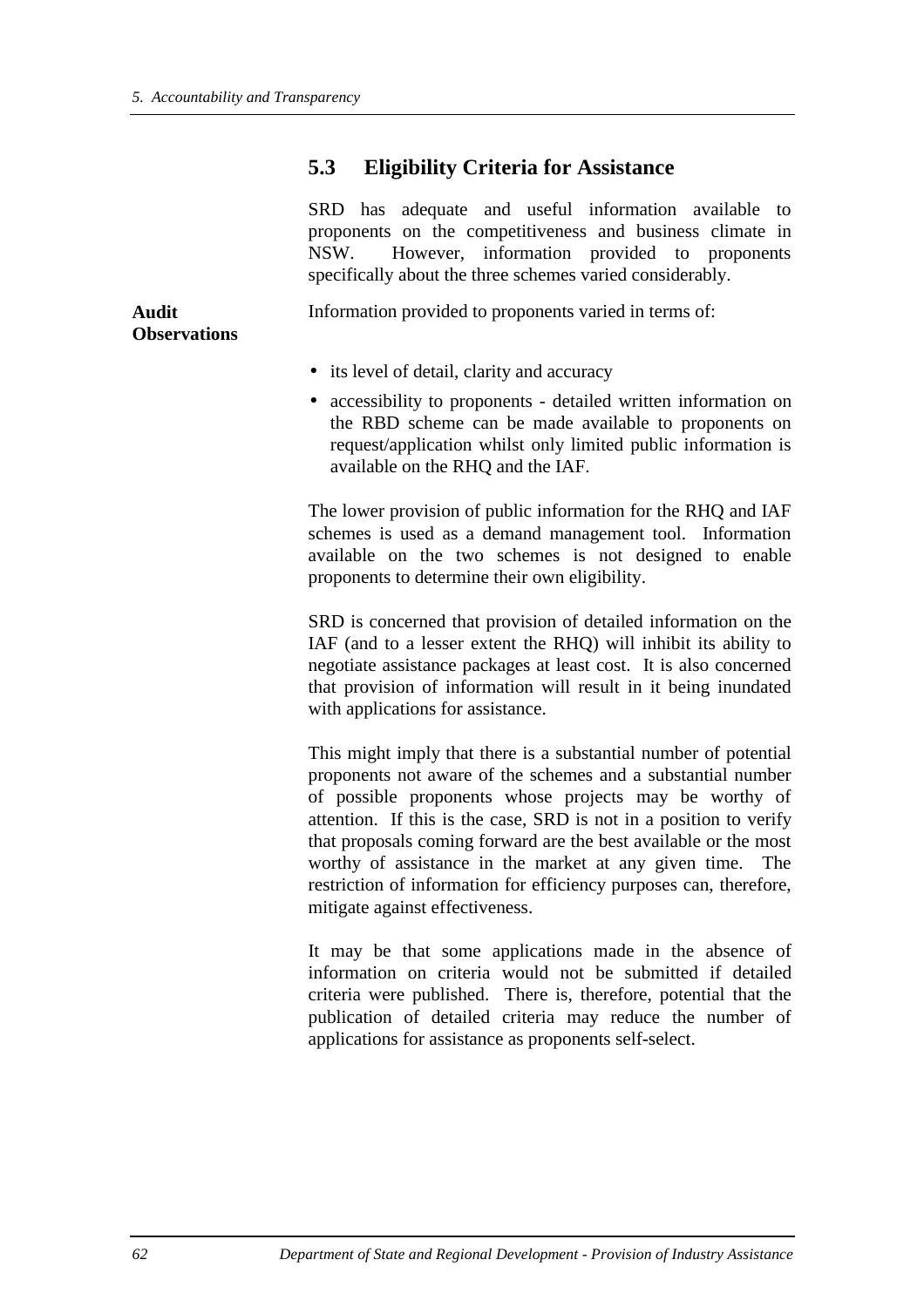## 5.3 Eligibility Criteria for Assistance

SRD has adequate and useful information available to proponents on the competitiveness and business climate in NSW. However, information provided to proponents specifically about the three schemes varied considerably.

**Audit Observations**

Information provided to proponents varied in terms of:

- its level of detail, clarity and accuracy
- accessibility to proponents - detailed written information on the RBD scheme can be made available to proponents on request/application whilst only limited public information is available on the RHQ and the IAF.

The lower provision of public information for the RHQ and IAF schemes is used as a demand management tool. Information available on the two schemes is not designed to enable proponents to determine their own eligibility.

SRD is concerned that provision of detailed information on the IAF (and to a lesser extent the RHQ) will inhibit its ability to negotiate assistance packages at least cost. It is also concerned that provision of information will result in it being inundated with applications for assistance.

This might imply that there is a substantial number of potential proponents not aware of the schemes and a substantial number of possible proponents whose projects may be worthy of attention. If this is the case, SRD is not in a position to verify that proposals coming forward are the best available or the most worthy of assistance in the market at any given time. The restriction of information for efficiency purposes can, therefore, mitigate against effectiveness.

It may be that some applications made in the absence of information on criteria would not be submitted if detailed criteria were published. There is, therefore, potential that the publication of detailed criteria may reduce the number of applications for assistance as proponents self-select.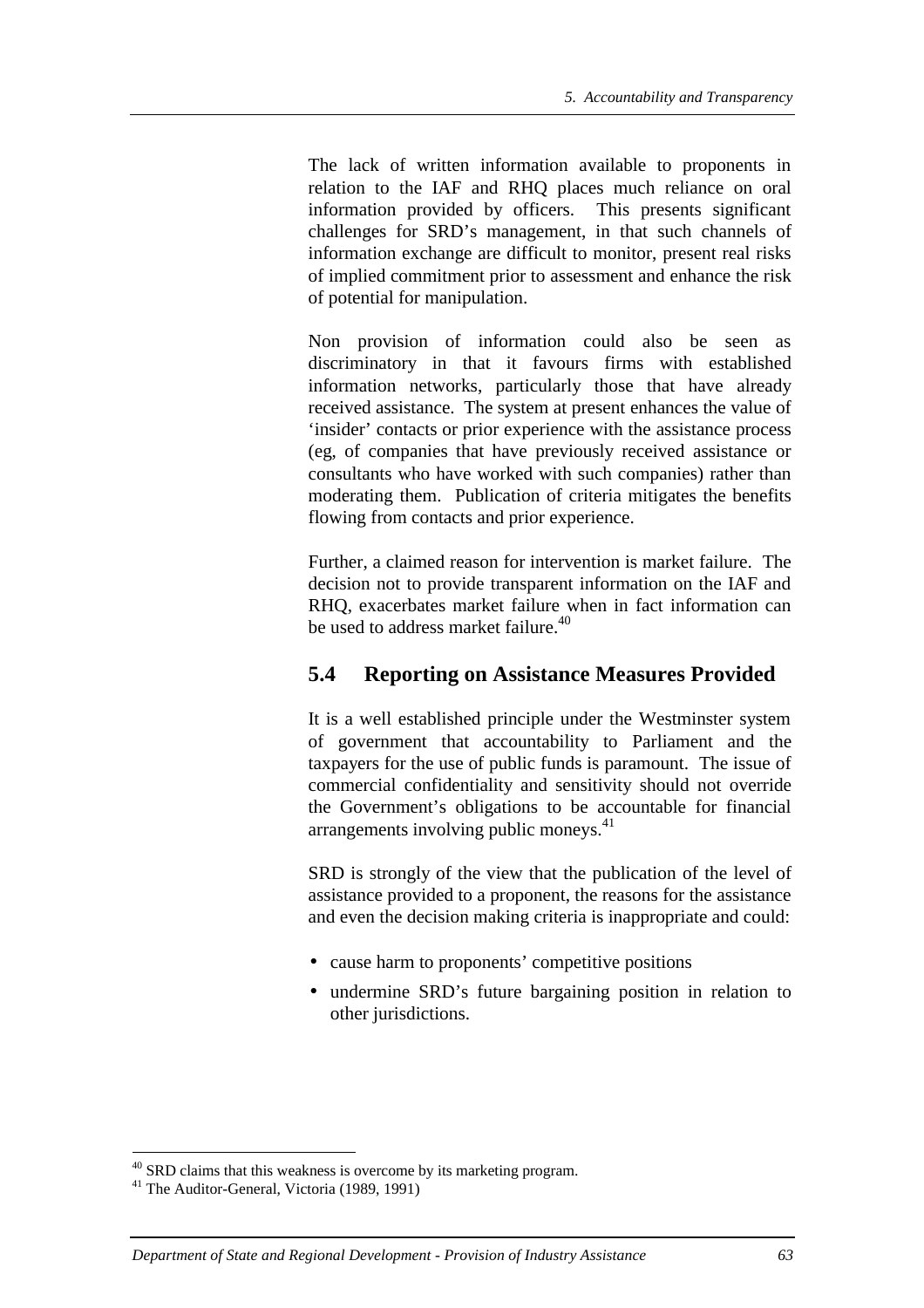The lack of written information available to proponents in relation to the IAF and RHQ places much reliance on oral information provided by officers. This presents significant challenges for SRD's management, in that such channels of information exchange are difficult to monitor, present real risks of implied commitment prior to assessment and enhance the risk of potential for manipulation.

Non provision of information could also be seen as discriminatory in that it favours firms with established information networks, particularly those that have already received assistance. The system at present enhances the value of 'insider' contacts or prior experience with the assistance process (eg, of companies that have previously received assistance or consultants who have worked with such companies) rather than moderating them. Publication of criteria mitigates the benefits flowing from contacts and prior experience.

Further, a claimed reason for intervention is market failure. The decision not to provide transparent information on the IAF and RHQ, exacerbates market failure when in fact information can be used to address market failure.[40]

## 5.4 Reporting on Assistance Measures Provided

It is a well established principle under the Westminster system of government that accountability to Parliament and the taxpayers for the use of public funds is paramount. The issue of commercial confidentiality and sensitivity should not override the Government's obligations to be accountable for financial arrangements involving public moneys.[41]

SRD is strongly of the view that the publication of the level of assistance provided to a proponent, the reasons for the assistance and even the decision making criteria is inappropriate and could:

- cause harm to proponents' competitive positions
- undermine SRD's future bargaining position in relation to other jurisdictions.

---

[40] SRD claims that this weakness is overcome by its marketing program.

[41] The Auditor-General, Victoria (1989, 1991)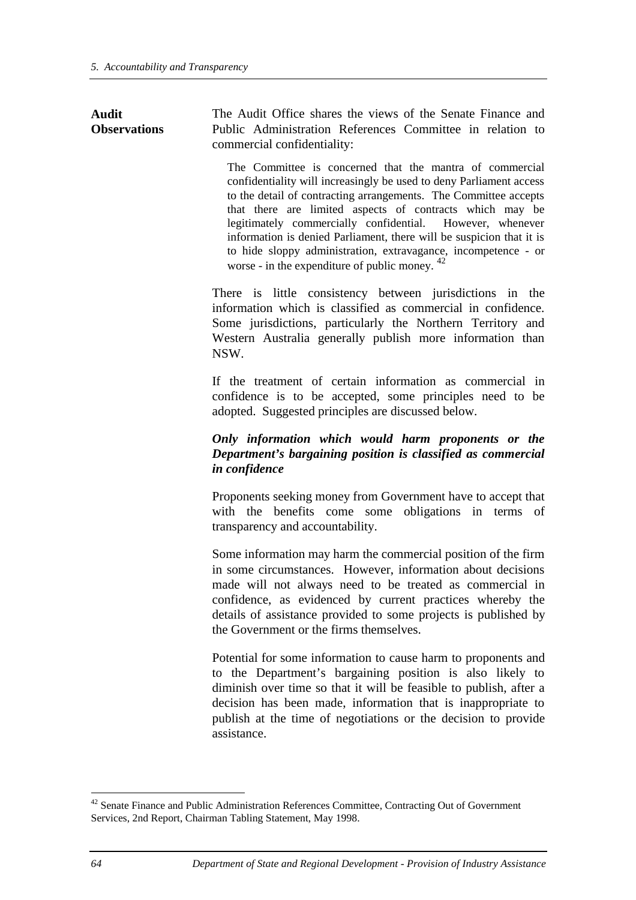**Audit Observations**

The Audit Office shares the views of the Senate Finance and Public Administration References Committee in relation to commercial confidentiality:

> The Committee is concerned that the mantra of commercial confidentiality will increasingly be used to deny Parliament access to the detail of contracting arrangements. The Committee accepts that there are limited aspects of contracts which may be legitimately commercially confidential. However, whenever information is denied Parliament, there will be suspicion that it is to hide sloppy administration, extravagance, incompetence - or worse - in the expenditure of public money. [42]

There is little consistency between jurisdictions in the information which is classified as commercial in confidence. Some jurisdictions, particularly the Northern Territory and Western Australia generally publish more information than NSW.

If the treatment of certain information as commercial in confidence is to be accepted, some principles need to be adopted. Suggested principles are discussed below.

***Only information which would harm proponents or the Department's bargaining position is classified as commercial in confidence***

Proponents seeking money from Government have to accept that with the benefits come some obligations in terms of transparency and accountability.

Some information may harm the commercial position of the firm in some circumstances. However, information about decisions made will not always need to be treated as commercial in confidence, as evidenced by current practices whereby the details of assistance provided to some projects is published by the Government or the firms themselves.

Potential for some information to cause harm to proponents and to the Department's bargaining position is also likely to diminish over time so that it will be feasible to publish, after a decision has been made, information that is inappropriate to publish at the time of negotiations or the decision to provide assistance.

---

[42] Senate Finance and Public Administration References Committee, Contracting Out of Government Services, 2nd Report, Chairman Tabling Statement, May 1998.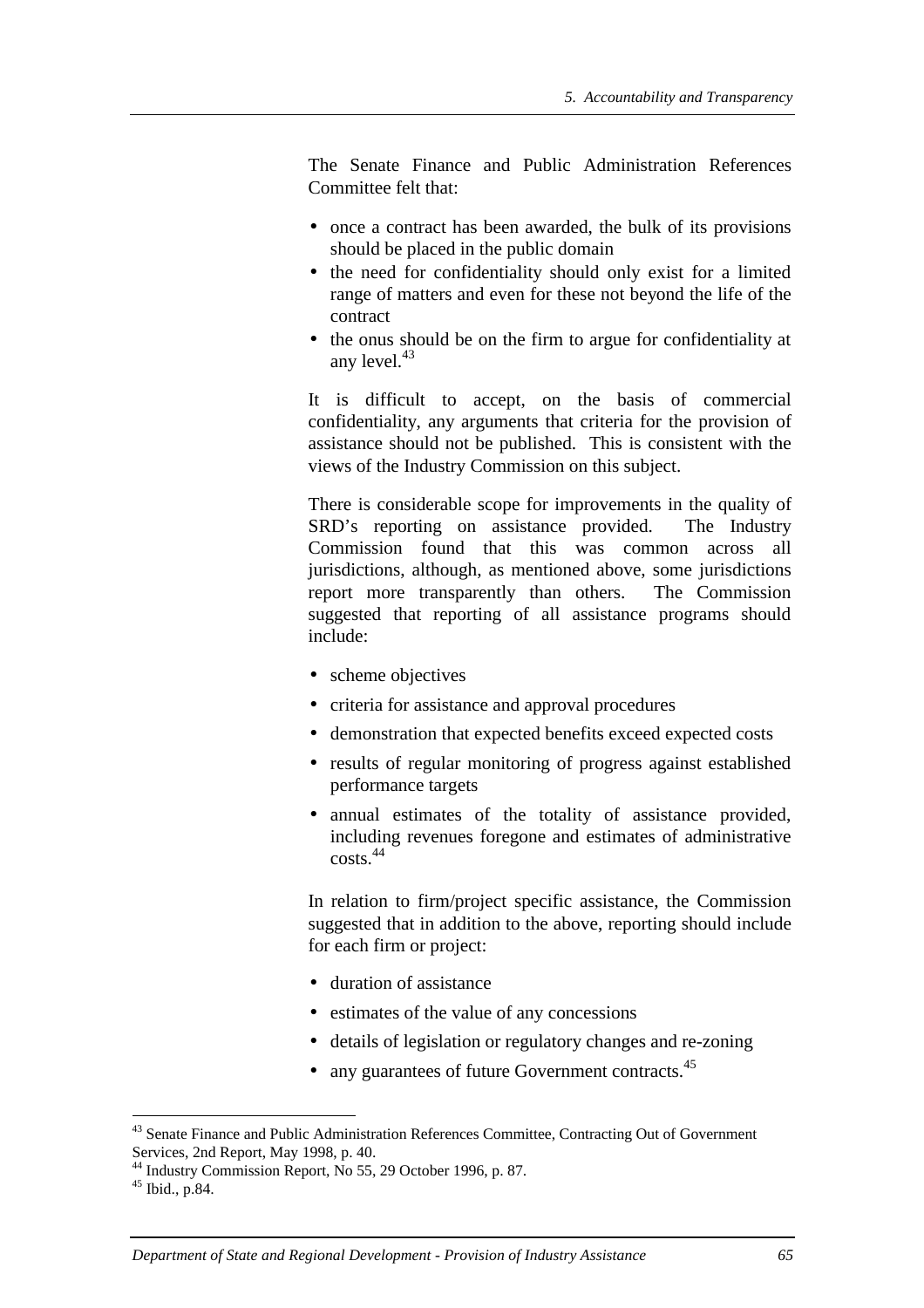The Senate Finance and Public Administration References Committee felt that:

- once a contract has been awarded, the bulk of its provisions should be placed in the public domain
- the need for confidentiality should only exist for a limited range of matters and even for these not beyond the life of the contract
- the onus should be on the firm to argue for confidentiality at any level.[43]

It is difficult to accept, on the basis of commercial confidentiality, any arguments that criteria for the provision of assistance should not be published. This is consistent with the views of the Industry Commission on this subject.

There is considerable scope for improvements in the quality of SRD's reporting on assistance provided. The Industry Commission found that this was common across all jurisdictions, although, as mentioned above, some jurisdictions report more transparently than others. The Commission suggested that reporting of all assistance programs should include:

- scheme objectives
- criteria for assistance and approval procedures
- demonstration that expected benefits exceed expected costs
- results of regular monitoring of progress against established performance targets
- annual estimates of the totality of assistance provided, including revenues foregone and estimates of administrative costs.[44]

In relation to firm/project specific assistance, the Commission suggested that in addition to the above, reporting should include for each firm or project:

- duration of assistance
- estimates of the value of any concessions
- details of legislation or regulatory changes and re-zoning
- any guarantees of future Government contracts.[45]

---

[43] Senate Finance and Public Administration References Committee, Contracting Out of Government Services, 2nd Report, May 1998, p. 40.

[44] Industry Commission Report, No 55, 29 October 1996, p. 87.

[45] Ibid., p.84.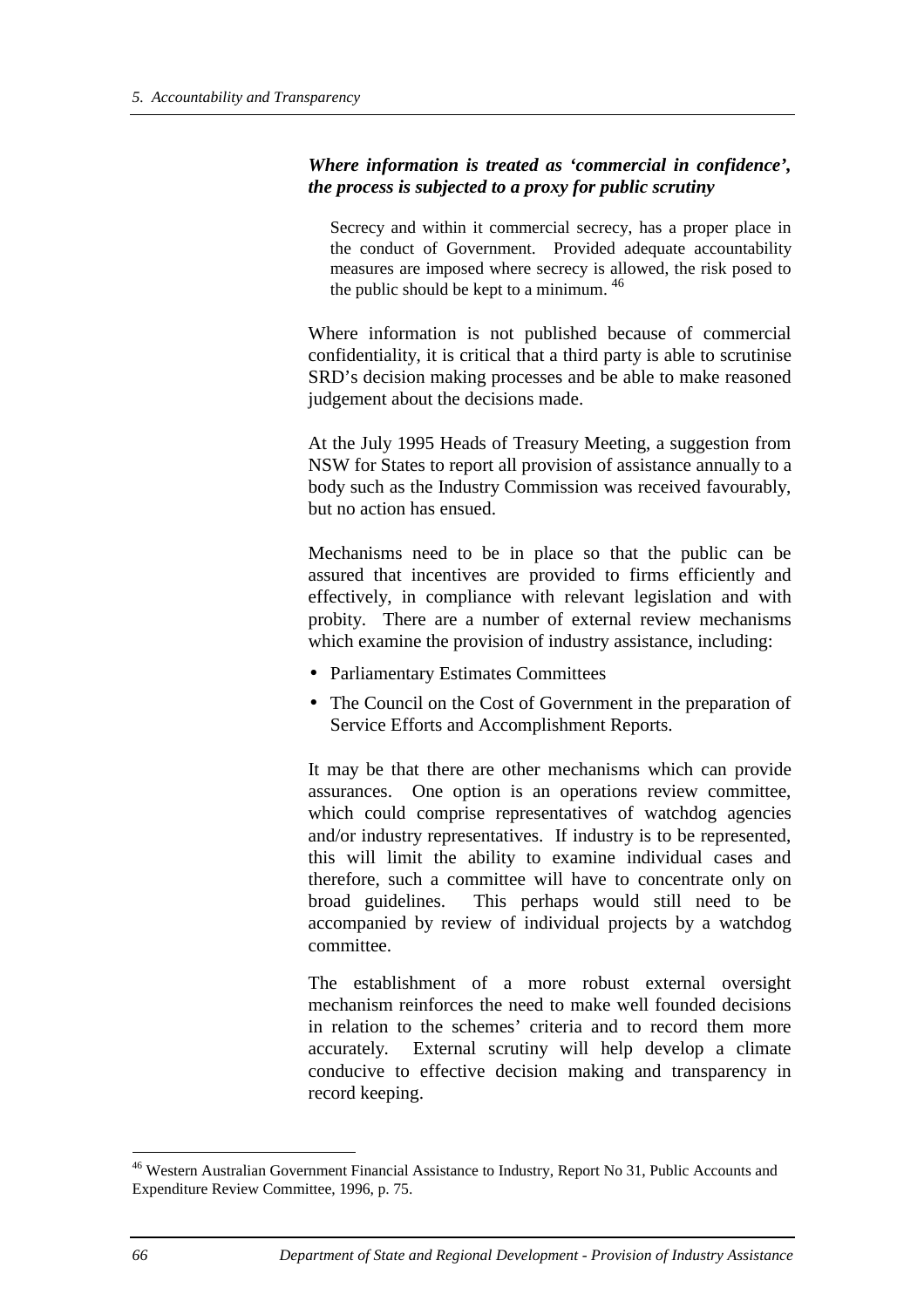***Where information is treated as 'commercial in confidence', the process is subjected to a proxy for public scrutiny***

> Secrecy and within it commercial secrecy, has a proper place in the conduct of Government. Provided adequate accountability measures are imposed where secrecy is allowed, the risk posed to the public should be kept to a minimum. [46]

Where information is not published because of commercial confidentiality, it is critical that a third party is able to scrutinise SRD's decision making processes and be able to make reasoned judgement about the decisions made.

At the July 1995 Heads of Treasury Meeting, a suggestion from NSW for States to report all provision of assistance annually to a body such as the Industry Commission was received favourably, but no action has ensued.

Mechanisms need to be in place so that the public can be assured that incentives are provided to firms efficiently and effectively, in compliance with relevant legislation and with probity. There are a number of external review mechanisms which examine the provision of industry assistance, including:

- Parliamentary Estimates Committees
- The Council on the Cost of Government in the preparation of Service Efforts and Accomplishment Reports.

It may be that there are other mechanisms which can provide assurances. One option is an operations review committee, which could comprise representatives of watchdog agencies and/or industry representatives. If industry is to be represented, this will limit the ability to examine individual cases and therefore, such a committee will have to concentrate only on broad guidelines. This perhaps would still need to be accompanied by review of individual projects by a watchdog committee.

The establishment of a more robust external oversight mechanism reinforces the need to make well founded decisions in relation to the schemes' criteria and to record them more accurately. External scrutiny will help develop a climate conducive to effective decision making and transparency in record keeping.

---

[46] Western Australian Government Financial Assistance to Industry, Report No 31, Public Accounts and Expenditure Review Committee, 1996, p. 75.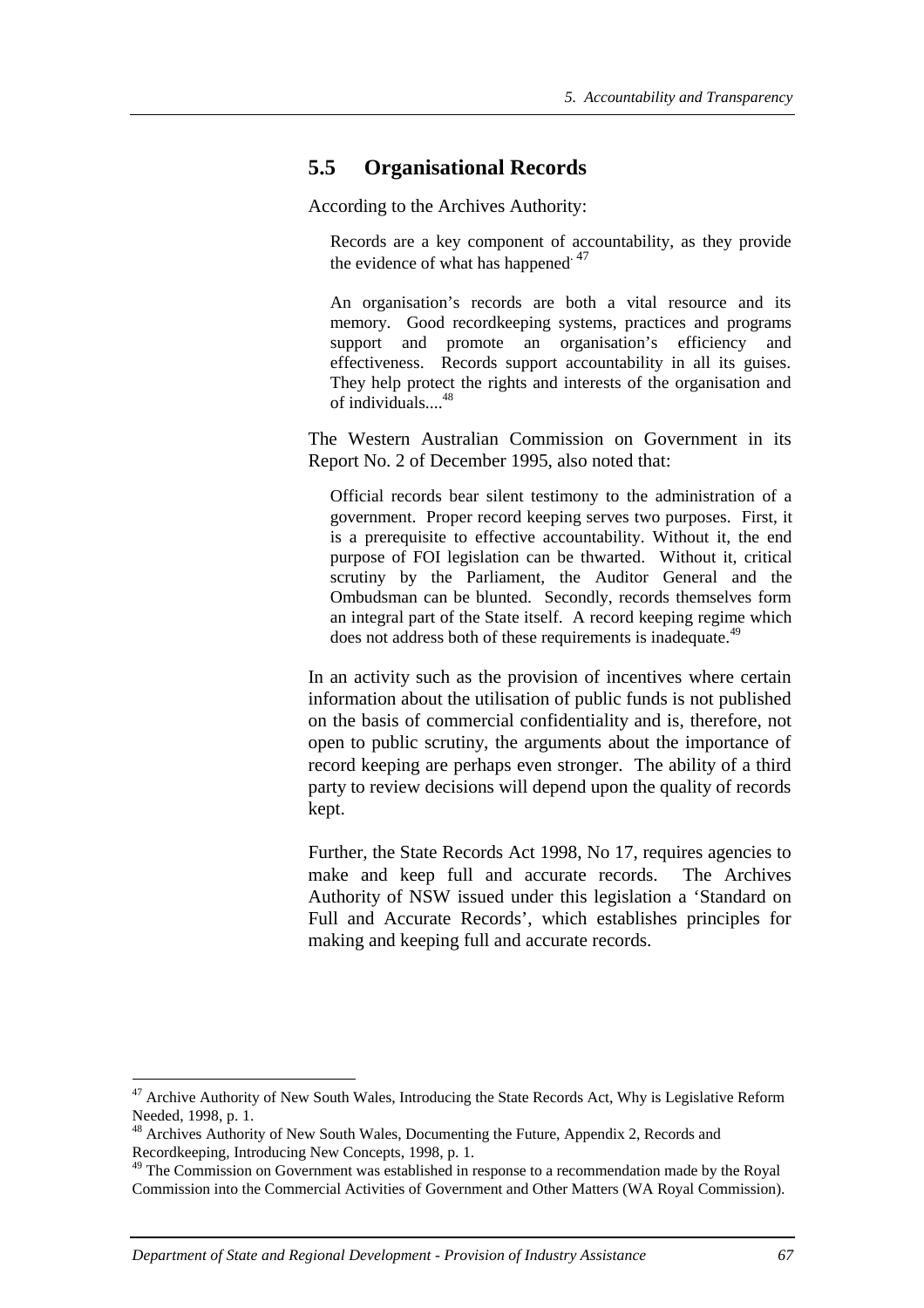## 5.5 Organisational Records

According to the Archives Authority:

> Records are a key component of accountability, as they provide the evidence of what has happened.[47]
>
> An organisation's records are both a vital resource and its memory. Good recordkeeping systems, practices and programs support and promote an organisation's efficiency and effectiveness. Records support accountability in all its guises. They help protect the rights and interests of the organisation and of individuals....[48]

The Western Australian Commission on Government in its Report No. 2 of December 1995, also noted that:

> Official records bear silent testimony to the administration of a government. Proper record keeping serves two purposes. First, it is a prerequisite to effective accountability. Without it, the end purpose of FOI legislation can be thwarted. Without it, critical scrutiny by the Parliament, the Auditor General and the Ombudsman can be blunted. Secondly, records themselves form an integral part of the State itself. A record keeping regime which does not address both of these requirements is inadequate.[49]

In an activity such as the provision of incentives where certain information about the utilisation of public funds is not published on the basis of commercial confidentiality and is, therefore, not open to public scrutiny, the arguments about the importance of record keeping are perhaps even stronger. The ability of a third party to review decisions will depend upon the quality of records kept.

Further, the State Records Act 1998, No 17, requires agencies to make and keep full and accurate records. The Archives Authority of NSW issued under this legislation a 'Standard on Full and Accurate Records', which establishes principles for making and keeping full and accurate records.

---

[47] Archive Authority of New South Wales, Introducing the State Records Act, Why is Legislative Reform Needed, 1998, p. 1.

[48] Archives Authority of New South Wales, Documenting the Future, Appendix 2, Records and Recordkeeping, Introducing New Concepts, 1998, p. 1.

[49] The Commission on Government was established in response to a recommendation made by the Royal Commission into the Commercial Activities of Government and Other Matters (WA Royal Commission).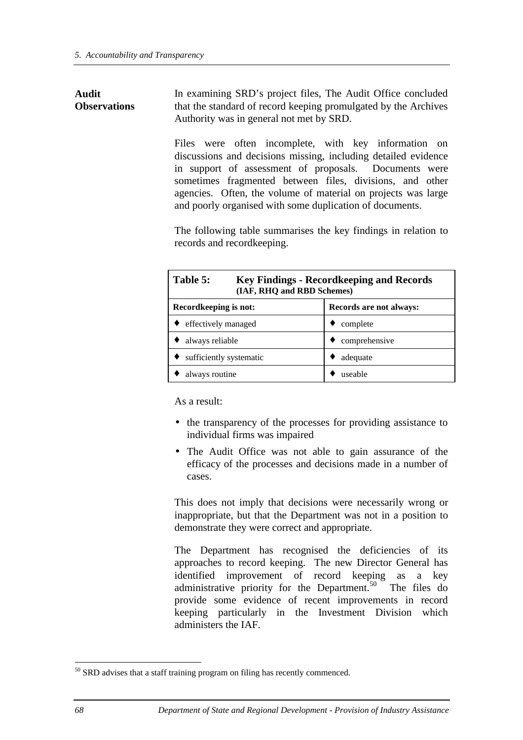**Audit Observations**

In examining SRD's project files, The Audit Office concluded that the standard of record keeping promulgated by the Archives Authority was in general not met by SRD.

Files were often incomplete, with key information on discussions and decisions missing, including detailed evidence in support of assessment of proposals. Documents were sometimes fragmented between files, divisions, and other agencies. Often, the volume of material on projects was large and poorly organised with some duplication of documents.

The following table summarises the key findings in relation to records and recordkeeping.

**Table 5: Key Findings - Recordkeeping and Records (IAF, RHQ and RBD Schemes)**

| Recordkeeping is not: | Records are not always: |
|---|---|
| ♦ effectively managed | ♦ complete |
| ♦ always reliable | ♦ comprehensive |
| ♦ sufficiently systematic | ♦ adequate |
| ♦ always routine | ♦ useable |

As a result:

- the transparency of the processes for providing assistance to individual firms was impaired
- The Audit Office was not able to gain assurance of the efficacy of the processes and decisions made in a number of cases.

This does not imply that decisions were necessarily wrong or inappropriate, but that the Department was not in a position to demonstrate they were correct and appropriate.

The Department has recognised the deficiencies of its approaches to record keeping. The new Director General has identified improvement of record keeping as a key administrative priority for the Department.[50] The files do provide some evidence of recent improvements in record keeping particularly in the Investment Division which administers the IAF.

[50] SRD advises that a staff training program on filing has recently commenced.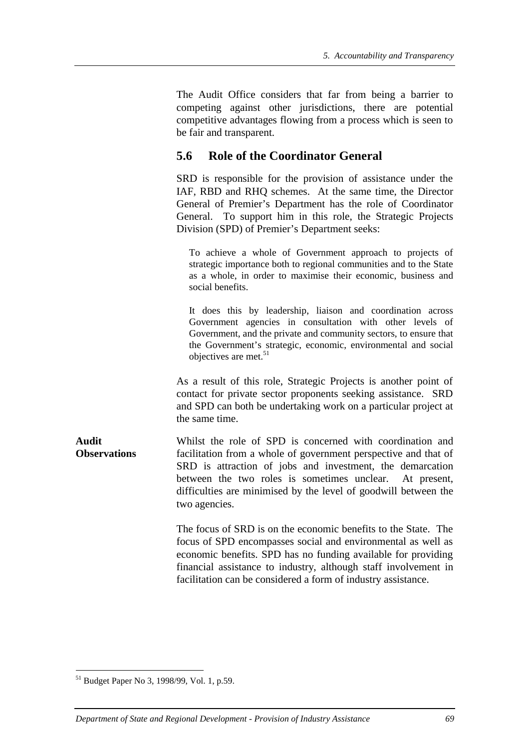The Audit Office considers that far from being a barrier to competing against other jurisdictions, there are potential competitive advantages flowing from a process which is seen to be fair and transparent.

## 5.6 Role of the Coordinator General

SRD is responsible for the provision of assistance under the IAF, RBD and RHQ schemes. At the same time, the Director General of Premier's Department has the role of Coordinator General. To support him in this role, the Strategic Projects Division (SPD) of Premier's Department seeks:

> To achieve a whole of Government approach to projects of strategic importance both to regional communities and to the State as a whole, in order to maximise their economic, business and social benefits.
>
> It does this by leadership, liaison and coordination across Government agencies in consultation with other levels of Government, and the private and community sectors, to ensure that the Government's strategic, economic, environmental and social objectives are met.[51]

As a result of this role, Strategic Projects is another point of contact for private sector proponents seeking assistance. SRD and SPD can both be undertaking work on a particular project at the same time.

**Audit Observations**

Whilst the role of SPD is concerned with coordination and facilitation from a whole of government perspective and that of SRD is attraction of jobs and investment, the demarcation between the two roles is sometimes unclear. At present, difficulties are minimised by the level of goodwill between the two agencies.

The focus of SRD is on the economic benefits to the State. The focus of SPD encompasses social and environmental as well as economic benefits. SPD has no funding available for providing financial assistance to industry, although staff involvement in facilitation can be considered a form of industry assistance.

[51] Budget Paper No 3, 1998/99, Vol. 1, p.59.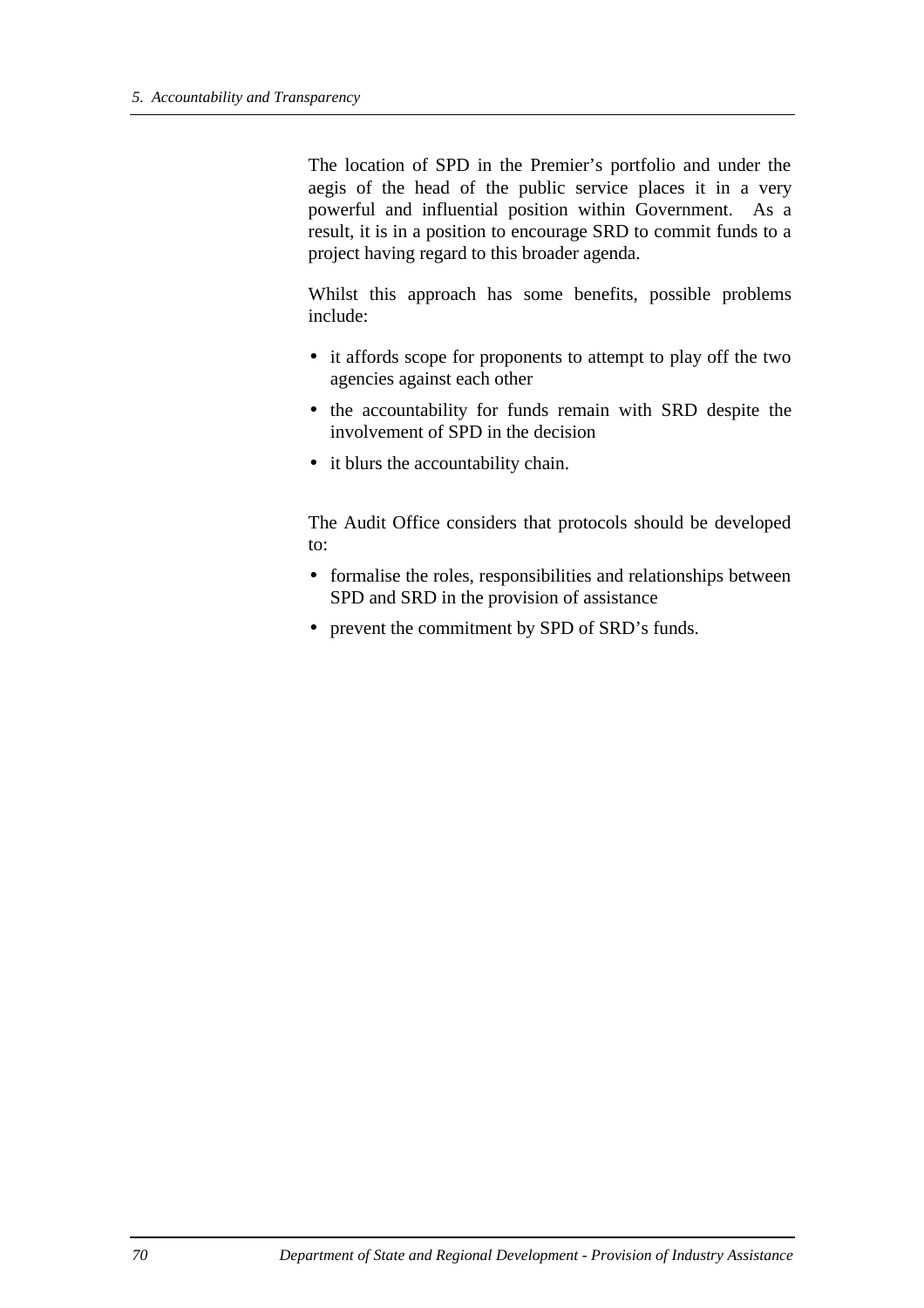The location of SPD in the Premier's portfolio and under the aegis of the head of the public service places it in a very powerful and influential position within Government. As a result, it is in a position to encourage SRD to commit funds to a project having regard to this broader agenda.

Whilst this approach has some benefits, possible problems include:

- it affords scope for proponents to attempt to play off the two agencies against each other
- the accountability for funds remain with SRD despite the involvement of SPD in the decision
- it blurs the accountability chain.

The Audit Office considers that protocols should be developed to:

- formalise the roles, responsibilities and relationships between SPD and SRD in the provision of assistance
- prevent the commitment by SPD of SRD's funds.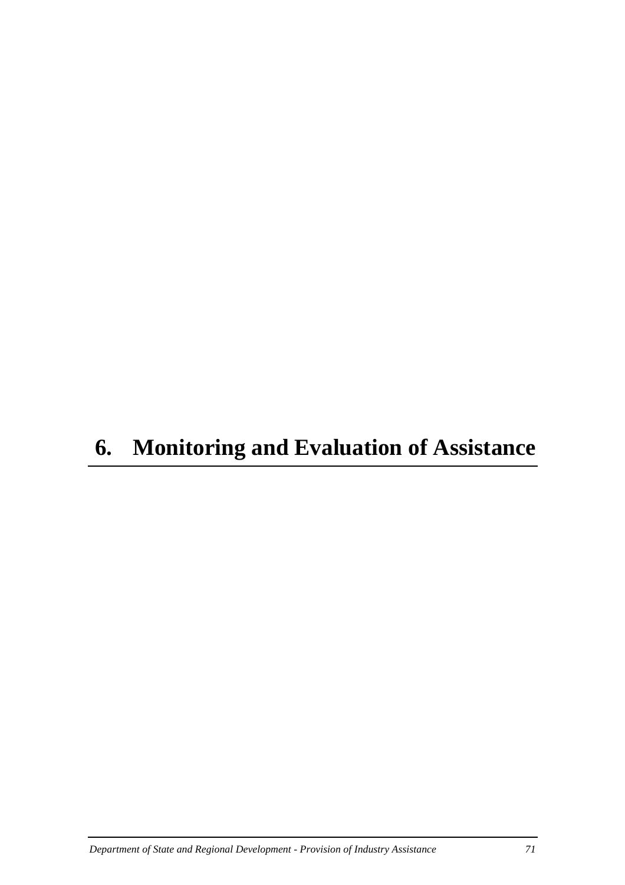# 6. Monitoring and Evaluation of Assistance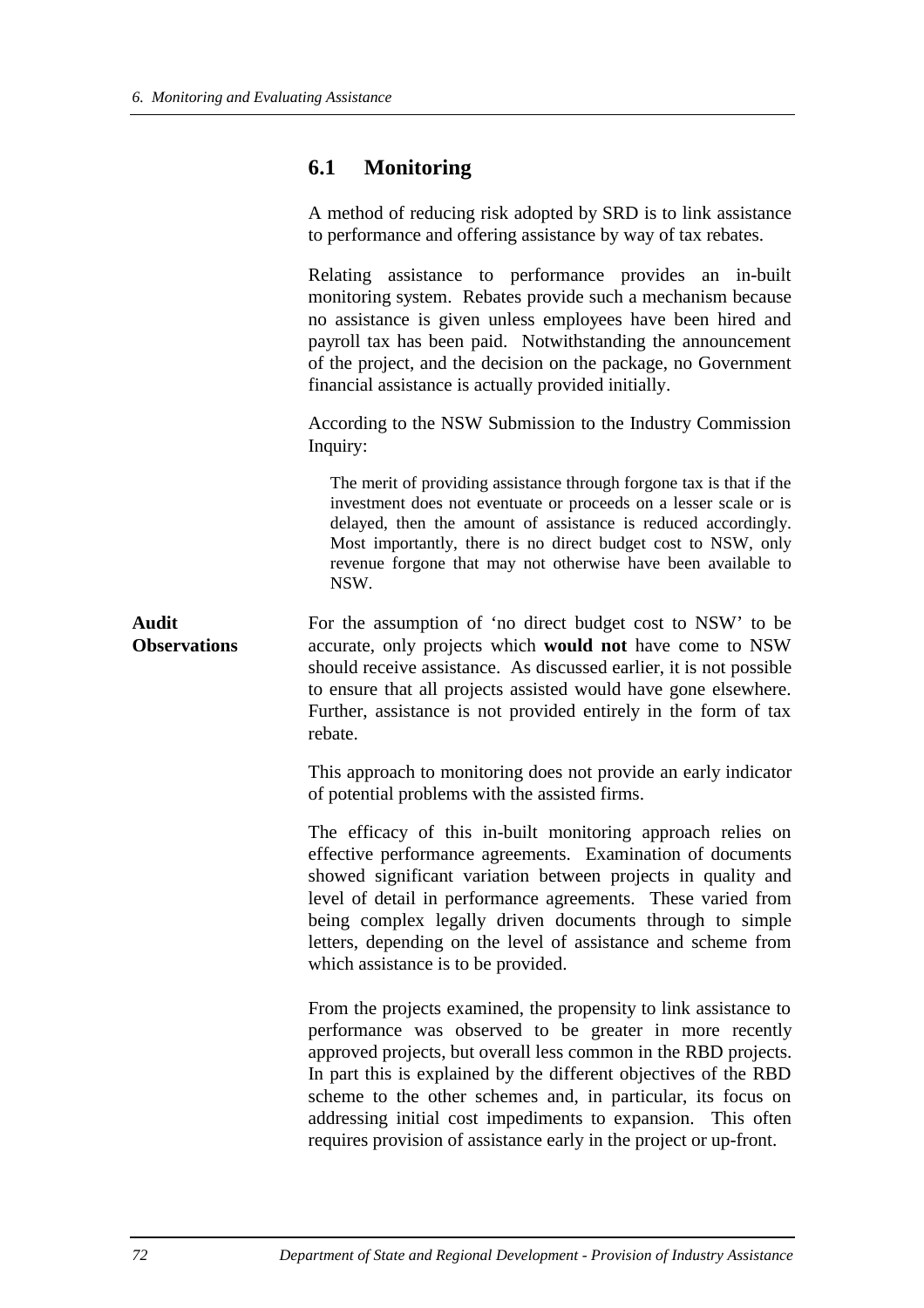## 6.1 Monitoring

A method of reducing risk adopted by SRD is to link assistance to performance and offering assistance by way of tax rebates.

Relating assistance to performance provides an in-built monitoring system. Rebates provide such a mechanism because no assistance is given unless employees have been hired and payroll tax has been paid. Notwithstanding the announcement of the project, and the decision on the package, no Government financial assistance is actually provided initially.

According to the NSW Submission to the Industry Commission Inquiry:

> The merit of providing assistance through forgone tax is that if the investment does not eventuate or proceeds on a lesser scale or is delayed, then the amount of assistance is reduced accordingly. Most importantly, there is no direct budget cost to NSW, only revenue forgone that may not otherwise have been available to NSW.

**Audit Observations**

For the assumption of 'no direct budget cost to NSW' to be accurate, only projects which **would not** have come to NSW should receive assistance. As discussed earlier, it is not possible to ensure that all projects assisted would have gone elsewhere. Further, assistance is not provided entirely in the form of tax rebate.

This approach to monitoring does not provide an early indicator of potential problems with the assisted firms.

The efficacy of this in-built monitoring approach relies on effective performance agreements. Examination of documents showed significant variation between projects in quality and level of detail in performance agreements. These varied from being complex legally driven documents through to simple letters, depending on the level of assistance and scheme from which assistance is to be provided.

From the projects examined, the propensity to link assistance to performance was observed to be greater in more recently approved projects, but overall less common in the RBD projects. In part this is explained by the different objectives of the RBD scheme to the other schemes and, in particular, its focus on addressing initial cost impediments to expansion. This often requires provision of assistance early in the project or up-front.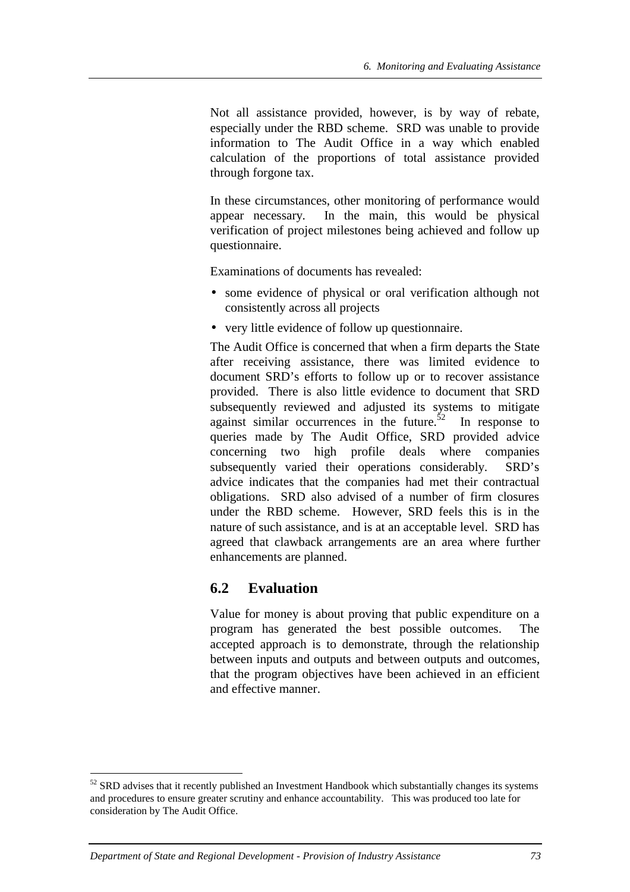Not all assistance provided, however, is by way of rebate, especially under the RBD scheme. SRD was unable to provide information to The Audit Office in a way which enabled calculation of the proportions of total assistance provided through forgone tax.

In these circumstances, other monitoring of performance would appear necessary. In the main, this would be physical verification of project milestones being achieved and follow up questionnaire.

Examinations of documents has revealed:

- some evidence of physical or oral verification although not consistently across all projects
- very little evidence of follow up questionnaire.

The Audit Office is concerned that when a firm departs the State after receiving assistance, there was limited evidence to document SRD's efforts to follow up or to recover assistance provided. There is also little evidence to document that SRD subsequently reviewed and adjusted its systems to mitigate against similar occurrences in the future.[52] In response to queries made by The Audit Office, SRD provided advice concerning two high profile deals where companies subsequently varied their operations considerably. SRD's advice indicates that the companies had met their contractual obligations. SRD also advised of a number of firm closures under the RBD scheme. However, SRD feels this is in the nature of such assistance, and is at an acceptable level. SRD has agreed that clawback arrangements are an area where further enhancements are planned.

## 6.2 Evaluation

Value for money is about proving that public expenditure on a program has generated the best possible outcomes. The accepted approach is to demonstrate, through the relationship between inputs and outputs and between outputs and outcomes, that the program objectives have been achieved in an efficient and effective manner.

---

[52] SRD advises that it recently published an Investment Handbook which substantially changes its systems and procedures to ensure greater scrutiny and enhance accountability. This was produced too late for consideration by The Audit Office.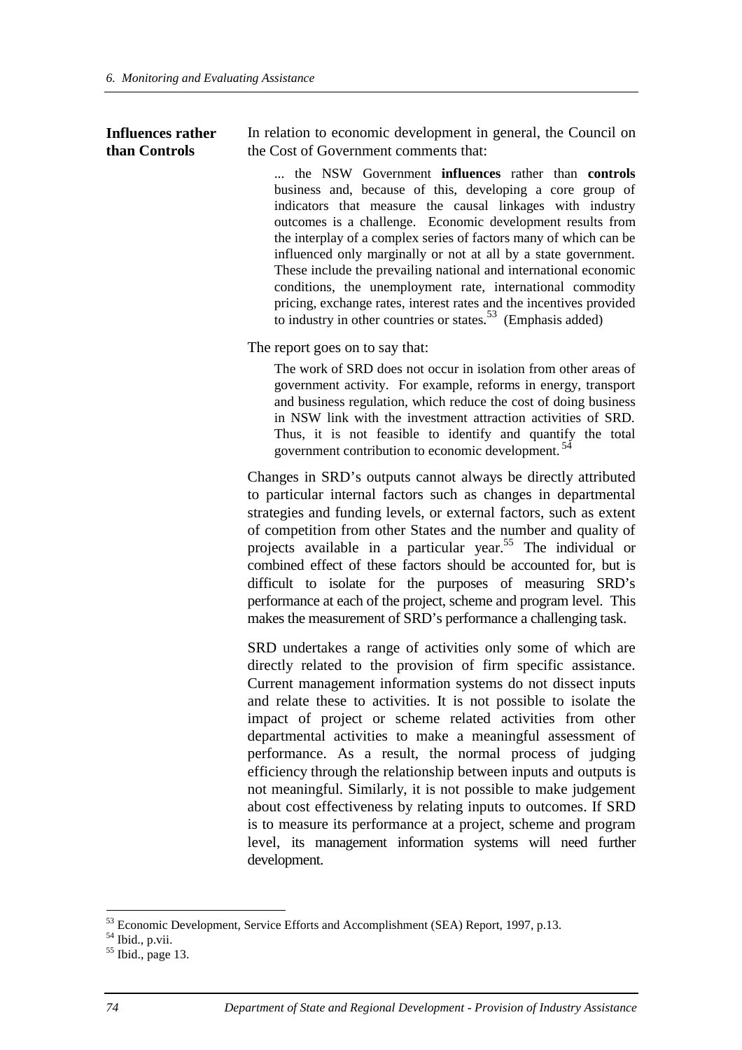### Influences rather than Controls

In relation to economic development in general, the Council on the Cost of Government comments that:

> ... the NSW Government **influences** rather than **controls** business and, because of this, developing a core group of indicators that measure the causal linkages with industry outcomes is a challenge. Economic development results from the interplay of a complex series of factors many of which can be influenced only marginally or not at all by a state government. These include the prevailing national and international economic conditions, the unemployment rate, international commodity pricing, exchange rates, interest rates and the incentives provided to industry in other countries or states.[53] (Emphasis added)

The report goes on to say that:

> The work of SRD does not occur in isolation from other areas of government activity. For example, reforms in energy, transport and business regulation, which reduce the cost of doing business in NSW link with the investment attraction activities of SRD. Thus, it is not feasible to identify and quantify the total government contribution to economic development.[54]

Changes in SRD's outputs cannot always be directly attributed to particular internal factors such as changes in departmental strategies and funding levels, or external factors, such as extent of competition from other States and the number and quality of projects available in a particular year.[55] The individual or combined effect of these factors should be accounted for, but is difficult to isolate for the purposes of measuring SRD's performance at each of the project, scheme and program level. This makes the measurement of SRD's performance a challenging task.

SRD undertakes a range of activities only some of which are directly related to the provision of firm specific assistance. Current management information systems do not dissect inputs and relate these to activities. It is not possible to isolate the impact of project or scheme related activities from other departmental activities to make a meaningful assessment of performance. As a result, the normal process of judging efficiency through the relationship between inputs and outputs is not meaningful. Similarly, it is not possible to make judgement about cost effectiveness by relating inputs to outcomes. If SRD is to measure its performance at a project, scheme and program level, its management information systems will need further development.

---

[53] Economic Development, Service Efforts and Accomplishment (SEA) Report, 1997, p.13.

[54] Ibid., p.vii.

[55] Ibid., page 13.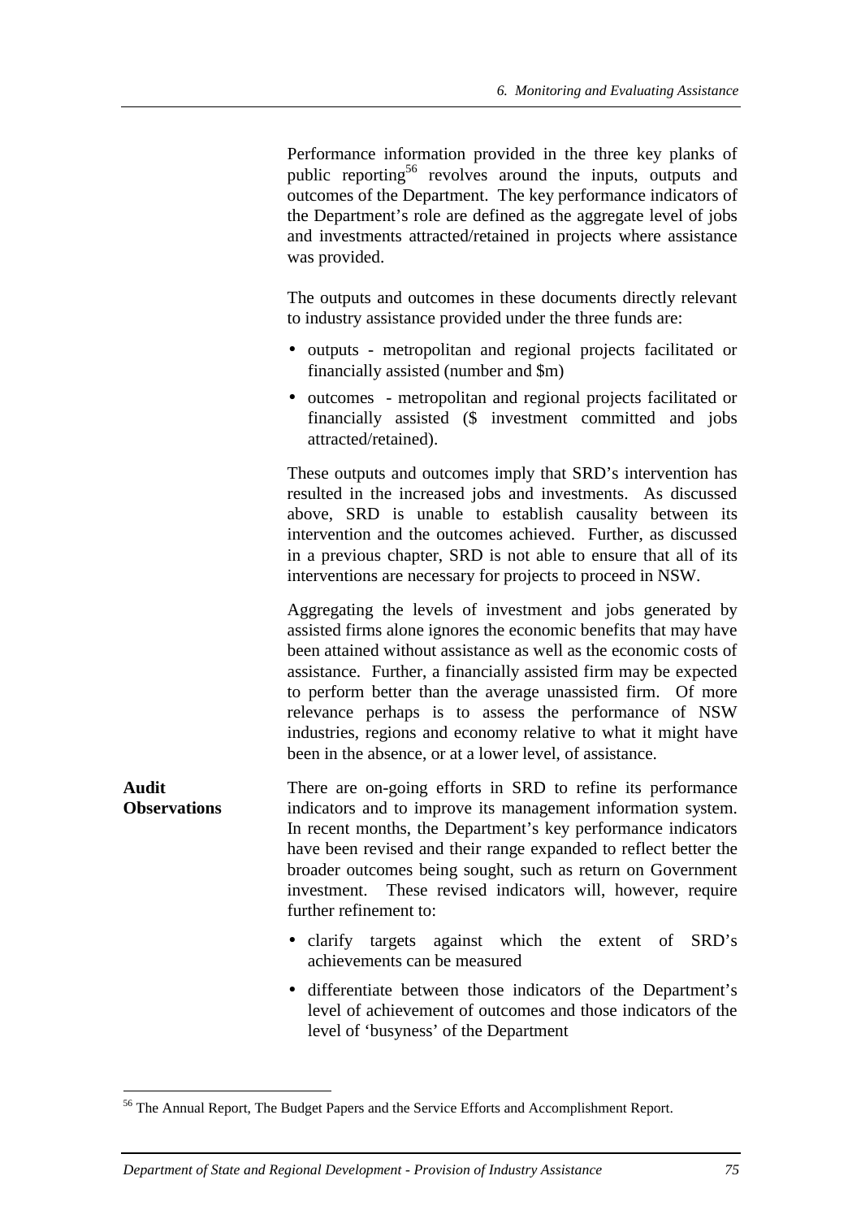Performance information provided in the three key planks of public reporting[56] revolves around the inputs, outputs and outcomes of the Department. The key performance indicators of the Department's role are defined as the aggregate level of jobs and investments attracted/retained in projects where assistance was provided.

The outputs and outcomes in these documents directly relevant to industry assistance provided under the three funds are:

- outputs - metropolitan and regional projects facilitated or financially assisted (number and $m)
- outcomes - metropolitan and regional projects facilitated or financially assisted ($ investment committed and jobs attracted/retained).

These outputs and outcomes imply that SRD's intervention has resulted in the increased jobs and investments. As discussed above, SRD is unable to establish causality between its intervention and the outcomes achieved. Further, as discussed in a previous chapter, SRD is not able to ensure that all of its interventions are necessary for projects to proceed in NSW.

Aggregating the levels of investment and jobs generated by assisted firms alone ignores the economic benefits that may have been attained without assistance as well as the economic costs of assistance. Further, a financially assisted firm may be expected to perform better than the average unassisted firm. Of more relevance perhaps is to assess the performance of NSW industries, regions and economy relative to what it might have been in the absence, or at a lower level, of assistance.

**Audit Observations**

There are on-going efforts in SRD to refine its performance indicators and to improve its management information system. In recent months, the Department's key performance indicators have been revised and their range expanded to reflect better the broader outcomes being sought, such as return on Government investment. These revised indicators will, however, require further refinement to:

- clarify targets against which the extent of SRD's achievements can be measured
- differentiate between those indicators of the Department's level of achievement of outcomes and those indicators of the level of 'busyness' of the Department

---

[56] The Annual Report, The Budget Papers and the Service Efforts and Accomplishment Report.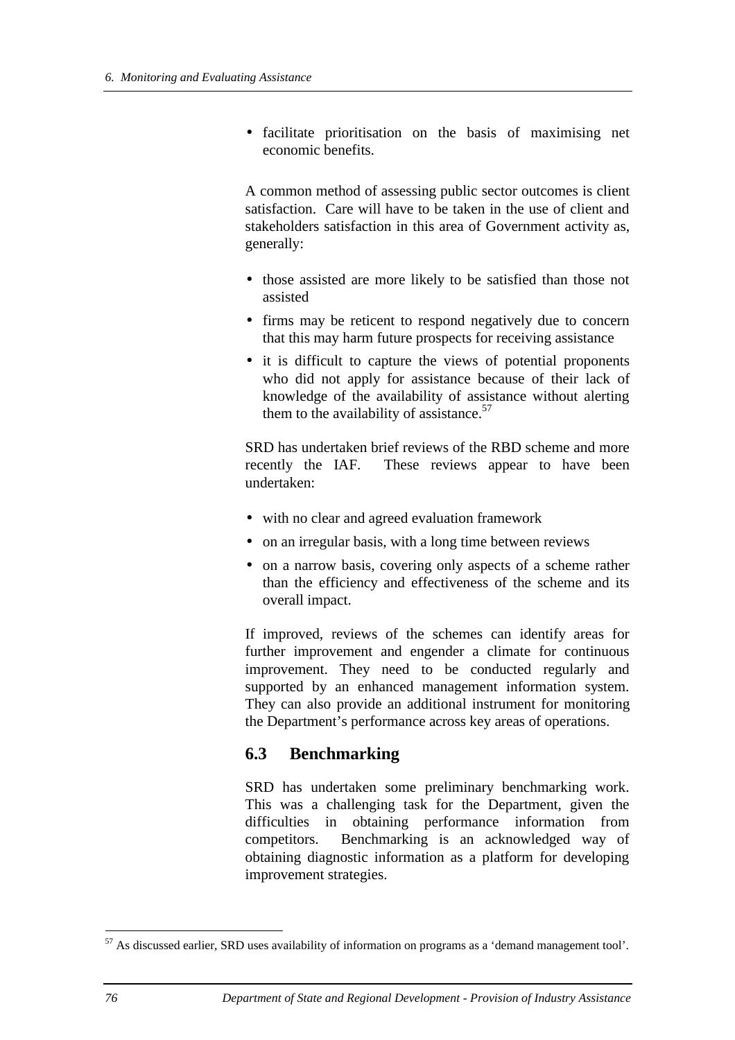- facilitate prioritisation on the basis of maximising net economic benefits.

A common method of assessing public sector outcomes is client satisfaction. Care will have to be taken in the use of client and stakeholders satisfaction in this area of Government activity as, generally:

- those assisted are more likely to be satisfied than those not assisted
- firms may be reticent to respond negatively due to concern that this may harm future prospects for receiving assistance
- it is difficult to capture the views of potential proponents who did not apply for assistance because of their lack of knowledge of the availability of assistance without alerting them to the availability of assistance.[57]

SRD has undertaken brief reviews of the RBD scheme and more recently the IAF. These reviews appear to have been undertaken:

- with no clear and agreed evaluation framework
- on an irregular basis, with a long time between reviews
- on a narrow basis, covering only aspects of a scheme rather than the efficiency and effectiveness of the scheme and its overall impact.

If improved, reviews of the schemes can identify areas for further improvement and engender a climate for continuous improvement. They need to be conducted regularly and supported by an enhanced management information system. They can also provide an additional instrument for monitoring the Department's performance across key areas of operations.

## 6.3 Benchmarking

SRD has undertaken some preliminary benchmarking work. This was a challenging task for the Department, given the difficulties in obtaining performance information from competitors. Benchmarking is an acknowledged way of obtaining diagnostic information as a platform for developing improvement strategies.

[57] As discussed earlier, SRD uses availability of information on programs as a 'demand management tool'.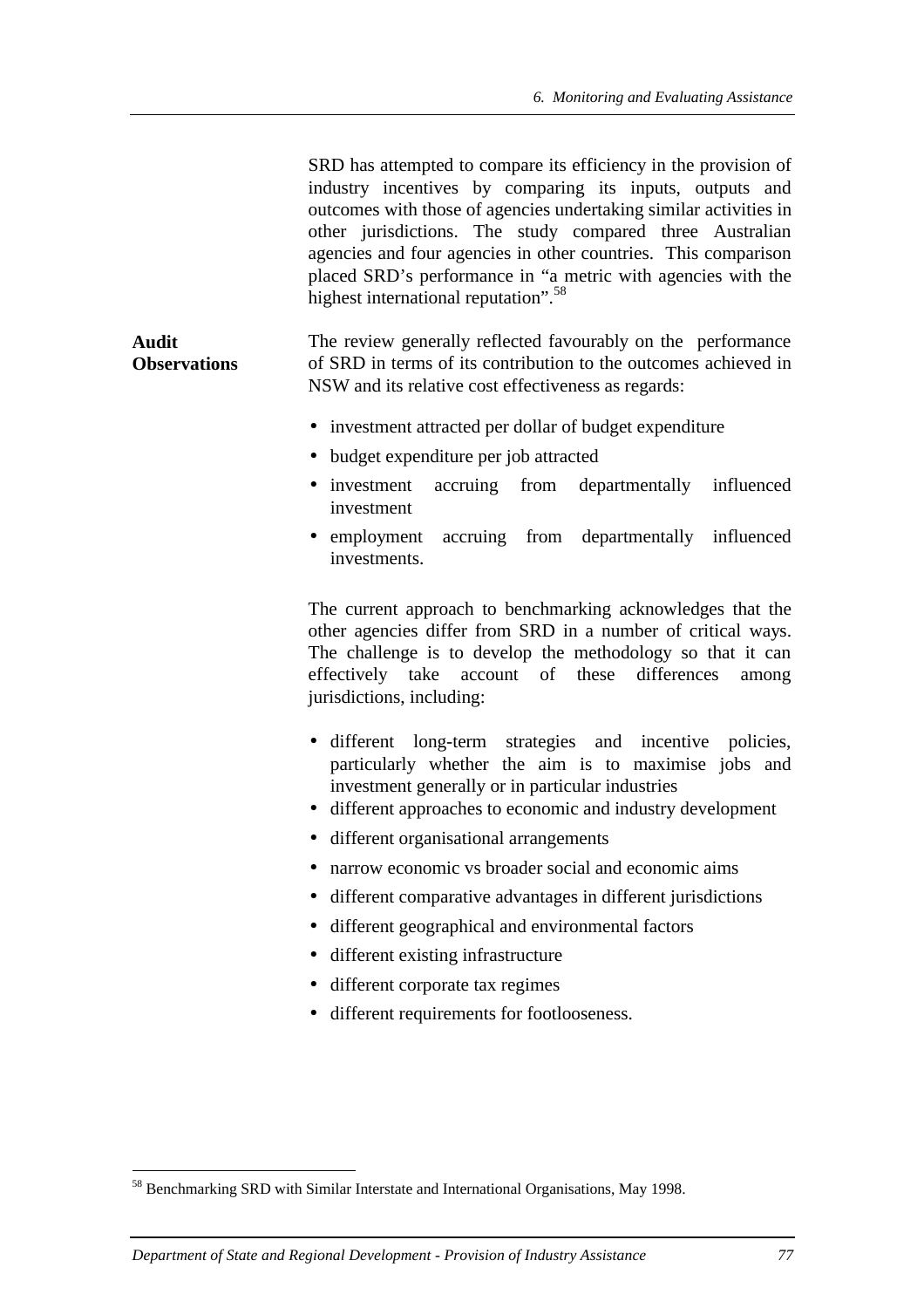SRD has attempted to compare its efficiency in the provision of industry incentives by comparing its inputs, outputs and outcomes with those of agencies undertaking similar activities in other jurisdictions. The study compared three Australian agencies and four agencies in other countries. This comparison placed SRD's performance in "a metric with agencies with the highest international reputation".[58]

**Audit Observations**

The review generally reflected favourably on the performance of SRD in terms of its contribution to the outcomes achieved in NSW and its relative cost effectiveness as regards:

- investment attracted per dollar of budget expenditure
- budget expenditure per job attracted
- investment accruing from departmentally influenced investment
- employment accruing from departmentally influenced investments.

The current approach to benchmarking acknowledges that the other agencies differ from SRD in a number of critical ways. The challenge is to develop the methodology so that it can effectively take account of these differences among jurisdictions, including:

- different long-term strategies and incentive policies, particularly whether the aim is to maximise jobs and investment generally or in particular industries
- different approaches to economic and industry development
- different organisational arrangements
- narrow economic vs broader social and economic aims
- different comparative advantages in different jurisdictions
- different geographical and environmental factors
- different existing infrastructure
- different corporate tax regimes
- different requirements for footlooseness.

---

[58] Benchmarking SRD with Similar Interstate and International Organisations, May 1998.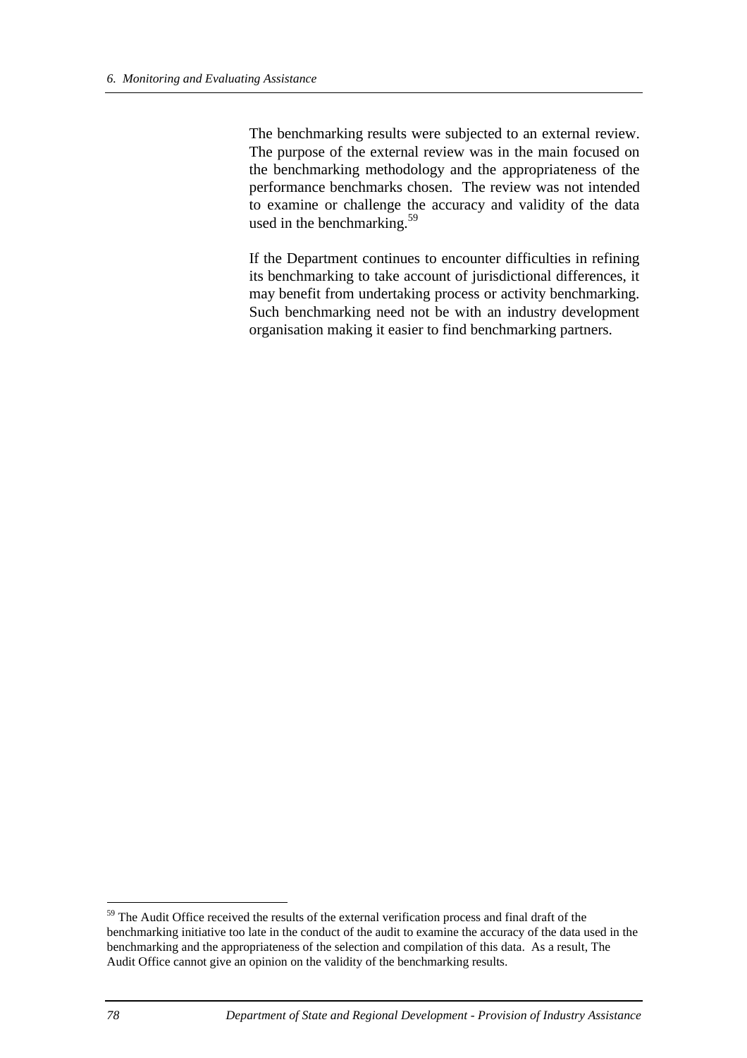The benchmarking results were subjected to an external review. The purpose of the external review was in the main focused on the benchmarking methodology and the appropriateness of the performance benchmarks chosen. The review was not intended to examine or challenge the accuracy and validity of the data used in the benchmarking.[59]

If the Department continues to encounter difficulties in refining its benchmarking to take account of jurisdictional differences, it may benefit from undertaking process or activity benchmarking. Such benchmarking need not be with an industry development organisation making it easier to find benchmarking partners.

---

[59] The Audit Office received the results of the external verification process and final draft of the benchmarking initiative too late in the conduct of the audit to examine the accuracy of the data used in the benchmarking and the appropriateness of the selection and compilation of this data. As a result, The Audit Office cannot give an opinion on the validity of the benchmarking results.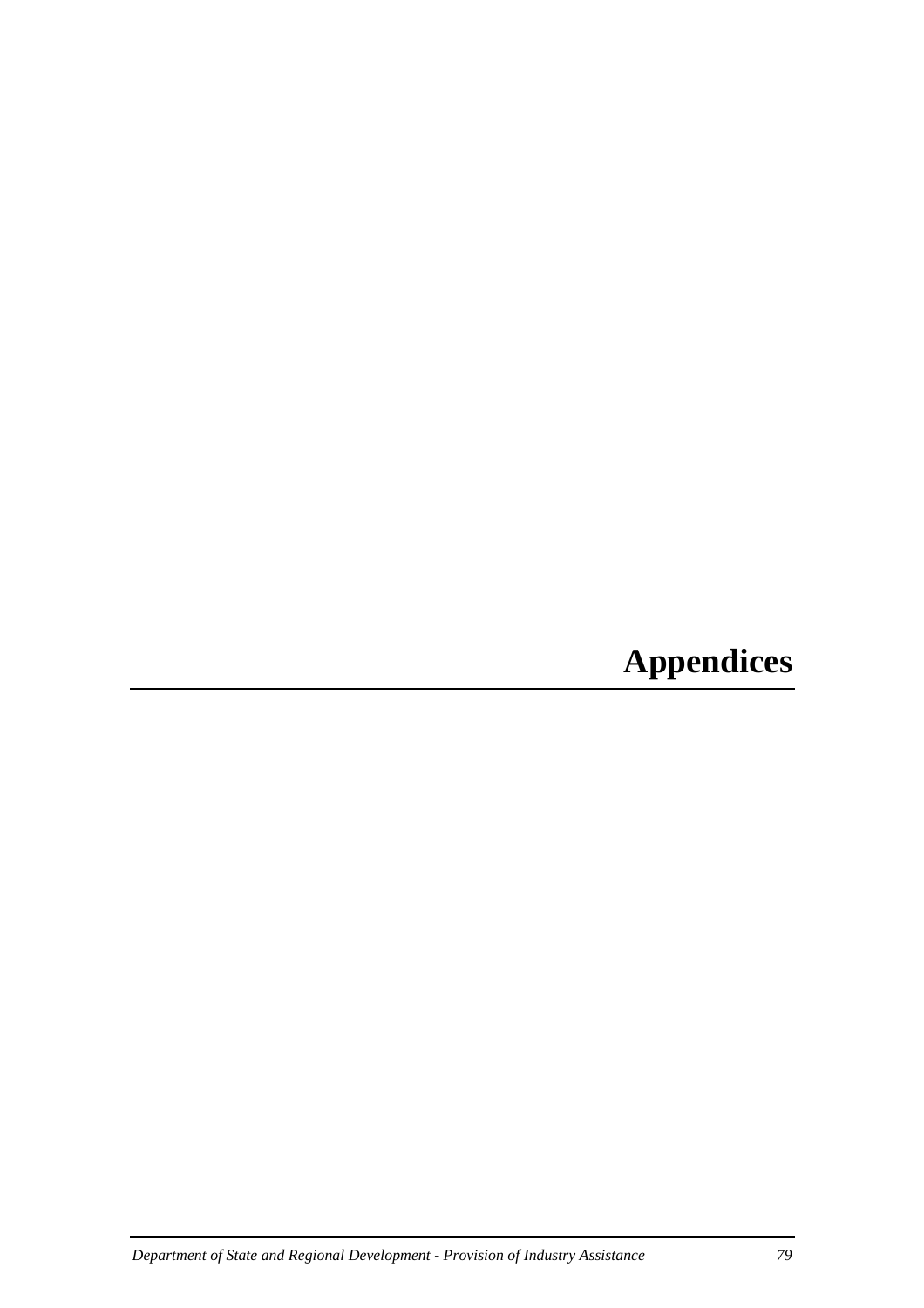# Appendices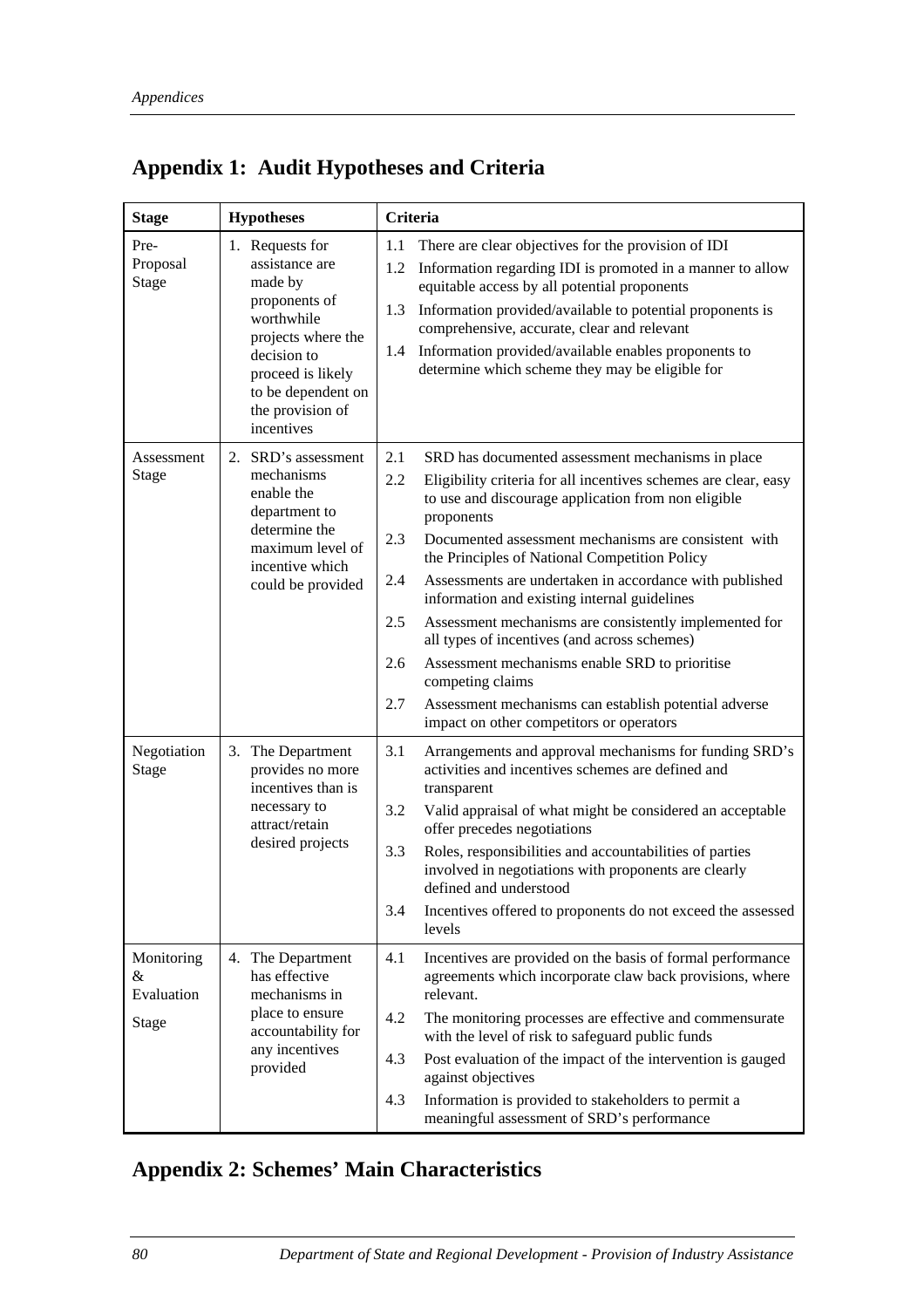## Appendix 1: Audit Hypotheses and Criteria

| Stage | Hypotheses | Criteria |
|---|---|---|
| Pre-Proposal Stage | 1. Requests for assistance are made by proponents of worthwhile projects where the decision to proceed is likely to be dependent on the provision of incentives | 1.1 There are clear objectives for the provision of IDI<br>1.2 Information regarding IDI is promoted in a manner to allow equitable access by all potential proponents<br>1.3 Information provided/available to potential proponents is comprehensive, accurate, clear and relevant<br>1.4 Information provided/available enables proponents to determine which scheme they may be eligible for |
| Assessment Stage | 2. SRD's assessment mechanisms enable the department to determine the maximum level of incentive which could be provided | 2.1 SRD has documented assessment mechanisms in place<br>2.2 Eligibility criteria for all incentives schemes are clear, easy to use and discourage application from non eligible proponents<br>2.3 Documented assessment mechanisms are consistent with the Principles of National Competition Policy<br>2.4 Assessments are undertaken in accordance with published information and existing internal guidelines<br>2.5 Assessment mechanisms are consistently implemented for all types of incentives (and across schemes)<br>2.6 Assessment mechanisms enable SRD to prioritise competing claims<br>2.7 Assessment mechanisms can establish potential adverse impact on other competitors or operators |
| Negotiation Stage | 3. The Department provides no more incentives than is necessary to attract/retain desired projects | 3.1 Arrangements and approval mechanisms for funding SRD's activities and incentives schemes are defined and transparent<br>3.2 Valid appraisal of what might be considered an acceptable offer precedes negotiations<br>3.3 Roles, responsibilities and accountabilities of parties involved in negotiations with proponents are clearly defined and understood<br>3.4 Incentives offered to proponents do not exceed the assessed levels |
| Monitoring & Evaluation Stage | 4. The Department has effective mechanisms in place to ensure accountability for any incentives provided | 4.1 Incentives are provided on the basis of formal performance agreements which incorporate claw back provisions, where relevant.<br>4.2 The monitoring processes are effective and commensurate with the level of risk to safeguard public funds<br>4.3 Post evaluation of the impact of the intervention is gauged against objectives<br>4.3 Information is provided to stakeholders to permit a meaningful assessment of SRD's performance |

## Appendix 2: Schemes' Main Characteristics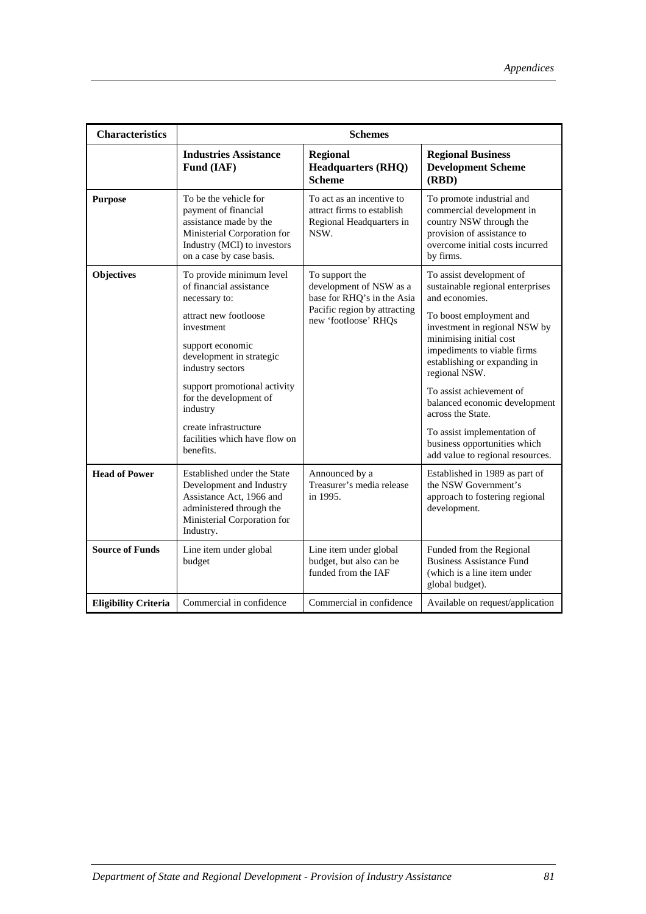| Characteristics | Schemes | | |
|---|---|---|---|
| | **Industries Assistance Fund (IAF)** | **Regional Headquarters (RHQ) Scheme** | **Regional Business Development Scheme (RBD)** |
| **Purpose** | To be the vehicle for payment of financial assistance made by the Ministerial Corporation for Industry (MCI) to investors on a case by case basis. | To act as an incentive to attract firms to establish Regional Headquarters in NSW. | To promote industrial and commercial development in country NSW through the provision of assistance to overcome initial costs incurred by firms. |
| **Objectives** | To provide minimum level of financial assistance necessary to:<br><br>attract new footloose investment<br><br>support economic development in strategic industry sectors<br><br>support promotional activity for the development of industry<br><br>create infrastructure facilities which have flow on benefits. | To support the development of NSW as a base for RHQ's in the Asia Pacific region by attracting new 'footloose' RHQs | To assist development of sustainable regional enterprises and economies.<br><br>To boost employment and investment in regional NSW by minimising initial cost impediments to viable firms establishing or expanding in regional NSW.<br><br>To assist achievement of balanced economic development across the State.<br><br>To assist implementation of business opportunities which add value to regional resources. |
| **Head of Power** | Established under the State Development and Industry Assistance Act, 1966 and administered through the Ministerial Corporation for Industry. | Announced by a Treasurer's media release in 1995. | Established in 1989 as part of the NSW Government's approach to fostering regional development. |
| **Source of Funds** | Line item under global budget | Line item under global budget, but also can be funded from the IAF | Funded from the Regional Business Assistance Fund (which is a line item under global budget). |
| **Eligibility Criteria** | Commercial in confidence | Commercial in confidence | Available on request/application |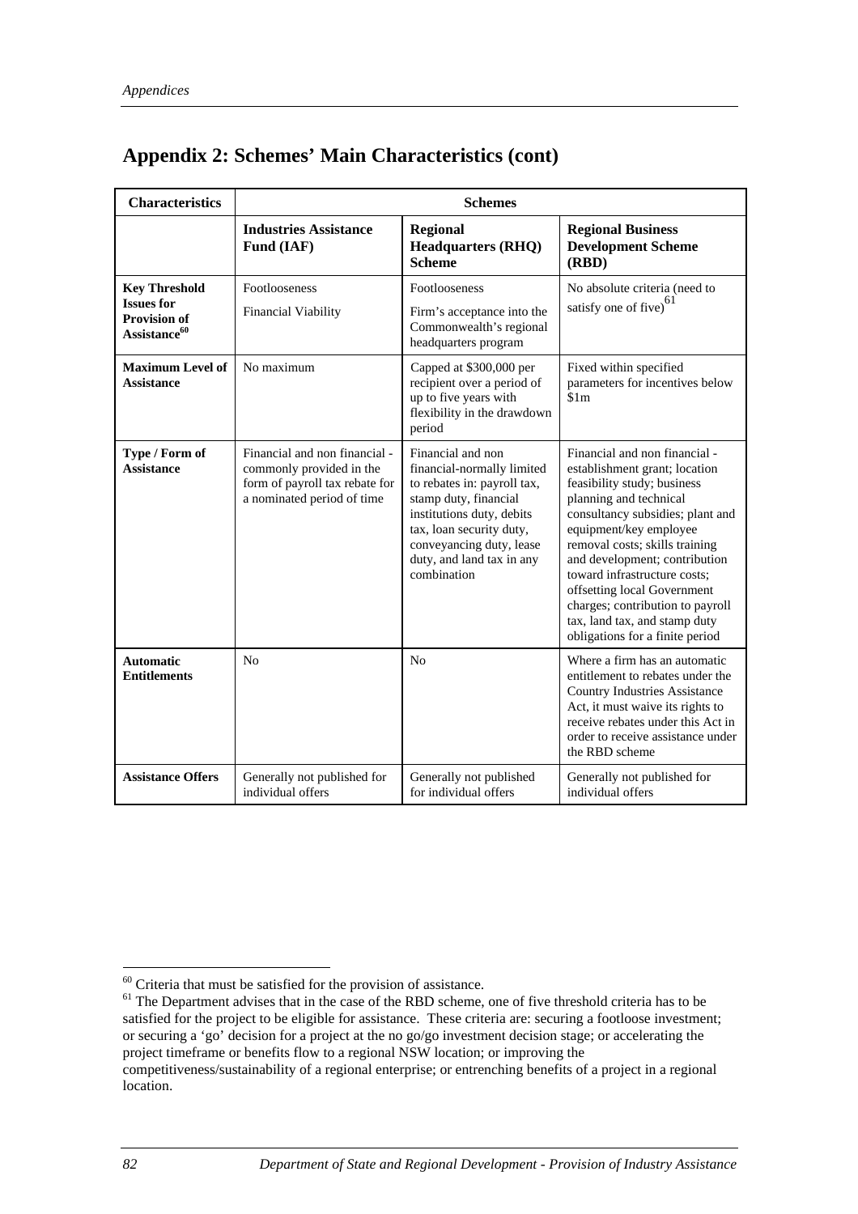## Appendix 2: Schemes' Main Characteristics (cont)

| Characteristics | Schemes | | |
|---|---|---|---|
| | **Industries Assistance Fund (IAF)** | **Regional Headquarters (RHQ) Scheme** | **Regional Business Development Scheme (RBD)** |
| **Key Threshold Issues for Provision of Assistance**[60] | Footlooseness<br>Financial Viability | Footlooseness<br>Firm's acceptance into the Commonwealth's regional headquarters program | No absolute criteria (need to satisfy one of five)[61] |
| **Maximum Level of Assistance** | No maximum | Capped at $300,000 per recipient over a period of up to five years with flexibility in the drawdown period | Fixed within specified parameters for incentives below $1m |
| **Type / Form of Assistance** | Financial and non financial - commonly provided in the form of payroll tax rebate for a nominated period of time | Financial and non financial-normally limited to rebates in: payroll tax, stamp duty, financial institutions duty, debits tax, loan security duty, conveyancing duty, lease duty, and land tax in any combination | Financial and non financial - establishment grant; location feasibility study; business planning and technical consultancy subsidies; plant and equipment/key employee removal costs; skills training and development; contribution toward infrastructure costs; offsetting local Government charges; contribution to payroll tax, land tax, and stamp duty obligations for a finite period |
| **Automatic Entitlements** | No | No | Where a firm has an automatic entitlement to rebates under the Country Industries Assistance Act, it must waive its rights to receive rebates under this Act in order to receive assistance under the RBD scheme |
| **Assistance Offers** | Generally not published for individual offers | Generally not published for individual offers | Generally not published for individual offers |

[60] Criteria that must be satisfied for the provision of assistance.

[61] The Department advises that in the case of the RBD scheme, one of five threshold criteria has to be satisfied for the project to be eligible for assistance. These criteria are: securing a footloose investment; or securing a 'go' decision for a project at the no go/go investment decision stage; or accelerating the project timeframe or benefits flow to a regional NSW location; or improving the competitiveness/sustainability of a regional enterprise; or entrenching benefits of a project in a regional location.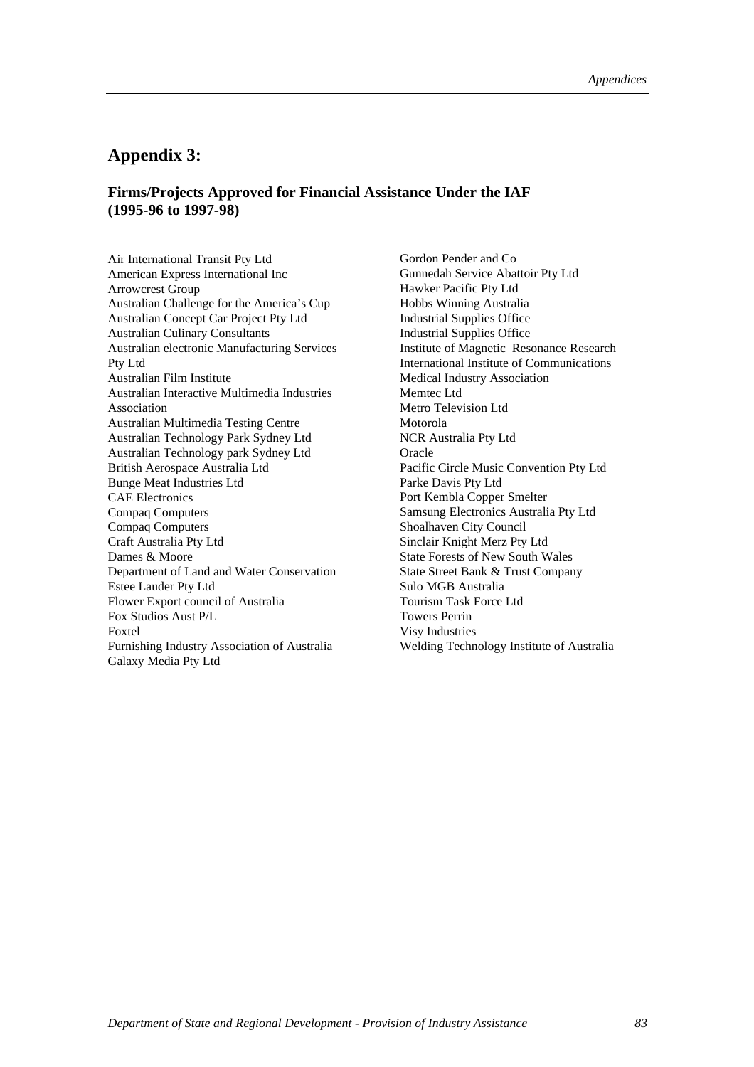## Appendix 3:

### Firms/Projects Approved for Financial Assistance Under the IAF (1995-96 to 1997-98)

Air International Transit Pty Ltd
American Express International Inc
Arrowcrest Group
Australian Challenge for the America's Cup
Australian Concept Car Project Pty Ltd
Australian Culinary Consultants
Australian electronic Manufacturing Services Pty Ltd
Australian Film Institute
Australian Interactive Multimedia Industries Association
Australian Multimedia Testing Centre
Australian Technology Park Sydney Ltd
Australian Technology park Sydney Ltd
British Aerospace Australia Ltd
Bunge Meat Industries Ltd
CAE Electronics
Compaq Computers
Compaq Computers
Craft Australia Pty Ltd
Dames & Moore
Department of Land and Water Conservation
Estee Lauder Pty Ltd
Flower Export council of Australia
Fox Studios Aust P/L
Foxtel
Furnishing Industry Association of Australia
Galaxy Media Pty Ltd
Gordon Pender and Co
Gunnedah Service Abattoir Pty Ltd
Hawker Pacific Pty Ltd
Hobbs Winning Australia
Industrial Supplies Office
Industrial Supplies Office
Institute of Magnetic Resonance Research
International Institute of Communications
Medical Industry Association
Memtec Ltd
Metro Television Ltd
Motorola
NCR Australia Pty Ltd
Oracle
Pacific Circle Music Convention Pty Ltd
Parke Davis Pty Ltd
Port Kembla Copper Smelter
Samsung Electronics Australia Pty Ltd
Shoalhaven City Council
Sinclair Knight Merz Pty Ltd
State Forests of New South Wales
State Street Bank & Trust Company
Sulo MGB Australia
Tourism Task Force Ltd
Towers Perrin
Visy Industries
Welding Technology Institute of Australia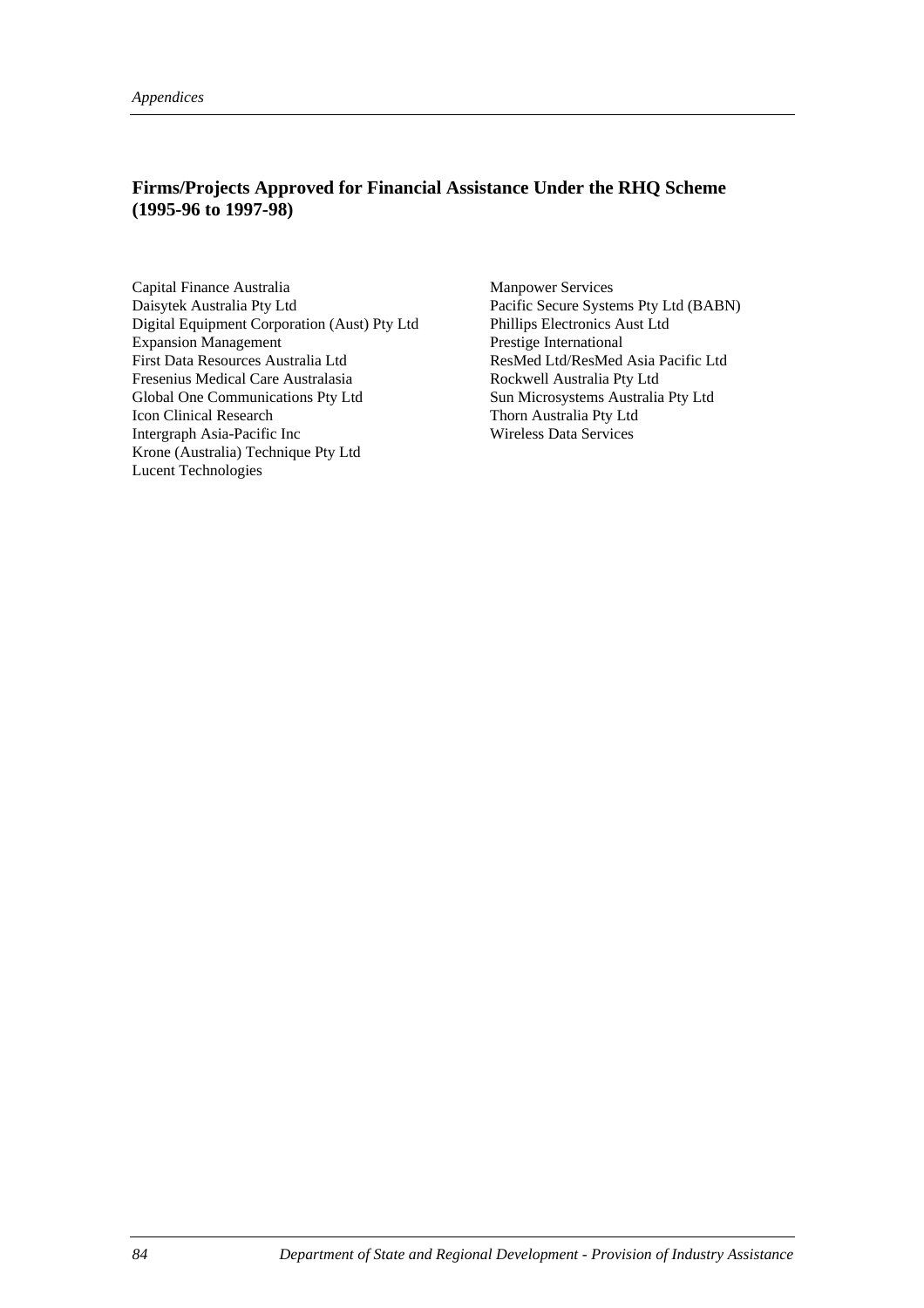## Firms/Projects Approved for Financial Assistance Under the RHQ Scheme (1995-96 to 1997-98)

Capital Finance Australia
Daisytek Australia Pty Ltd
Digital Equipment Corporation (Aust) Pty Ltd
Expansion Management
First Data Resources Australia Ltd
Fresenius Medical Care Australasia
Global One Communications Pty Ltd
Icon Clinical Research
Intergraph Asia-Pacific Inc
Krone (Australia) Technique Pty Ltd
Lucent Technologies
Manpower Services
Pacific Secure Systems Pty Ltd (BABN)
Phillips Electronics Aust Ltd
Prestige International
ResMed Ltd/ResMed Asia Pacific Ltd
Rockwell Australia Pty Ltd
Sun Microsystems Australia Pty Ltd
Thorn Australia Pty Ltd
Wireless Data Services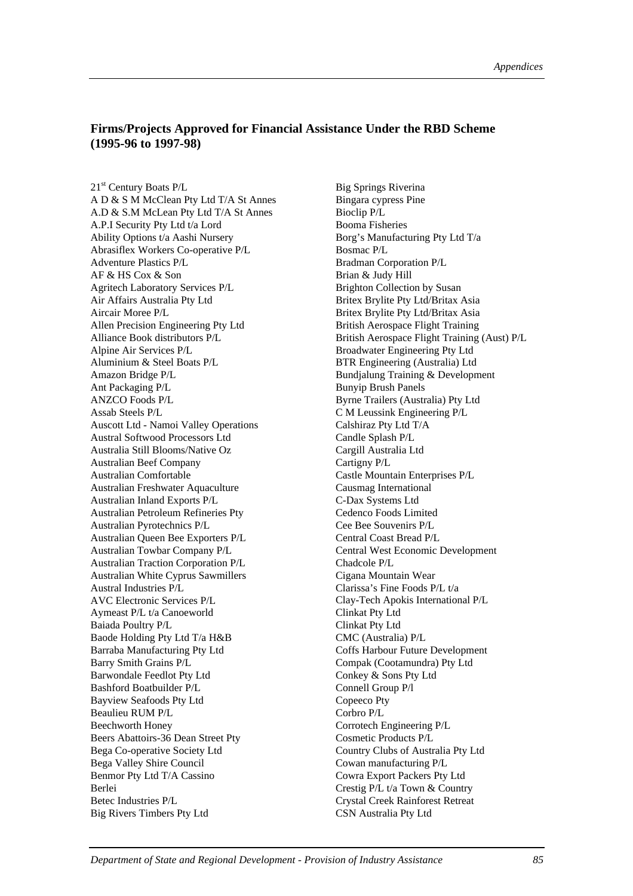### Firms/Projects Approved for Financial Assistance Under the RBD Scheme (1995-96 to 1997-98)

21st Century Boats P/L
A D & S M McClean Pty Ltd T/A St Annes
A.D & S.M McLean Pty Ltd T/A St Annes
A.P.I Security Pty Ltd t/a Lord
Ability Options t/a Aashi Nursery
Abrasiflex Workers Co-operative P/L
Adventure Plastics P/L
AF & HS Cox & Son
Agritech Laboratory Services P/L
Air Affairs Australia Pty Ltd
Aircair Moree P/L
Allen Precision Engineering Pty Ltd
Alliance Book distributors P/L
Alpine Air Services P/L
Aluminium & Steel Boats P/L
Amazon Bridge P/L
Ant Packaging P/L
ANZCO Foods P/L
Assab Steels P/L
Auscott Ltd - Namoi Valley Operations
Austral Softwood Processors Ltd
Australia Still Blooms/Native Oz
Australian Beef Company
Australian Comfortable
Australian Freshwater Aquaculture
Australian Inland Exports P/L
Australian Petroleum Refineries Pty
Australian Pyrotechnics P/L
Australian Queen Bee Exporters P/L
Australian Towbar Company P/L
Australian Traction Corporation P/L
Australian White Cyprus Sawmillers
Austral Industries P/L
AVC Electronic Services P/L
Aymeast P/L t/a Canoeworld
Baiada Poultry P/L
Baode Holding Pty Ltd T/a H&B
Barraba Manufacturing Pty Ltd
Barry Smith Grains P/L
Barwondale Feedlot Pty Ltd
Bashford Boatbuilder P/L
Bayview Seafoods Pty Ltd
Beaulieu RUM P/L
Beechworth Honey
Beers Abattoirs-36 Dean Street Pty
Bega Co-operative Society Ltd
Bega Valley Shire Council
Benmor Pty Ltd T/A Cassino
Berlei
Betec Industries P/L
Big Rivers Timbers Pty Ltd
Big Springs Riverina
Bingara cypress Pine
Bioclip P/L
Booma Fisheries
Borg's Manufacturing Pty Ltd T/a
Bosmac P/L
Bradman Corporation P/L
Brian & Judy Hill
Brighton Collection by Susan
Britex Brylite Pty Ltd/Britax Asia
Britex Brylite Pty Ltd/Britax Asia
British Aerospace Flight Training
British Aerospace Flight Training (Aust) P/L
Broadwater Engineering Pty Ltd
BTR Engineering (Australia) Ltd
Bundjalung Training & Development
Bunyip Brush Panels
Byrne Trailers (Australia) Pty Ltd
C M Leussink Engineering P/L
Calshiraz Pty Ltd T/A
Candle Splash P/L
Cargill Australia Ltd
Cartigny P/L
Castle Mountain Enterprises P/L
Causmag International
C-Dax Systems Ltd
Cedenco Foods Limited
Cee Bee Souvenirs P/L
Central Coast Bread P/L
Central West Economic Development
Chadcole P/L
Cigana Mountain Wear
Clarissa's Fine Foods P/L t/a
Clay-Tech Apokis International P/L
Clinkat Pty Ltd
Clinkat Pty Ltd
CMC (Australia) P/L
Coffs Harbour Future Development
Compak (Cootamundra) Pty Ltd
Conkey & Sons Pty Ltd
Connell Group P/l
Copeeco Pty
Corbro P/L
Corrotech Engineering P/L
Cosmetic Products P/L
Country Clubs of Australia Pty Ltd
Cowan manufacturing P/L
Cowra Export Packers Pty Ltd
Crestig P/L t/a Town & Country
Crystal Creek Rainforest Retreat
CSN Australia Pty Ltd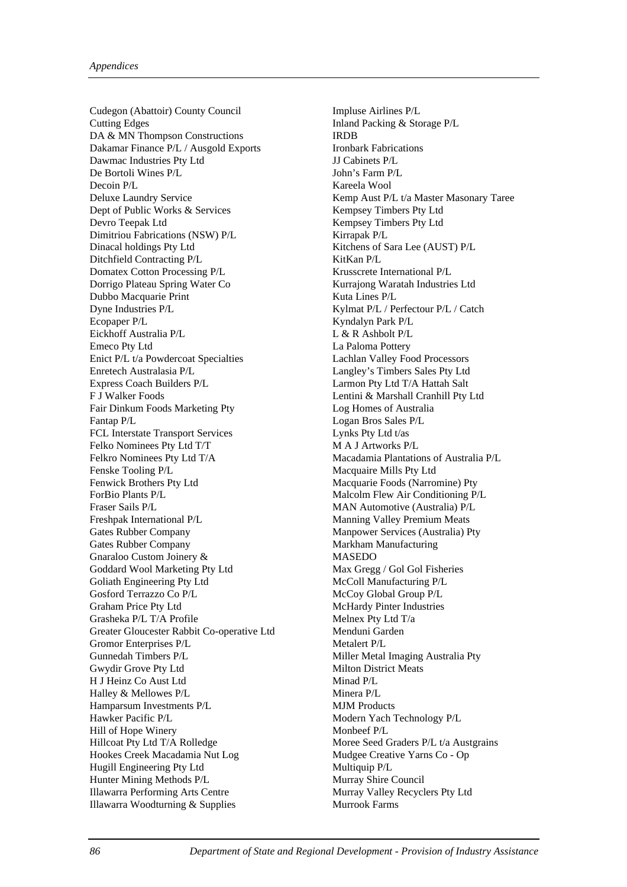Cudegon (Abattoir) County Council
Cutting Edges
DA & MN Thompson Constructions
Dakamar Finance P/L / Ausgold Exports
Dawmac Industries Pty Ltd
De Bortoli Wines P/L
Decoin P/L
Deluxe Laundry Service
Dept of Public Works & Services
Devro Teepak Ltd
Dimitriou Fabrications (NSW) P/L
Dinacal holdings Pty Ltd
Ditchfield Contracting P/L
Domatex Cotton Processing P/L
Dorrigo Plateau Spring Water Co
Dubbo Macquarie Print
Dyne Industries P/L
Ecopaper P/L
Eickhoff Australia P/L
Emeco Pty Ltd
Enict P/L t/a Powdercoat Specialties
Enretech Australasia P/L
Express Coach Builders P/L
F J Walker Foods
Fair Dinkum Foods Marketing Pty
Fantap P/L
FCL Interstate Transport Services
Felko Nominees Pty Ltd T/T
Felkro Nominees Pty Ltd T/A
Fenske Tooling P/L
Fenwick Brothers Pty Ltd
ForBio Plants P/L
Fraser Sails P/L
Freshpak International P/L
Gates Rubber Company
Gates Rubber Company
Gnaraloo Custom Joinery &
Goddard Wool Marketing Pty Ltd
Goliath Engineering Pty Ltd
Gosford Terrazzo Co P/L
Graham Price Pty Ltd
Grasheka P/L T/A Profile
Greater Gloucester Rabbit Co-operative Ltd
Gromor Enterprises P/L
Gunnedah Timbers P/L
Gwydir Grove Pty Ltd
H J Heinz Co Aust Ltd
Halley & Mellowes P/L
Hamparsum Investments P/L
Hawker Pacific P/L
Hill of Hope Winery
Hillcoat Pty Ltd T/A Rolledge
Hookes Creek Macadamia Nut Log
Hugill Engineering Pty Ltd
Hunter Mining Methods P/L
Illawarra Performing Arts Centre
Illawarra Woodturning & Supplies
Impluse Airlines P/L
Inland Packing & Storage P/L
IRDB
Ironbark Fabrications
JJ Cabinets P/L
John's Farm P/L
Kareela Wool
Kemp Aust P/L t/a Master Masonary Taree
Kempsey Timbers Pty Ltd
Kempsey Timbers Pty Ltd
Kirrapak P/L
Kitchens of Sara Lee (AUST) P/L
KitKan P/L
Krusscrete International P/L
Kurrajong Waratah Industries Ltd
Kuta Lines P/L
Kylmat P/L / Perfectour P/L / Catch
Kyndalyn Park P/L
L & R Ashbolt P/L
La Paloma Pottery
Lachlan Valley Food Processors
Langley's Timbers Sales Pty Ltd
Larmon Pty Ltd T/A Hattah Salt
Lentini & Marshall Cranhill Pty Ltd
Log Homes of Australia
Logan Bros Sales P/L
Lynks Pty Ltd t/as
M A J Artworks P/L
Macadamia Plantations of Australia P/L
Macquaire Mills Pty Ltd
Macquarie Foods (Narromine) Pty
Malcolm Flew Air Conditioning P/L
MAN Automotive (Australia) P/L
Manning Valley Premium Meats
Manpower Services (Australia) Pty
Markham Manufacturing
MASEDO
Max Gregg / Gol Gol Fisheries
McColl Manufacturing P/L
McCoy Global Group P/L
McHardy Pinter Industries
Melnex Pty Ltd T/a
Menduni Garden
Metalert P/L
Miller Metal Imaging Australia Pty
Milton District Meats
Minad P/L
Minera P/L
MJM Products
Modern Yach Technology P/L
Monbeef P/L
Moree Seed Graders P/L t/a Austgrains
Mudgee Creative Yarns Co - Op
Multiquip P/L
Murray Shire Council
Murray Valley Recyclers Pty Ltd
Murrook Farms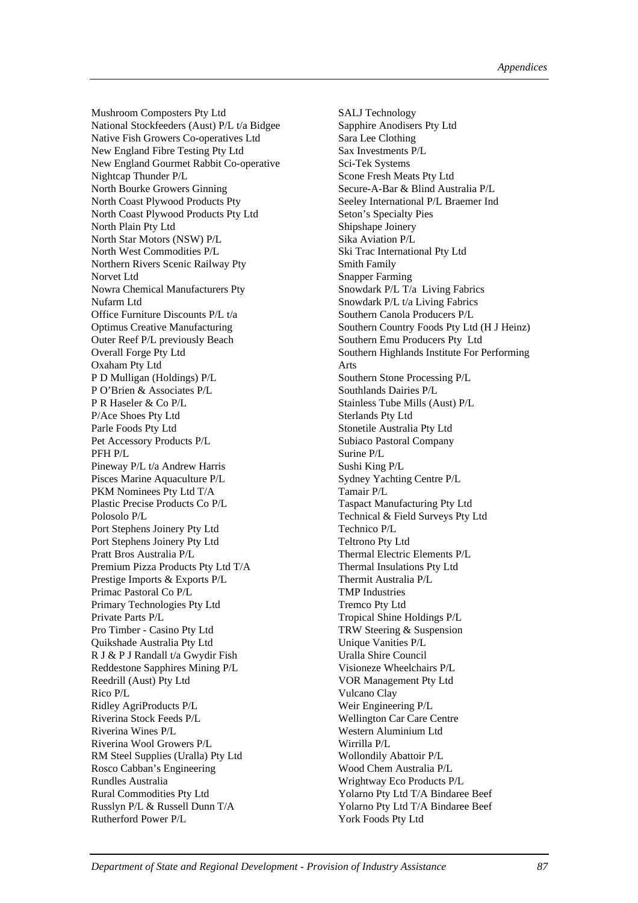Mushroom Composters Pty Ltd
National Stockfeeders (Aust) P/L t/a Bidgee
Native Fish Growers Co-operatives Ltd
New England Fibre Testing Pty Ltd
New England Gourmet Rabbit Co-operative
Nightcap Thunder P/L
North Bourke Growers Ginning
North Coast Plywood Products Pty
North Coast Plywood Products Pty Ltd
North Plain Pty Ltd
North Star Motors (NSW) P/L
North West Commodities P/L
Northern Rivers Scenic Railway Pty
Norvet Ltd
Nowra Chemical Manufacturers Pty
Nufarm Ltd
Office Furniture Discounts P/L t/a
Optimus Creative Manufacturing
Outer Reef P/L previously Beach
Overall Forge Pty Ltd
Oxaham Pty Ltd
P D Mulligan (Holdings) P/L
P O'Brien & Associates P/L
P R Haseler & Co P/L
P/Ace Shoes Pty Ltd
Parle Foods Pty Ltd
Pet Accessory Products P/L
PFH P/L
Pineway P/L t/a Andrew Harris
Pisces Marine Aquaculture P/L
PKM Nominees Pty Ltd T/A
Plastic Precise Products Co P/L
Polosolo P/L
Port Stephens Joinery Pty Ltd
Port Stephens Joinery Pty Ltd
Pratt Bros Australia P/L
Premium Pizza Products Pty Ltd T/A
Prestige Imports & Exports P/L
Primac Pastoral Co P/L
Primary Technologies Pty Ltd
Private Parts P/L
Pro Timber - Casino Pty Ltd
Quikshade Australia Pty Ltd
R J & P J Randall t/a Gwydir Fish
Reddestone Sapphires Mining P/L
Reedrill (Aust) Pty Ltd
Rico P/L
Ridley AgriProducts P/L
Riverina Stock Feeds P/L
Riverina Wines P/L
Riverina Wool Growers P/L
RM Steel Supplies (Uralla) Pty Ltd
Rosco Cabban's Engineering
Rundles Australia
Rural Commodities Pty Ltd
Russlyn P/L & Russell Dunn T/A
Rutherford Power P/L
SALJ Technology
Sapphire Anodisers Pty Ltd
Sara Lee Clothing
Sax Investments P/L
Sci-Tek Systems
Scone Fresh Meats Pty Ltd
Secure-A-Bar & Blind Australia P/L
Seeley International P/L Braemer Ind
Seton's Specialty Pies
Shipshape Joinery
Sika Aviation P/L
Ski Trac International Pty Ltd
Smith Family
Snapper Farming
Snowdark P/L T/a Living Fabrics
Snowdark P/L t/a Living Fabrics
Southern Canola Producers P/L
Southern Country Foods Pty Ltd (H J Heinz)
Southern Emu Producers Pty Ltd
Southern Highlands Institute For Performing Arts
Southern Stone Processing P/L
Southlands Dairies P/L
Stainless Tube Mills (Aust) P/L
Sterlands Pty Ltd
Stonetile Australia Pty Ltd
Subiaco Pastoral Company
Surine P/L
Sushi King P/L
Sydney Yachting Centre P/L
Tamair P/L
Taspact Manufacturing Pty Ltd
Technical & Field Surveys Pty Ltd
Technico P/L
Teltrono Pty Ltd
Thermal Electric Elements P/L
Thermal Insulations Pty Ltd
Thermit Australia P/L
TMP Industries
Tremco Pty Ltd
Tropical Shine Holdings P/L
TRW Steering & Suspension
Unique Vanities P/L
Uralla Shire Council
Visioneze Wheelchairs P/L
VOR Management Pty Ltd
Vulcano Clay
Weir Engineering P/L
Wellington Car Care Centre
Western Aluminium Ltd
Wirrilla P/L
Wollondily Abattoir P/L
Wood Chem Australia P/L
Wrightway Eco Products P/L
Yolarno Pty Ltd T/A Bindaree Beef
Yolarno Pty Ltd T/A Bindaree Beef
York Foods Pty Ltd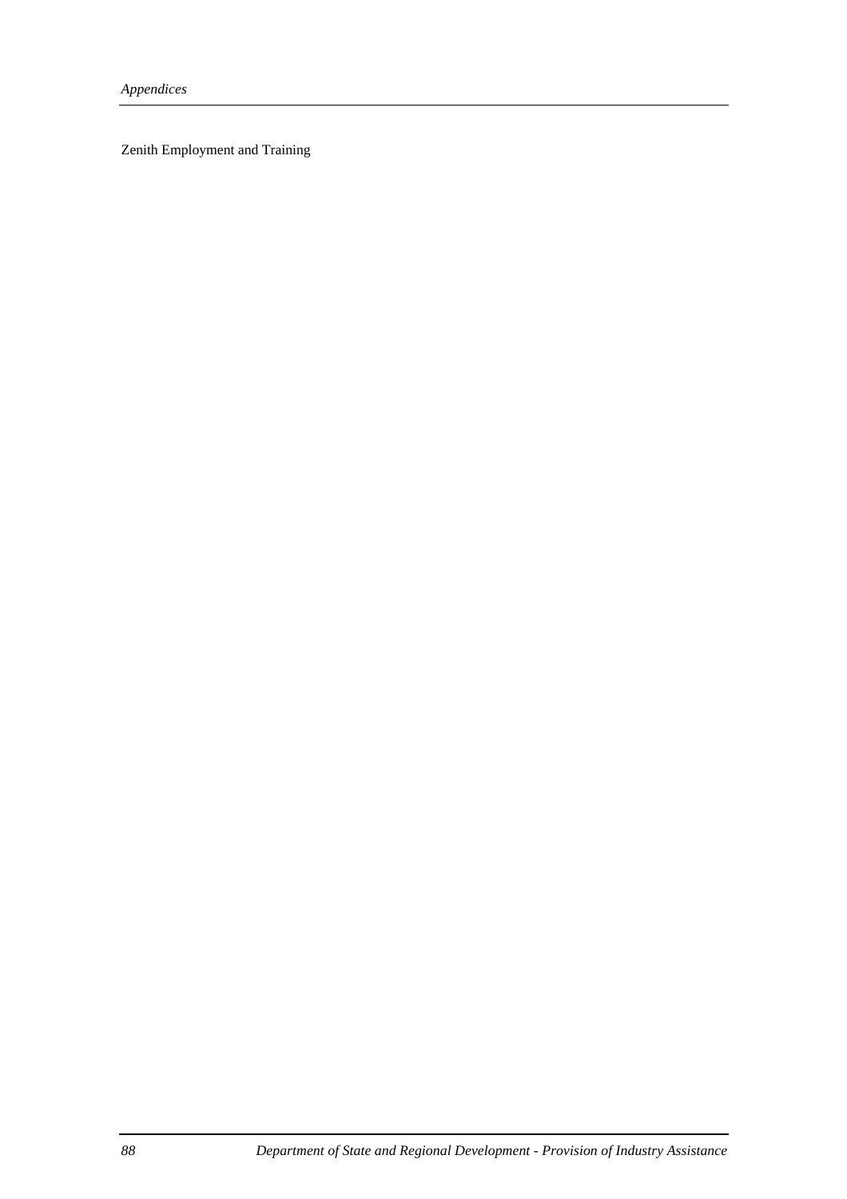Zenith Employment and Training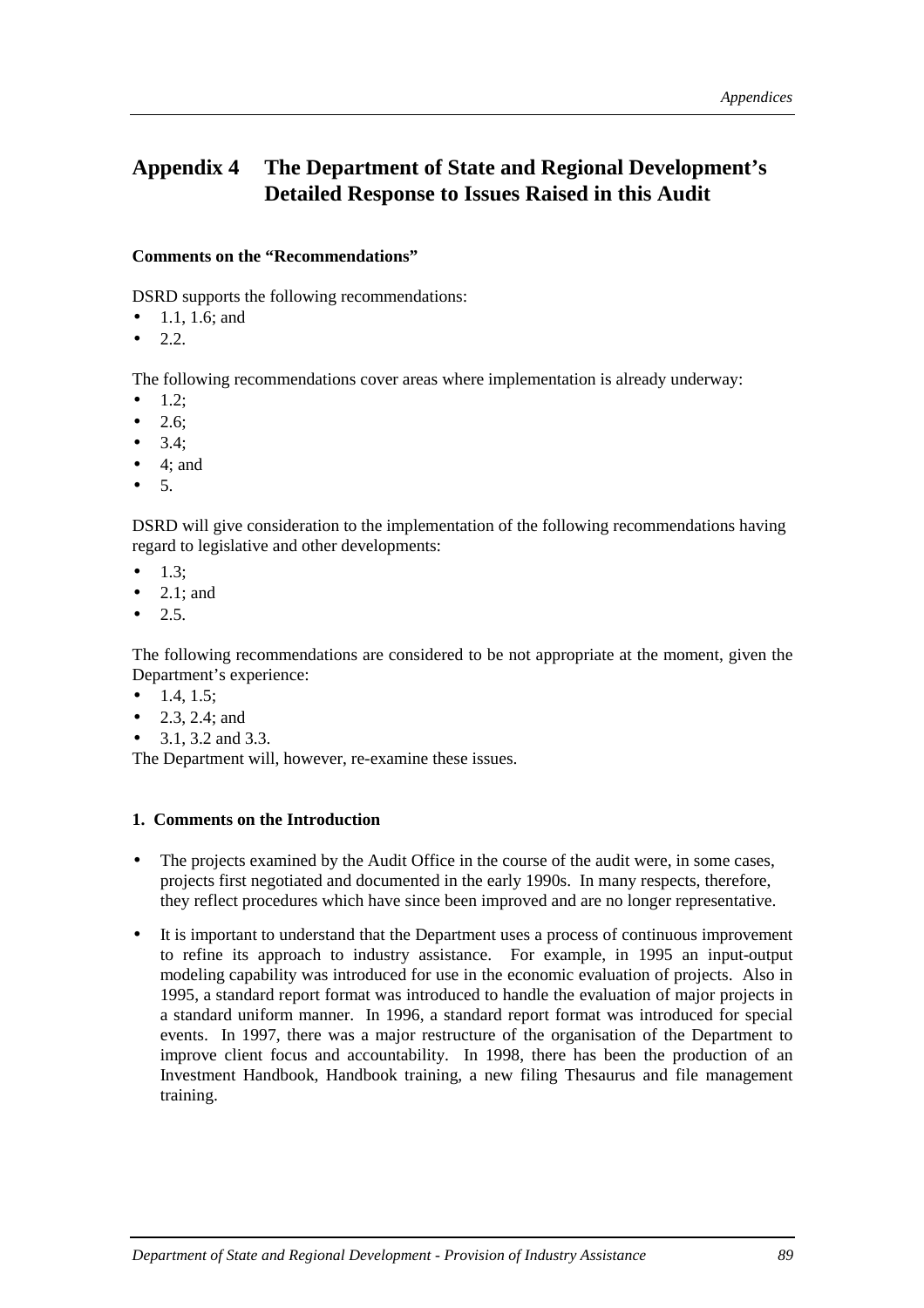# Appendix 4 The Department of State and Regional Development's Detailed Response to Issues Raised in this Audit

**Comments on the "Recommendations"**

DSRD supports the following recommendations:

- 1.1, 1.6; and
- 2.2.

The following recommendations cover areas where implementation is already underway:

- 1.2;
- 2.6;
- 3.4;
- 4; and
- 5.

DSRD will give consideration to the implementation of the following recommendations having regard to legislative and other developments:

- 1.3;
- 2.1; and
- 2.5.

The following recommendations are considered to be not appropriate at the moment, given the Department's experience:

- 1.4, 1.5;
- 2.3, 2.4; and
- 3.1, 3.2 and 3.3.

The Department will, however, re-examine these issues.

**1. Comments on the Introduction**

- The projects examined by the Audit Office in the course of the audit were, in some cases, projects first negotiated and documented in the early 1990s. In many respects, therefore, they reflect procedures which have since been improved and are no longer representative.
- It is important to understand that the Department uses a process of continuous improvement to refine its approach to industry assistance. For example, in 1995 an input-output modeling capability was introduced for use in the economic evaluation of projects. Also in 1995, a standard report format was introduced to handle the evaluation of major projects in a standard uniform manner. In 1996, a standard report format was introduced for special events. In 1997, there was a major restructure of the organisation of the Department to improve client focus and accountability. In 1998, there has been the production of an Investment Handbook, Handbook training, a new filing Thesaurus and file management training.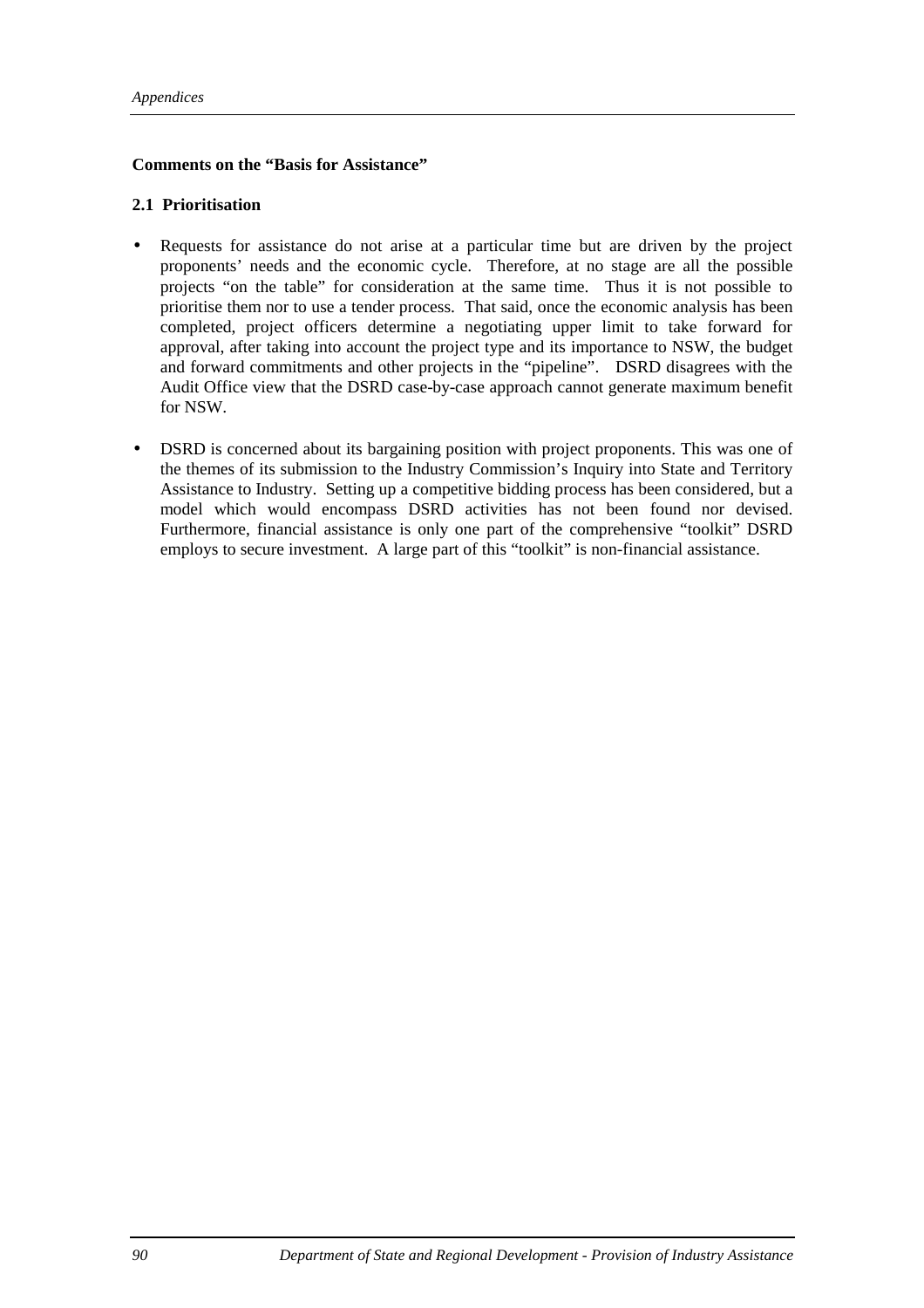**Comments on the "Basis for Assistance"**

**2.1 Prioritisation**

- Requests for assistance do not arise at a particular time but are driven by the project proponents' needs and the economic cycle. Therefore, at no stage are all the possible projects "on the table" for consideration at the same time. Thus it is not possible to prioritise them nor to use a tender process. That said, once the economic analysis has been completed, project officers determine a negotiating upper limit to take forward for approval, after taking into account the project type and its importance to NSW, the budget and forward commitments and other projects in the "pipeline". DSRD disagrees with the Audit Office view that the DSRD case-by-case approach cannot generate maximum benefit for NSW.

- DSRD is concerned about its bargaining position with project proponents. This was one of the themes of its submission to the Industry Commission's Inquiry into State and Territory Assistance to Industry. Setting up a competitive bidding process has been considered, but a model which would encompass DSRD activities has not been found nor devised. Furthermore, financial assistance is only one part of the comprehensive "toolkit" DSRD employs to secure investment. A large part of this "toolkit" is non-financial assistance.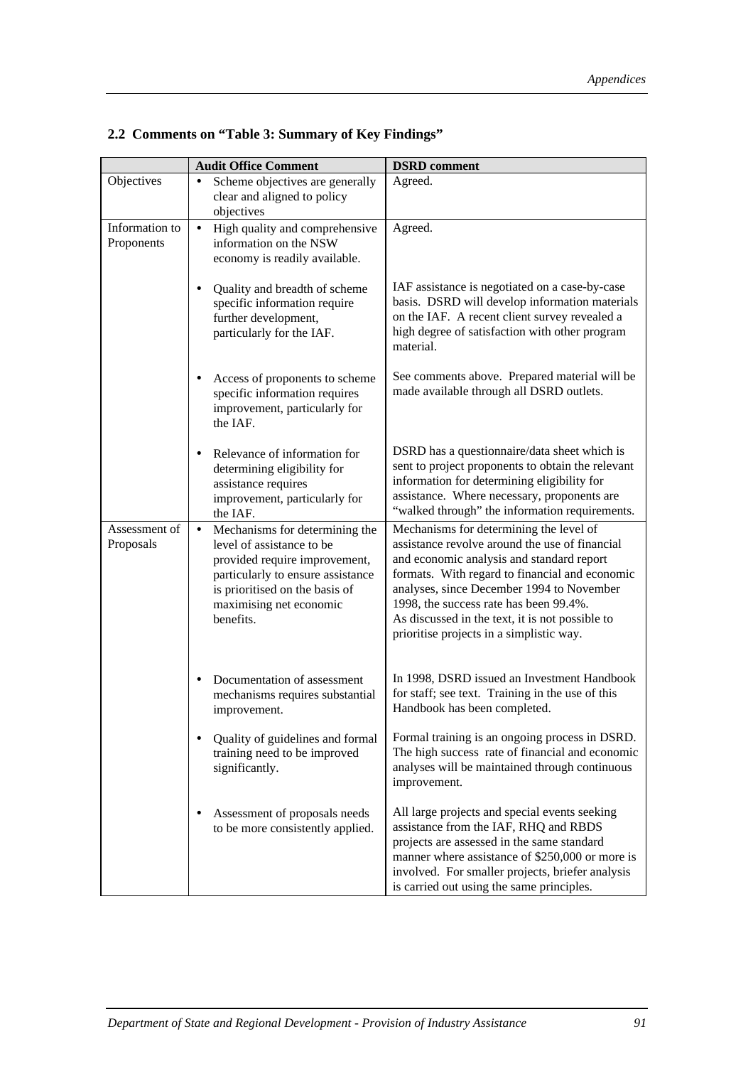## 2.2 Comments on "Table 3: Summary of Key Findings"

| | Audit Office Comment | DSRD comment |
|---|---|---|
| Objectives | • Scheme objectives are generally clear and aligned to policy objectives | Agreed. |
| Information to Proponents | • High quality and comprehensive information on the NSW economy is readily available. | Agreed. |
| | • Quality and breadth of scheme specific information require further development, particularly for the IAF. | IAF assistance is negotiated on a case-by-case basis. DSRD will develop information materials on the IAF. A recent client survey revealed a high degree of satisfaction with other program material. |
| | • Access of proponents to scheme specific information requires improvement, particularly for the IAF. | See comments above. Prepared material will be made available through all DSRD outlets. |
| | • Relevance of information for determining eligibility for assistance requires improvement, particularly for the IAF. | DSRD has a questionnaire/data sheet which is sent to project proponents to obtain the relevant information for determining eligibility for assistance. Where necessary, proponents are "walked through" the information requirements. |
| Assessment of Proposals | • Mechanisms for determining the level of assistance to be provided require improvement, particularly to ensure assistance is prioritised on the basis of maximising net economic benefits. | Mechanisms for determining the level of assistance revolve around the use of financial and economic analysis and standard report formats. With regard to financial and economic analyses, since December 1994 to November 1998, the success rate has been 99.4%. As discussed in the text, it is not possible to prioritise projects in a simplistic way. |
| | • Documentation of assessment mechanisms requires substantial improvement. | In 1998, DSRD issued an Investment Handbook for staff; see text. Training in the use of this Handbook has been completed. |
| | • Quality of guidelines and formal training need to be improved significantly. | Formal training is an ongoing process in DSRD. The high success rate of financial and economic analyses will be maintained through continuous improvement. |
| | • Assessment of proposals needs to be more consistently applied. | All large projects and special events seeking assistance from the IAF, RHQ and RBDS projects are assessed in the same standard manner where assistance of $250,000 or more is involved. For smaller projects, briefer analysis is carried out using the same principles. |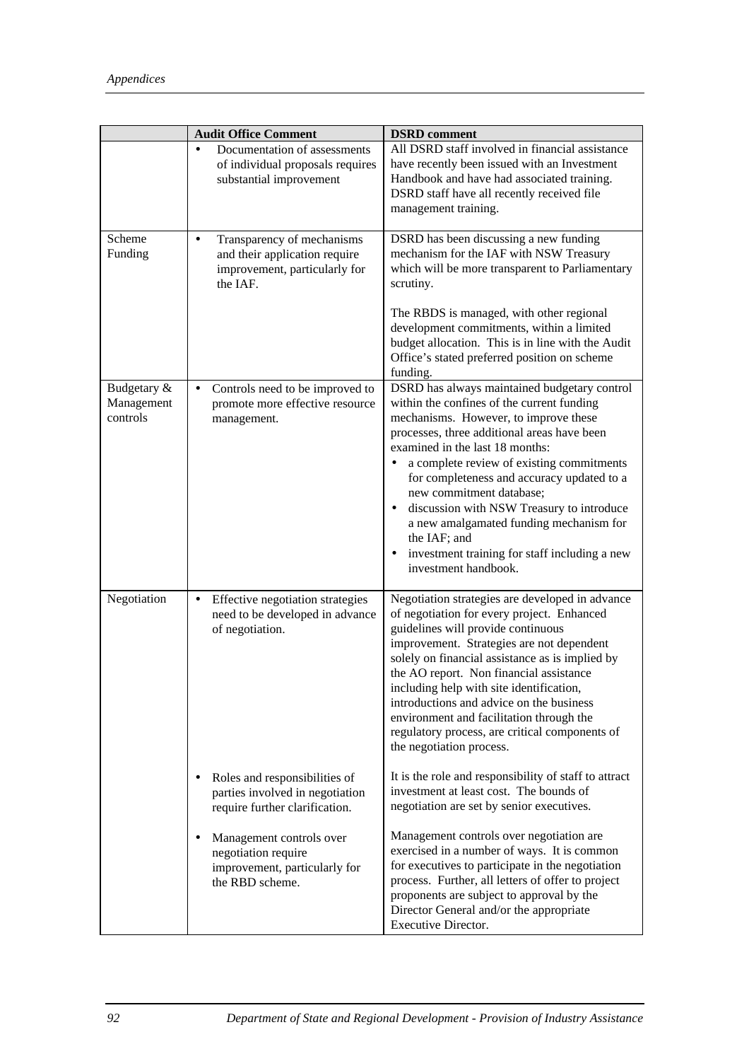| | Audit Office Comment | DSRD comment |
|---|---|---|
| | • Documentation of assessments of individual proposals requires substantial improvement | All DSRD staff involved in financial assistance have recently been issued with an Investment Handbook and have had associated training. DSRD staff have all recently received file management training. |
| Scheme Funding | • Transparency of mechanisms and their application require improvement, particularly for the IAF. | DSRD has been discussing a new funding mechanism for the IAF with NSW Treasury which will be more transparent to Parliamentary scrutiny.<br><br>The RBDS is managed, with other regional development commitments, within a limited budget allocation. This is in line with the Audit Office's stated preferred position on scheme funding. |
| Budgetary & Management controls | • Controls need to be improved to promote more effective resource management. | DSRD has always maintained budgetary control within the confines of the current funding mechanisms. However, to improve these processes, three additional areas have been examined in the last 18 months:<br>• a complete review of existing commitments for completeness and accuracy updated to a new commitment database;<br>• discussion with NSW Treasury to introduce a new amalgamated funding mechanism for the IAF; and<br>• investment training for staff including a new investment handbook. |
| Negotiation | • Effective negotiation strategies need to be developed in advance of negotiation.<br><br>• Roles and responsibilities of parties involved in negotiation require further clarification.<br><br>• Management controls over negotiation require improvement, particularly for the RBD scheme. | Negotiation strategies are developed in advance of negotiation for every project. Enhanced guidelines will provide continuous improvement. Strategies are not dependent solely on financial assistance as is implied by the AO report. Non financial assistance including help with site identification, introductions and advice on the business environment and facilitation through the regulatory process, are critical components of the negotiation process.<br><br>It is the role and responsibility of staff to attract investment at least cost. The bounds of negotiation are set by senior executives.<br><br>Management controls over negotiation are exercised in a number of ways. It is common for executives to participate in the negotiation process. Further, all letters of offer to project proponents are subject to approval by the Director General and/or the appropriate Executive Director. |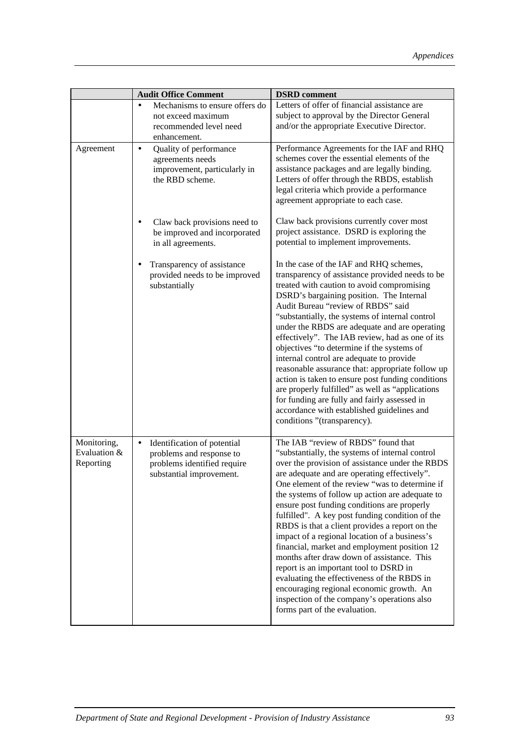| | Audit Office Comment | DSRD comment |
|---|---|---|
| | • Mechanisms to ensure offers do not exceed maximum recommended level need enhancement. | Letters of offer of financial assistance are subject to approval by the Director General and/or the appropriate Executive Director. |
| Agreement | • Quality of performance agreements needs improvement, particularly in the RBD scheme. | Performance Agreements for the IAF and RHQ schemes cover the essential elements of the assistance packages and are legally binding. Letters of offer through the RBDS, establish legal criteria which provide a performance agreement appropriate to each case. |
| | • Claw back provisions need to be improved and incorporated in all agreements. | Claw back provisions currently cover most project assistance. DSRD is exploring the potential to implement improvements. |
| | • Transparency of assistance provided needs to be improved substantially | In the case of the IAF and RHQ schemes, transparency of assistance provided needs to be treated with caution to avoid compromising DSRD's bargaining position. The Internal Audit Bureau "review of RBDS" said "substantially, the systems of internal control under the RBDS are adequate and are operating effectively". The IAB review, had as one of its objectives "to determine if the systems of internal control are adequate to provide reasonable assurance that: appropriate follow up action is taken to ensure post funding conditions are properly fulfilled" as well as "applications for funding are fully and fairly assessed in accordance with established guidelines and conditions "(transparency). |
| Monitoring, Evaluation & Reporting | • Identification of potential problems and response to problems identified require substantial improvement. | The IAB "review of RBDS" found that "substantially, the systems of internal control over the provision of assistance under the RBDS are adequate and are operating effectively". One element of the review "was to determine if the systems of follow up action are adequate to ensure post funding conditions are properly fulfilled". A key post funding condition of the RBDS is that a client provides a report on the impact of a regional location of a business's financial, market and employment position 12 months after draw down of assistance. This report is an important tool to DSRD in evaluating the effectiveness of the RBDS in encouraging regional economic growth. An inspection of the company's operations also forms part of the evaluation. |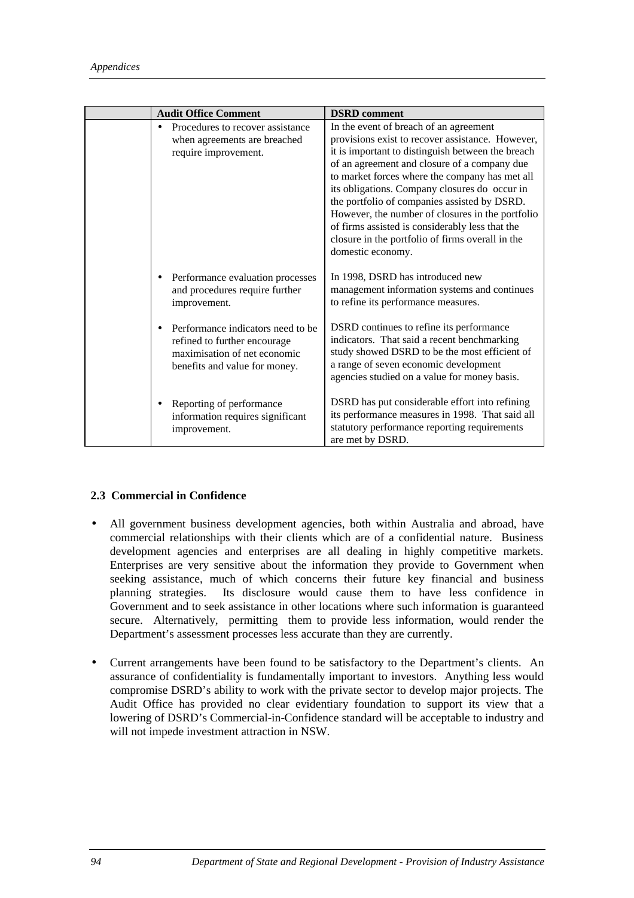| | Audit Office Comment | DSRD comment |
|---|---|---|
| | • Procedures to recover assistance when agreements are breached require improvement. | In the event of breach of an agreement provisions exist to recover assistance. However, it is important to distinguish between the breach of an agreement and closure of a company due to market forces where the company has met all its obligations. Company closures do occur in the portfolio of companies assisted by DSRD. However, the number of closures in the portfolio of firms assisted is considerably less that the closure in the portfolio of firms overall in the domestic economy. |
| | • Performance evaluation processes and procedures require further improvement. | In 1998, DSRD has introduced new management information systems and continues to refine its performance measures. |
| | • Performance indicators need to be refined to further encourage maximisation of net economic benefits and value for money. | DSRD continues to refine its performance indicators. That said a recent benchmarking study showed DSRD to be the most efficient of a range of seven economic development agencies studied on a value for money basis. |
| | • Reporting of performance information requires significant improvement. | DSRD has put considerable effort into refining its performance measures in 1998. That said all statutory performance reporting requirements are met by DSRD. |

### 2.3 Commercial in Confidence

- All government business development agencies, both within Australia and abroad, have commercial relationships with their clients which are of a confidential nature. Business development agencies and enterprises are all dealing in highly competitive markets. Enterprises are very sensitive about the information they provide to Government when seeking assistance, much of which concerns their future key financial and business planning strategies. Its disclosure would cause them to have less confidence in Government and to seek assistance in other locations where such information is guaranteed secure. Alternatively, permitting them to provide less information, would render the Department's assessment processes less accurate than they are currently.

- Current arrangements have been found to be satisfactory to the Department's clients. An assurance of confidentiality is fundamentally important to investors. Anything less would compromise DSRD's ability to work with the private sector to develop major projects. The Audit Office has provided no clear evidentiary foundation to support its view that a lowering of DSRD's Commercial-in-Confidence standard will be acceptable to industry and will not impede investment attraction in NSW.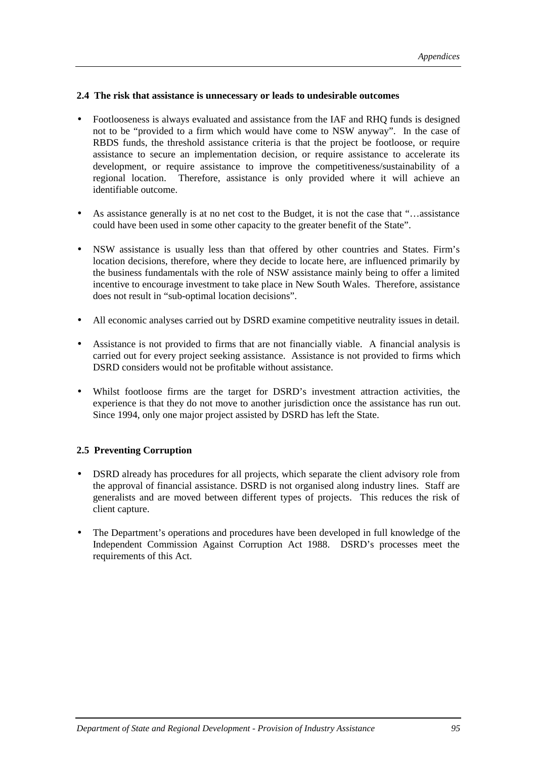### 2.4 The risk that assistance is unnecessary or leads to undesirable outcomes

- Footlooseness is always evaluated and assistance from the IAF and RHQ funds is designed not to be "provided to a firm which would have come to NSW anyway". In the case of RBDS funds, the threshold assistance criteria is that the project be footloose, or require assistance to secure an implementation decision, or require assistance to accelerate its development, or require assistance to improve the competitiveness/sustainability of a regional location. Therefore, assistance is only provided where it will achieve an identifiable outcome.

- As assistance generally is at no net cost to the Budget, it is not the case that "…assistance could have been used in some other capacity to the greater benefit of the State".

- NSW assistance is usually less than that offered by other countries and States. Firm's location decisions, therefore, where they decide to locate here, are influenced primarily by the business fundamentals with the role of NSW assistance mainly being to offer a limited incentive to encourage investment to take place in New South Wales. Therefore, assistance does not result in "sub-optimal location decisions".

- All economic analyses carried out by DSRD examine competitive neutrality issues in detail.

- Assistance is not provided to firms that are not financially viable. A financial analysis is carried out for every project seeking assistance. Assistance is not provided to firms which DSRD considers would not be profitable without assistance.

- Whilst footloose firms are the target for DSRD's investment attraction activities, the experience is that they do not move to another jurisdiction once the assistance has run out. Since 1994, only one major project assisted by DSRD has left the State.

### 2.5 Preventing Corruption

- DSRD already has procedures for all projects, which separate the client advisory role from the approval of financial assistance. DSRD is not organised along industry lines. Staff are generalists and are moved between different types of projects. This reduces the risk of client capture.

- The Department's operations and procedures have been developed in full knowledge of the Independent Commission Against Corruption Act 1988. DSRD's processes meet the requirements of this Act.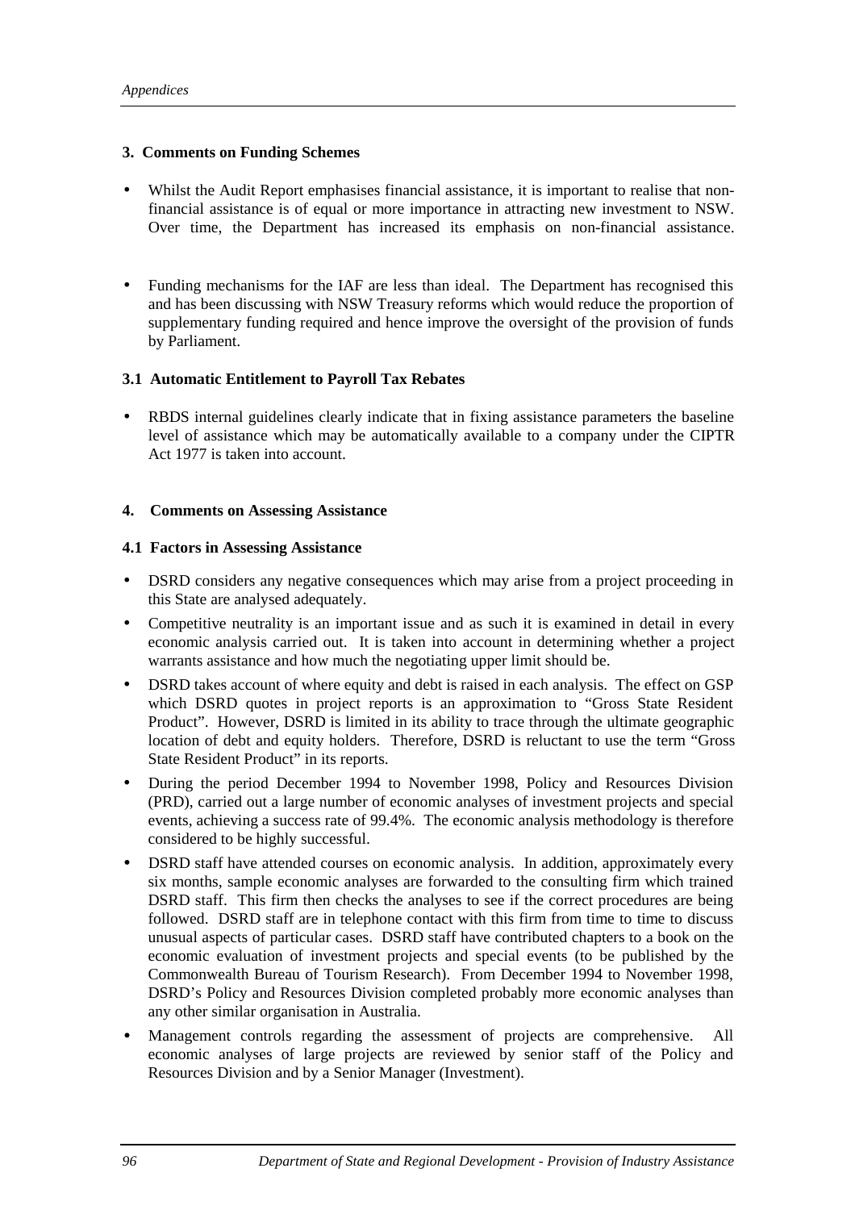### 3. Comments on Funding Schemes

- Whilst the Audit Report emphasises financial assistance, it is important to realise that non-financial assistance is of equal or more importance in attracting new investment to NSW. Over time, the Department has increased its emphasis on non-financial assistance.
- Funding mechanisms for the IAF are less than ideal. The Department has recognised this and has been discussing with NSW Treasury reforms which would reduce the proportion of supplementary funding required and hence improve the oversight of the provision of funds by Parliament.

### 3.1 Automatic Entitlement to Payroll Tax Rebates

- RBDS internal guidelines clearly indicate that in fixing assistance parameters the baseline level of assistance which may be automatically available to a company under the CIPTR Act 1977 is taken into account.

### 4. Comments on Assessing Assistance

### 4.1 Factors in Assessing Assistance

- DSRD considers any negative consequences which may arise from a project proceeding in this State are analysed adequately.
- Competitive neutrality is an important issue and as such it is examined in detail in every economic analysis carried out. It is taken into account in determining whether a project warrants assistance and how much the negotiating upper limit should be.
- DSRD takes account of where equity and debt is raised in each analysis. The effect on GSP which DSRD quotes in project reports is an approximation to "Gross State Resident Product". However, DSRD is limited in its ability to trace through the ultimate geographic location of debt and equity holders. Therefore, DSRD is reluctant to use the term "Gross State Resident Product" in its reports.
- During the period December 1994 to November 1998, Policy and Resources Division (PRD), carried out a large number of economic analyses of investment projects and special events, achieving a success rate of 99.4%. The economic analysis methodology is therefore considered to be highly successful.
- DSRD staff have attended courses on economic analysis. In addition, approximately every six months, sample economic analyses are forwarded to the consulting firm which trained DSRD staff. This firm then checks the analyses to see if the correct procedures are being followed. DSRD staff are in telephone contact with this firm from time to time to discuss unusual aspects of particular cases. DSRD staff have contributed chapters to a book on the economic evaluation of investment projects and special events (to be published by the Commonwealth Bureau of Tourism Research). From December 1994 to November 1998, DSRD's Policy and Resources Division completed probably more economic analyses than any other similar organisation in Australia.
- Management controls regarding the assessment of projects are comprehensive. All economic analyses of large projects are reviewed by senior staff of the Policy and Resources Division and by a Senior Manager (Investment).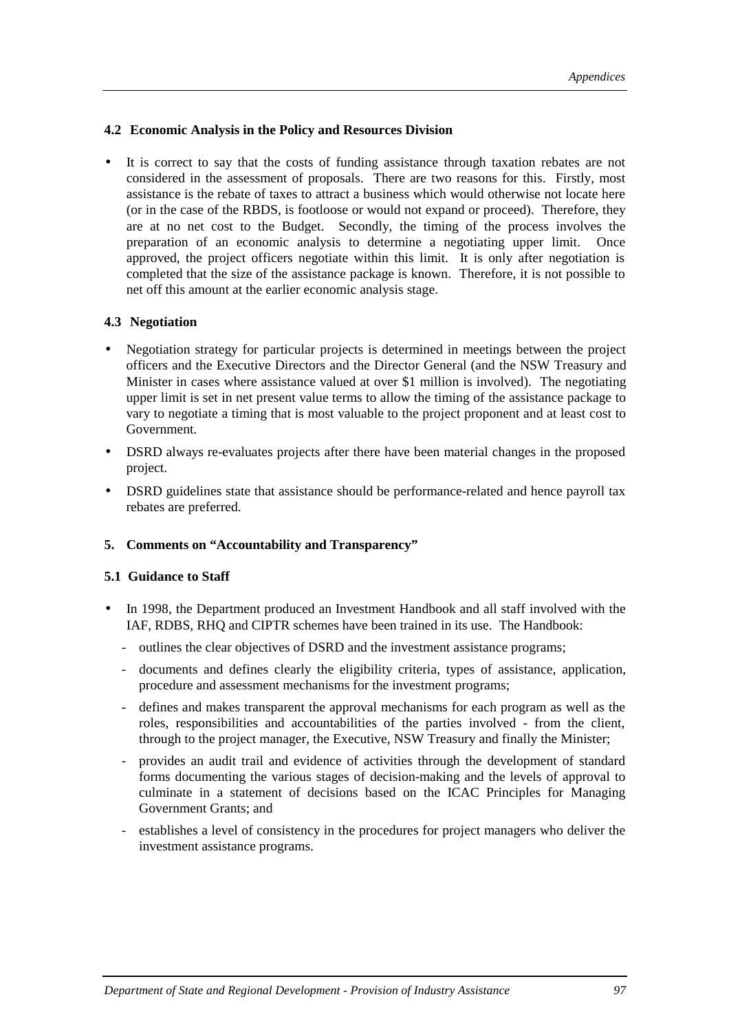### 4.2 Economic Analysis in the Policy and Resources Division

- It is correct to say that the costs of funding assistance through taxation rebates are not considered in the assessment of proposals. There are two reasons for this. Firstly, most assistance is the rebate of taxes to attract a business which would otherwise not locate here (or in the case of the RBDS, is footloose or would not expand or proceed). Therefore, they are at no net cost to the Budget. Secondly, the timing of the process involves the preparation of an economic analysis to determine a negotiating upper limit. Once approved, the project officers negotiate within this limit. It is only after negotiation is completed that the size of the assistance package is known. Therefore, it is not possible to net off this amount at the earlier economic analysis stage.

### 4.3 Negotiation

- Negotiation strategy for particular projects is determined in meetings between the project officers and the Executive Directors and the Director General (and the NSW Treasury and Minister in cases where assistance valued at over $1 million is involved). The negotiating upper limit is set in net present value terms to allow the timing of the assistance package to vary to negotiate a timing that is most valuable to the project proponent and at least cost to Government.
- DSRD always re-evaluates projects after there have been material changes in the proposed project.
- DSRD guidelines state that assistance should be performance-related and hence payroll tax rebates are preferred.

## 5. Comments on "Accountability and Transparency"

### 5.1 Guidance to Staff

- In 1998, the Department produced an Investment Handbook and all staff involved with the IAF, RDBS, RHQ and CIPTR schemes have been trained in its use. The Handbook:
  - outlines the clear objectives of DSRD and the investment assistance programs;
  - documents and defines clearly the eligibility criteria, types of assistance, application, procedure and assessment mechanisms for the investment programs;
  - defines and makes transparent the approval mechanisms for each program as well as the roles, responsibilities and accountabilities of the parties involved - from the client, through to the project manager, the Executive, NSW Treasury and finally the Minister;
  - provides an audit trail and evidence of activities through the development of standard forms documenting the various stages of decision-making and the levels of approval to culminate in a statement of decisions based on the ICAC Principles for Managing Government Grants; and
  - establishes a level of consistency in the procedures for project managers who deliver the investment assistance programs.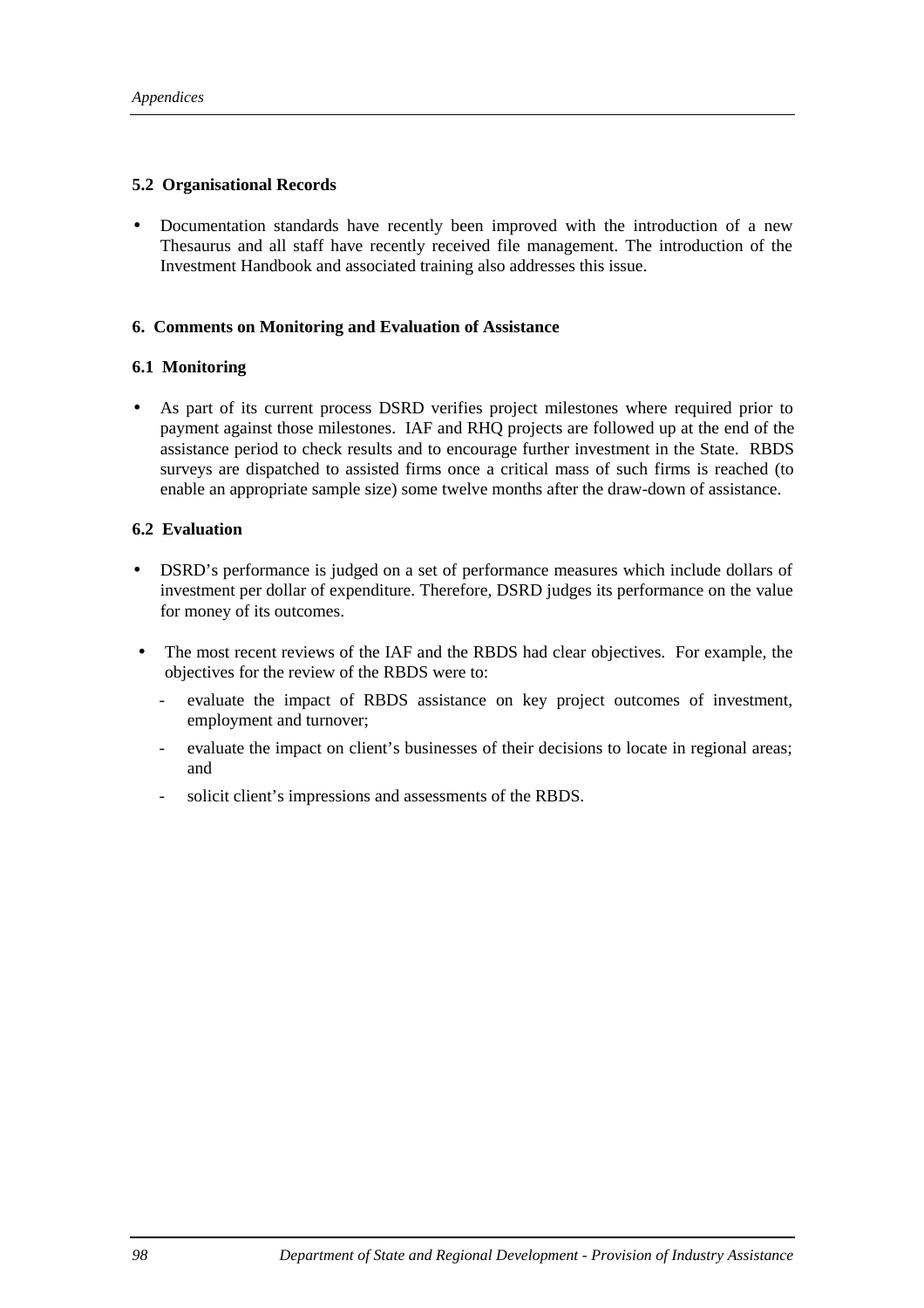### 5.2 Organisational Records

- Documentation standards have recently been improved with the introduction of a new Thesaurus and all staff have recently received file management. The introduction of the Investment Handbook and associated training also addresses this issue.

## 6. Comments on Monitoring and Evaluation of Assistance

### 6.1 Monitoring

- As part of its current process DSRD verifies project milestones where required prior to payment against those milestones. IAF and RHQ projects are followed up at the end of the assistance period to check results and to encourage further investment in the State. RBDS surveys are dispatched to assisted firms once a critical mass of such firms is reached (to enable an appropriate sample size) some twelve months after the draw-down of assistance.

### 6.2 Evaluation

- DSRD's performance is judged on a set of performance measures which include dollars of investment per dollar of expenditure. Therefore, DSRD judges its performance on the value for money of its outcomes.

- The most recent reviews of the IAF and the RBDS had clear objectives. For example, the objectives for the review of the RBDS were to:
  - evaluate the impact of RBDS assistance on key project outcomes of investment, employment and turnover;
  - evaluate the impact on client's businesses of their decisions to locate in regional areas; and
  - solicit client's impressions and assessments of the RBDS.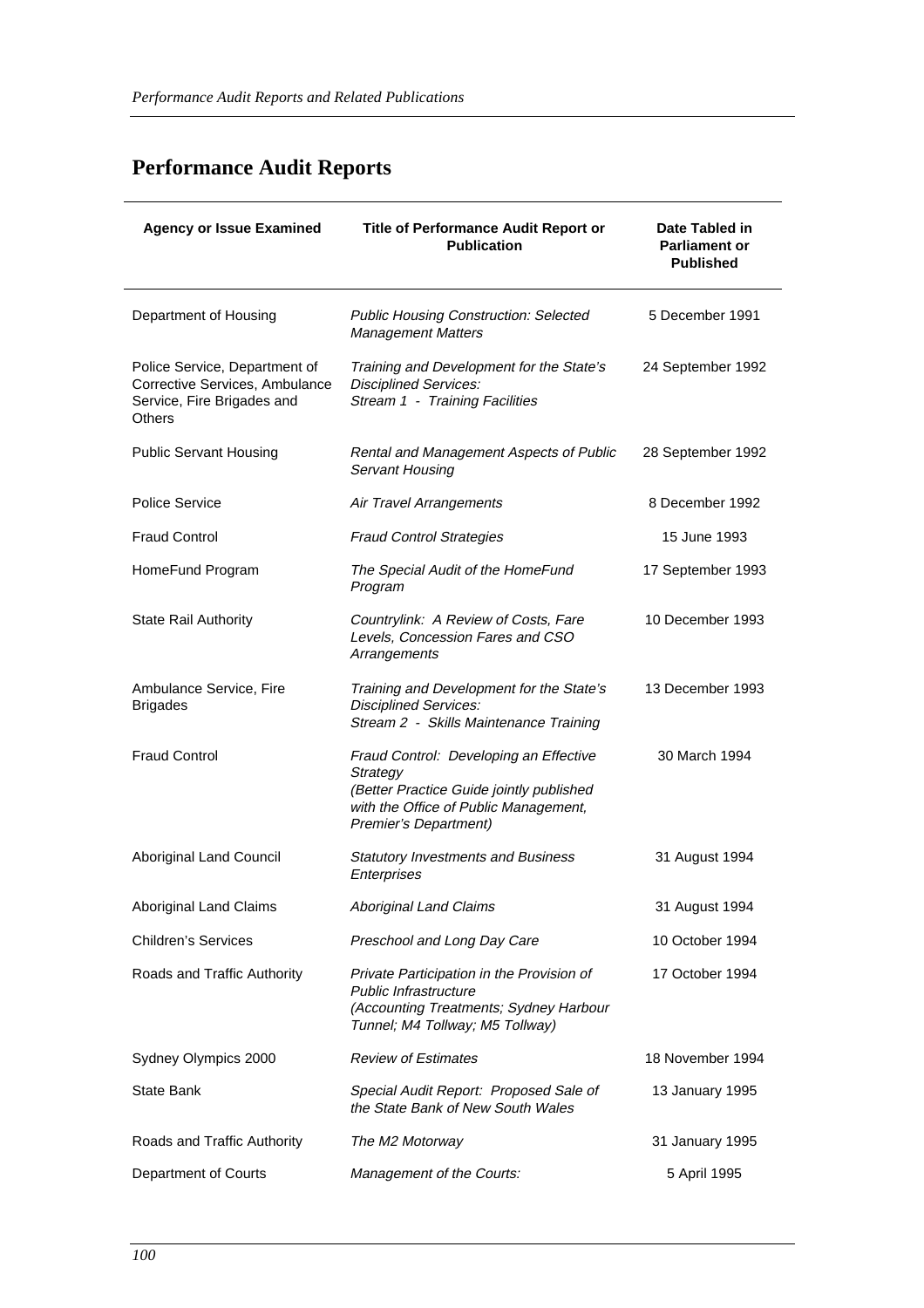# Performance Audit Reports

| Agency or Issue Examined | Title of Performance Audit Report or Publication | Date Tabled in Parliament or Published |
|---|---|---|
| Department of Housing | *Public Housing Construction: Selected Management Matters* | 5 December 1991 |
| Police Service, Department of Corrective Services, Ambulance Service, Fire Brigades and Others | *Training and Development for the State's Disciplined Services: Stream 1 - Training Facilities* | 24 September 1992 |
| Public Servant Housing | *Rental and Management Aspects of Public Servant Housing* | 28 September 1992 |
| Police Service | *Air Travel Arrangements* | 8 December 1992 |
| Fraud Control | *Fraud Control Strategies* | 15 June 1993 |
| HomeFund Program | *The Special Audit of the HomeFund Program* | 17 September 1993 |
| State Rail Authority | *Countrylink: A Review of Costs, Fare Levels, Concession Fares and CSO Arrangements* | 10 December 1993 |
| Ambulance Service, Fire Brigades | *Training and Development for the State's Disciplined Services: Stream 2 - Skills Maintenance Training* | 13 December 1993 |
| Fraud Control | *Fraud Control: Developing an Effective Strategy (Better Practice Guide jointly published with the Office of Public Management, Premier's Department)* | 30 March 1994 |
| Aboriginal Land Council | *Statutory Investments and Business Enterprises* | 31 August 1994 |
| Aboriginal Land Claims | *Aboriginal Land Claims* | 31 August 1994 |
| Children's Services | *Preschool and Long Day Care* | 10 October 1994 |
| Roads and Traffic Authority | *Private Participation in the Provision of Public Infrastructure (Accounting Treatments; Sydney Harbour Tunnel; M4 Tollway; M5 Tollway)* | 17 October 1994 |
| Sydney Olympics 2000 | *Review of Estimates* | 18 November 1994 |
| State Bank | *Special Audit Report: Proposed Sale of the State Bank of New South Wales* | 13 January 1995 |
| Roads and Traffic Authority | *The M2 Motorway* | 31 January 1995 |
| Department of Courts | *Management of the Courts:* | 5 April 1995 |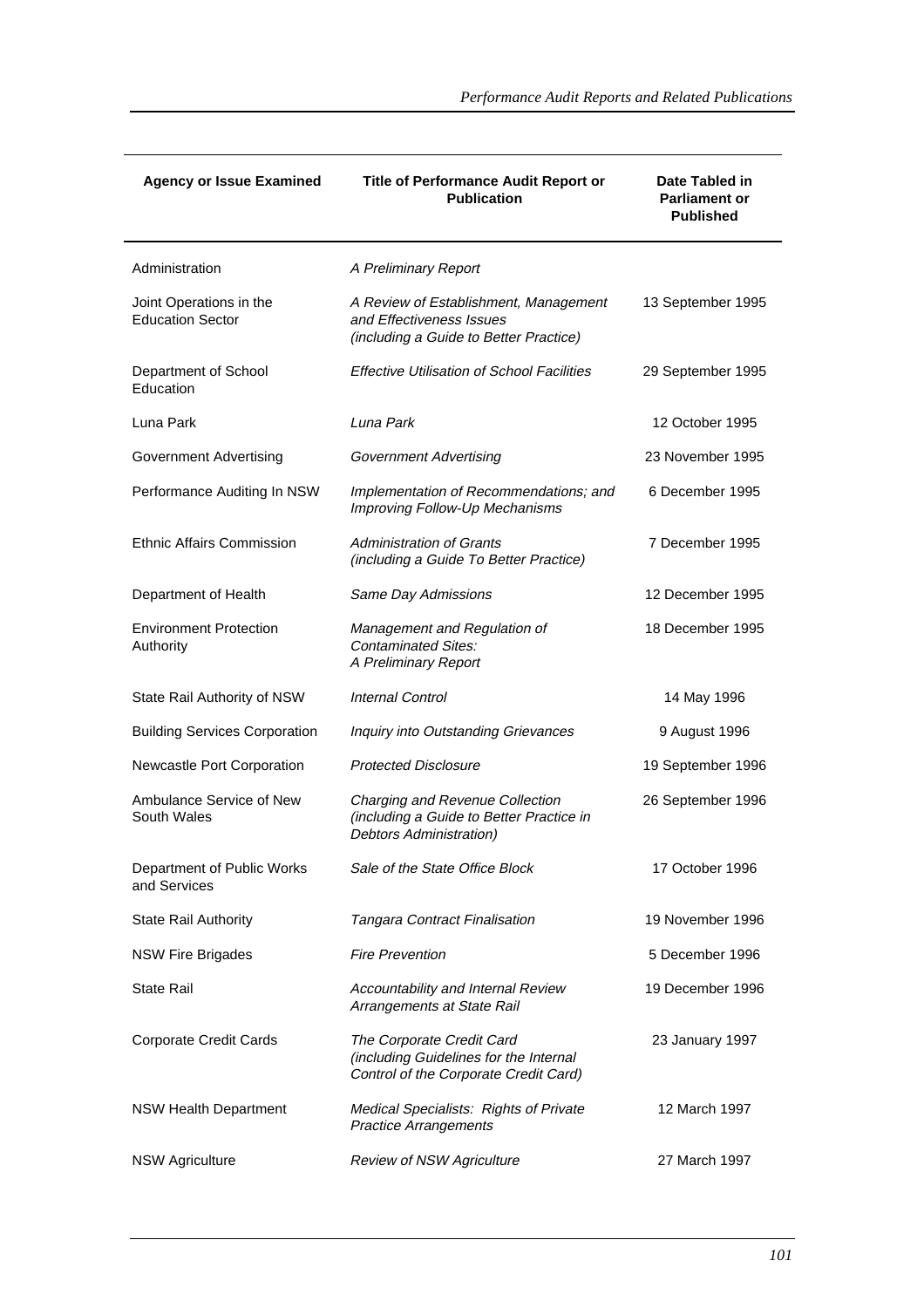| Agency or Issue Examined | Title of Performance Audit Report or Publication | Date Tabled in Parliament or Published |
|---|---|---|
| Administration | *A Preliminary Report* | |
| Joint Operations in the Education Sector | *A Review of Establishment, Management and Effectiveness Issues (including a Guide to Better Practice)* | 13 September 1995 |
| Department of School Education | *Effective Utilisation of School Facilities* | 29 September 1995 |
| Luna Park | *Luna Park* | 12 October 1995 |
| Government Advertising | *Government Advertising* | 23 November 1995 |
| Performance Auditing In NSW | *Implementation of Recommendations; and Improving Follow-Up Mechanisms* | 6 December 1995 |
| Ethnic Affairs Commission | *Administration of Grants (including a Guide To Better Practice)* | 7 December 1995 |
| Department of Health | *Same Day Admissions* | 12 December 1995 |
| Environment Protection Authority | *Management and Regulation of Contaminated Sites: A Preliminary Report* | 18 December 1995 |
| State Rail Authority of NSW | *Internal Control* | 14 May 1996 |
| Building Services Corporation | *Inquiry into Outstanding Grievances* | 9 August 1996 |
| Newcastle Port Corporation | *Protected Disclosure* | 19 September 1996 |
| Ambulance Service of New South Wales | *Charging and Revenue Collection (including a Guide to Better Practice in Debtors Administration)* | 26 September 1996 |
| Department of Public Works and Services | *Sale of the State Office Block* | 17 October 1996 |
| State Rail Authority | *Tangara Contract Finalisation* | 19 November 1996 |
| NSW Fire Brigades | *Fire Prevention* | 5 December 1996 |
| State Rail | *Accountability and Internal Review Arrangements at State Rail* | 19 December 1996 |
| Corporate Credit Cards | *The Corporate Credit Card (including Guidelines for the Internal Control of the Corporate Credit Card)* | 23 January 1997 |
| NSW Health Department | *Medical Specialists: Rights of Private Practice Arrangements* | 12 March 1997 |
| NSW Agriculture | *Review of NSW Agriculture* | 27 March 1997 |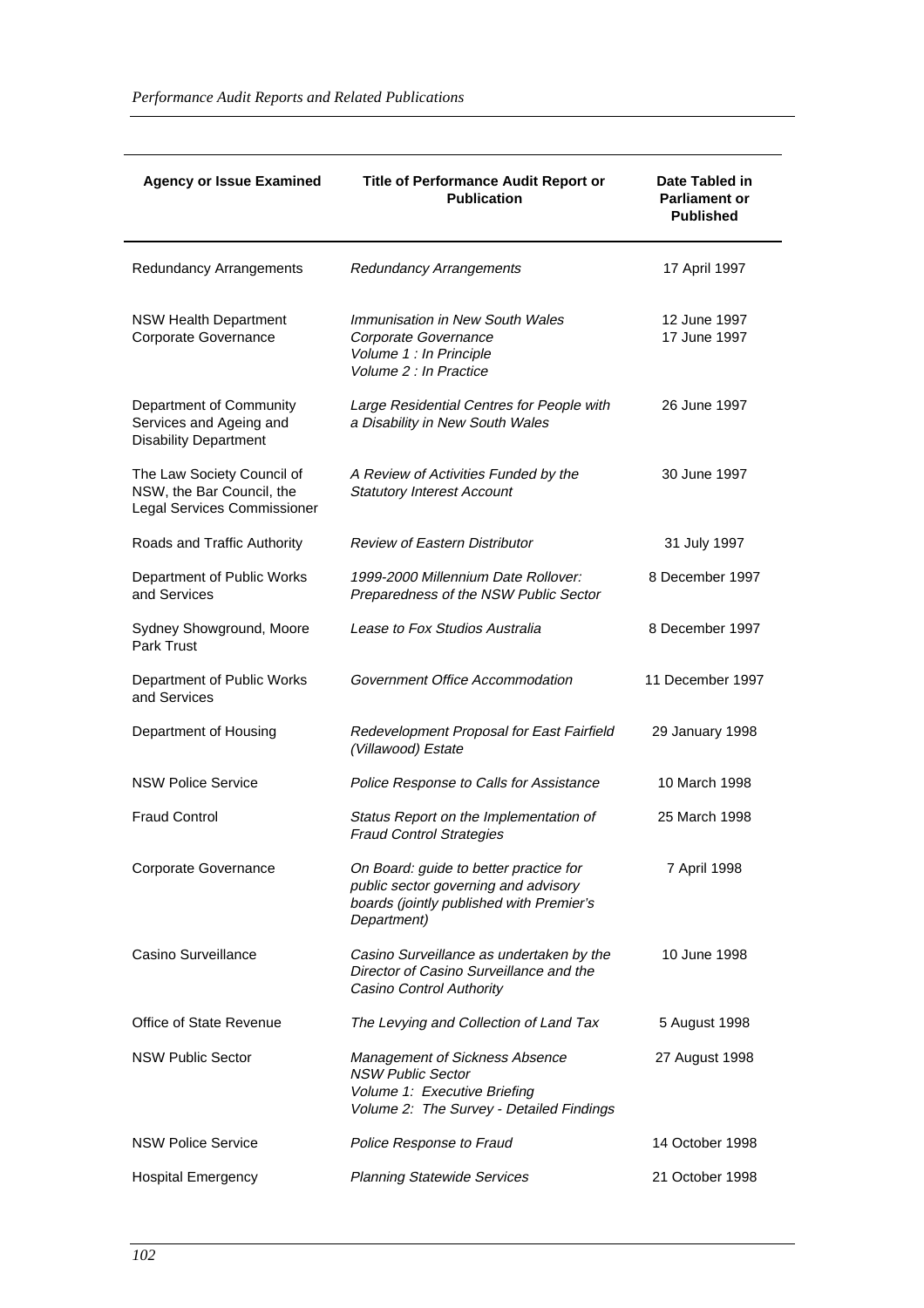| Agency or Issue Examined | Title of Performance Audit Report or Publication | Date Tabled in Parliament or Published |
|---|---|---|
| Redundancy Arrangements | *Redundancy Arrangements* | 17 April 1997 |
| NSW Health Department<br>Corporate Governance | *Immunisation in New South Wales*<br>*Corporate Governance*<br>*Volume 1 : In Principle*<br>*Volume 2 : In Practice* | 12 June 1997<br>17 June 1997 |
| Department of Community Services and Ageing and Disability Department | *Large Residential Centres for People with a Disability in New South Wales* | 26 June 1997 |
| The Law Society Council of NSW, the Bar Council, the Legal Services Commissioner | *A Review of Activities Funded by the Statutory Interest Account* | 30 June 1997 |
| Roads and Traffic Authority | *Review of Eastern Distributor* | 31 July 1997 |
| Department of Public Works and Services | *1999-2000 Millennium Date Rollover: Preparedness of the NSW Public Sector* | 8 December 1997 |
| Sydney Showground, Moore Park Trust | *Lease to Fox Studios Australia* | 8 December 1997 |
| Department of Public Works and Services | *Government Office Accommodation* | 11 December 1997 |
| Department of Housing | *Redevelopment Proposal for East Fairfield (Villawood) Estate* | 29 January 1998 |
| NSW Police Service | *Police Response to Calls for Assistance* | 10 March 1998 |
| Fraud Control | *Status Report on the Implementation of Fraud Control Strategies* | 25 March 1998 |
| Corporate Governance | *On Board: guide to better practice for public sector governing and advisory boards (jointly published with Premier's Department)* | 7 April 1998 |
| Casino Surveillance | *Casino Surveillance as undertaken by the Director of Casino Surveillance and the Casino Control Authority* | 10 June 1998 |
| Office of State Revenue | *The Levying and Collection of Land Tax* | 5 August 1998 |
| NSW Public Sector | *Management of Sickness Absence*<br>*NSW Public Sector*<br>*Volume 1: Executive Briefing*<br>*Volume 2: The Survey - Detailed Findings* | 27 August 1998 |
| NSW Police Service | *Police Response to Fraud* | 14 October 1998 |
| Hospital Emergency | *Planning Statewide Services* | 21 October 1998 |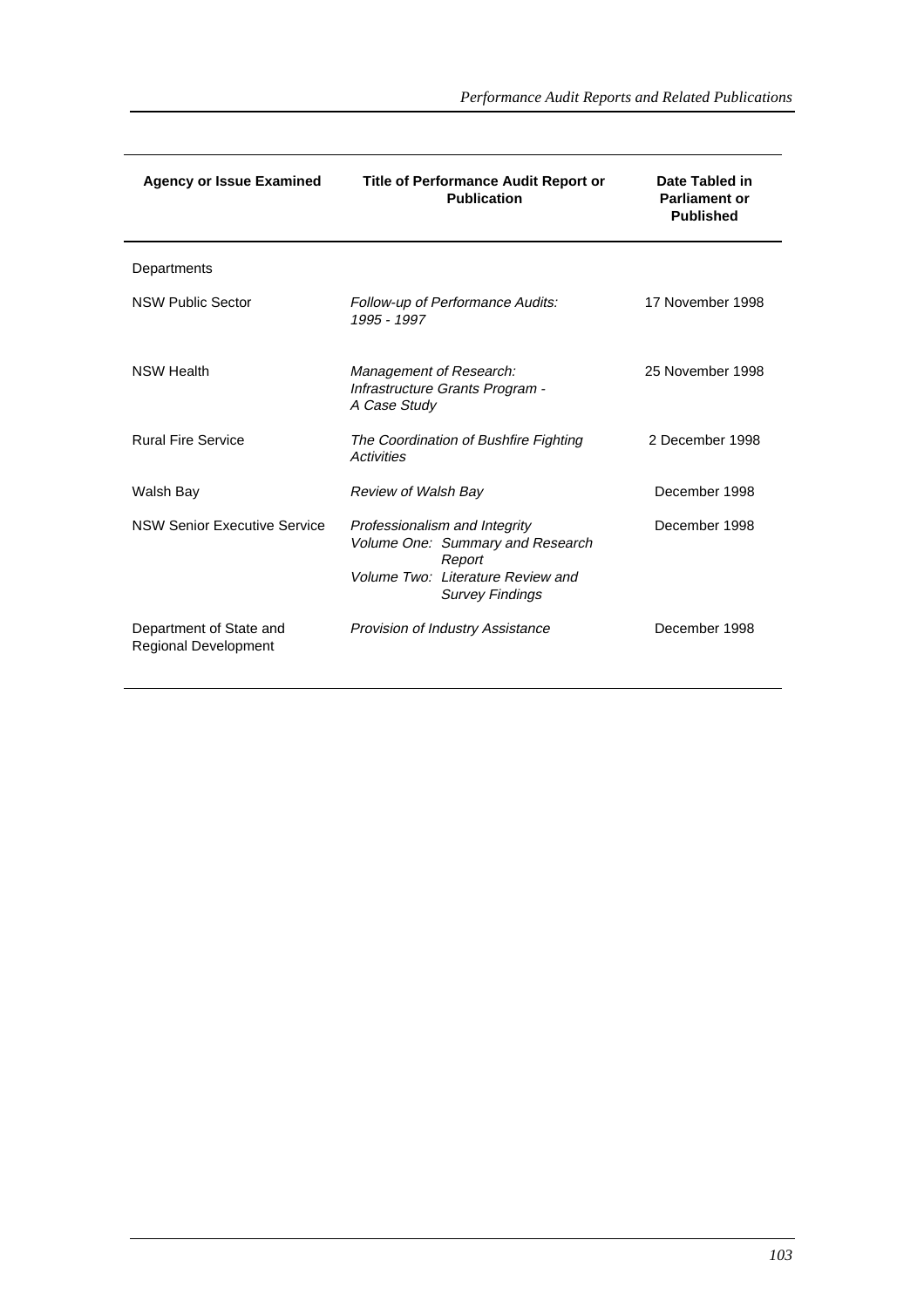| Agency or Issue Examined | Title of Performance Audit Report or Publication | Date Tabled in Parliament or Published |
| --- | --- | --- |
| Departments | | |
| NSW Public Sector | *Follow-up of Performance Audits: 1995 - 1997* | 17 November 1998 |
| NSW Health | *Management of Research: Infrastructure Grants Program - A Case Study* | 25 November 1998 |
| Rural Fire Service | *The Coordination of Bushfire Fighting Activities* | 2 December 1998 |
| Walsh Bay | *Review of Walsh Bay* | December 1998 |
| NSW Senior Executive Service | *Professionalism and Integrity Volume One: Summary and Research Report Volume Two: Literature Review and Survey Findings* | December 1998 |
| Department of State and Regional Development | *Provision of Industry Assistance* | December 1998 |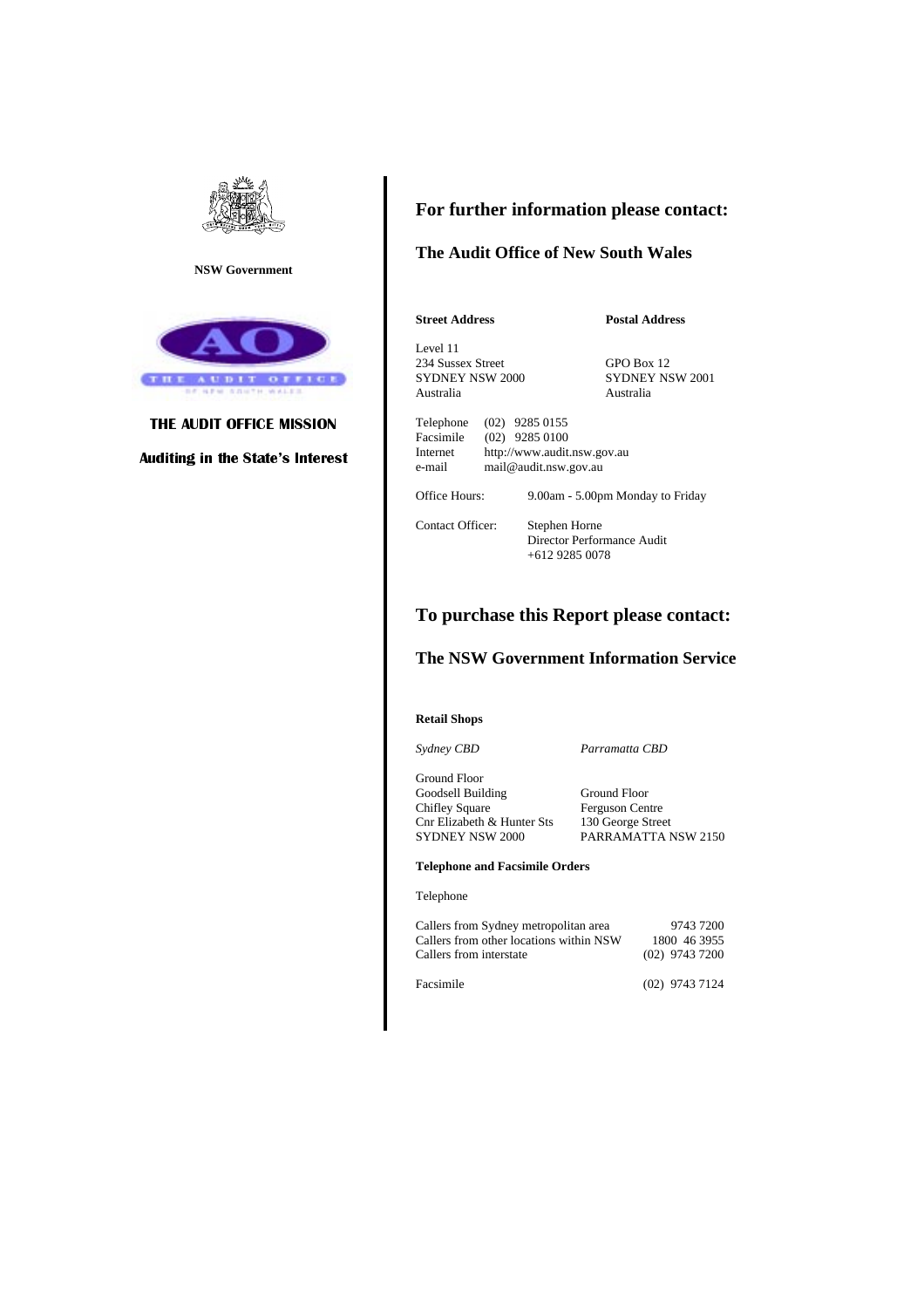**NSW Government**

**THE AUDIT OFFICE MISSION**

**Auditing in the State's Interest**

## For further information please contact:

### The Audit Office of New South Wales

| **Street Address** | **Postal Address** |
|---|---|
| Level 11 | |
| 234 Sussex Street | GPO Box 12 |
| SYDNEY NSW 2000 | SYDNEY NSW 2001 |
| Australia | Australia |

Telephone (02) 9285 0155
Facsimile (02) 9285 0100
Internet http://www.audit.nsw.gov.au
e-mail mail@audit.nsw.gov.au

Office Hours: 9.00am - 5.00pm Monday to Friday

Contact Officer: Stephen Horne
Director Performance Audit
+612 9285 0078

## To purchase this Report please contact:

### The NSW Government Information Service

**Retail Shops**

| *Sydney CBD* | *Parramatta CBD* |
|---|---|
| Ground Floor | |
| Goodsell Building | Ground Floor |
| Chifley Square | Ferguson Centre |
| Cnr Elizabeth & Hunter Sts | 130 George Street |
| SYDNEY NSW 2000 | PARRAMATTA NSW 2150 |

**Telephone and Facsimile Orders**

Telephone

| | |
|---|---|
| Callers from Sydney metropolitan area | 9743 7200 |
| Callers from other locations within NSW | 1800 46 3955 |
| Callers from interstate | (02) 9743 7200 |

Facsimile (02) 9743 7124